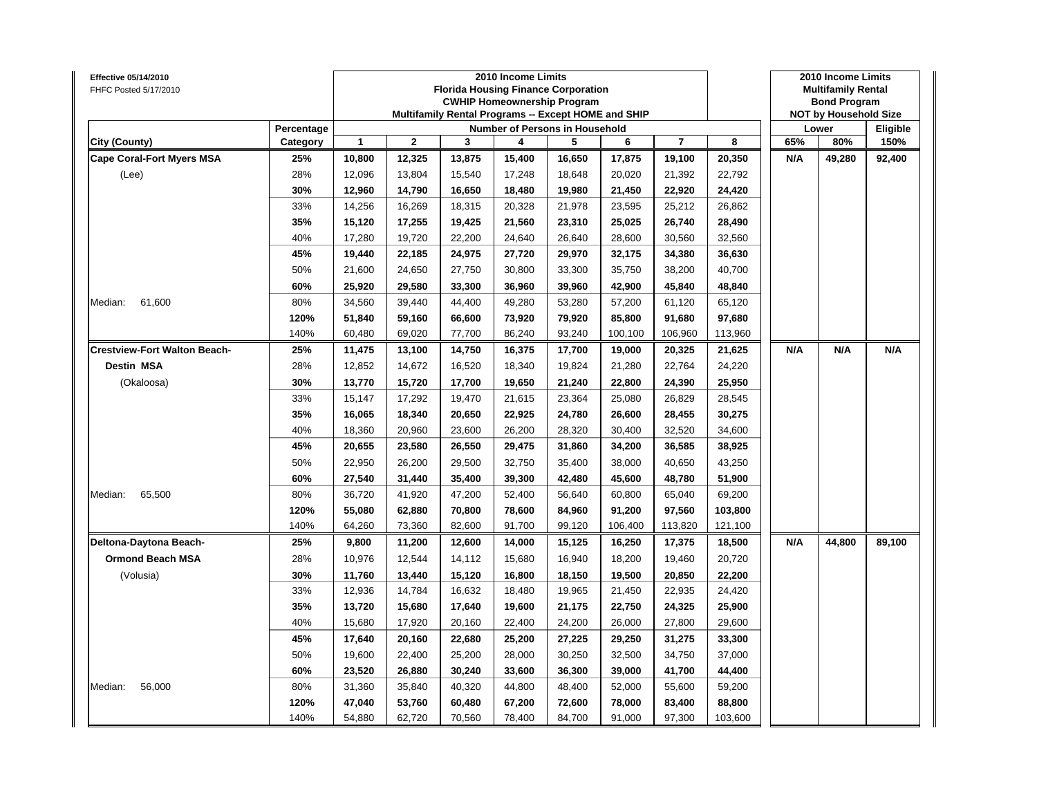**Effective 05/14/2010**
FHFC Posted 5/17/2010

| | | 2010 Income Limits<br>Florida Housing Finance Corporation<br>CWHIP Homeownership Program<br>Multifamily Rental Programs -- Except HOME and SHIP | | | | | | | | 2010 Income Limits<br>Multifamily Rental<br>Bond Program<br>NOT by Household Size | | |
|---|---|---|---|---|---|---|---|---|---|---|---|---|
| | Percentage | Number of Persons in Household | | | | | | | | Lower | | Eligible |
| **City (County)** | **Category** | **1** | **2** | **3** | **4** | **5** | **6** | **7** | **8** | **65%** | **80%** | **150%** |
| **Cape Coral-Fort Myers MSA** | **25%** | **10,800** | **12,325** | **13,875** | **15,400** | **16,650** | **17,875** | **19,100** | **20,350** | **N/A** | **49,280** | **92,400** |
| (Lee) | 28% | 12,096 | 13,804 | 15,540 | 17,248 | 18,648 | 20,020 | 21,392 | 22,792 | | | |
| | **30%** | **12,960** | **14,790** | **16,650** | **18,480** | **19,980** | **21,450** | **22,920** | **24,420** | | | |
| | 33% | 14,256 | 16,269 | 18,315 | 20,328 | 21,978 | 23,595 | 25,212 | 26,862 | | | |
| | **35%** | **15,120** | **17,255** | **19,425** | **21,560** | **23,310** | **25,025** | **26,740** | **28,490** | | | |
| | 40% | 17,280 | 19,720 | 22,200 | 24,640 | 26,640 | 28,600 | 30,560 | 32,560 | | | |
| | **45%** | **19,440** | **22,185** | **24,975** | **27,720** | **29,970** | **32,175** | **34,380** | **36,630** | | | |
| | 50% | 21,600 | 24,650 | 27,750 | 30,800 | 33,300 | 35,750 | 38,200 | 40,700 | | | |
| | **60%** | **25,920** | **29,580** | **33,300** | **36,960** | **39,960** | **42,900** | **45,840** | **48,840** | | | |
| Median: 61,600 | 80% | 34,560 | 39,440 | 44,400 | 49,280 | 53,280 | 57,200 | 61,120 | 65,120 | | | |
| | **120%** | **51,840** | **59,160** | **66,600** | **73,920** | **79,920** | **85,800** | **91,680** | **97,680** | | | |
| | 140% | 60,480 | 69,020 | 77,700 | 86,240 | 93,240 | 100,100 | 106,960 | 113,960 | | | |
| **Crestview-Fort Walton Beach-** | **25%** | **11,475** | **13,100** | **14,750** | **16,375** | **17,700** | **19,000** | **20,325** | **21,625** | **N/A** | **N/A** | **N/A** |
| **Destin MSA** | 28% | 12,852 | 14,672 | 16,520 | 18,340 | 19,824 | 21,280 | 22,764 | 24,220 | | | |
| (Okaloosa) | **30%** | **13,770** | **15,720** | **17,700** | **19,650** | **21,240** | **22,800** | **24,390** | **25,950** | | | |
| | 33% | 15,147 | 17,292 | 19,470 | 21,615 | 23,364 | 25,080 | 26,829 | 28,545 | | | |
| | **35%** | **16,065** | **18,340** | **20,650** | **22,925** | **24,780** | **26,600** | **28,455** | **30,275** | | | |
| | 40% | 18,360 | 20,960 | 23,600 | 26,200 | 28,320 | 30,400 | 32,520 | 34,600 | | | |
| | **45%** | **20,655** | **23,580** | **26,550** | **29,475** | **31,860** | **34,200** | **36,585** | **38,925** | | | |
| | 50% | 22,950 | 26,200 | 29,500 | 32,750 | 35,400 | 38,000 | 40,650 | 43,250 | | | |
| | **60%** | **27,540** | **31,440** | **35,400** | **39,300** | **42,480** | **45,600** | **48,780** | **51,900** | | | |
| Median: 65,500 | 80% | 36,720 | 41,920 | 47,200 | 52,400 | 56,640 | 60,800 | 65,040 | 69,200 | | | |
| | **120%** | **55,080** | **62,880** | **70,800** | **78,600** | **84,960** | **91,200** | **97,560** | **103,800** | | | |
| | 140% | 64,260 | 73,360 | 82,600 | 91,700 | 99,120 | 106,400 | 113,820 | 121,100 | | | |
| **Deltona-Daytona Beach-** | **25%** | **9,800** | **11,200** | **12,600** | **14,000** | **15,125** | **16,250** | **17,375** | **18,500** | **N/A** | **44,800** | **89,100** |
| **Ormond Beach MSA** | 28% | 10,976 | 12,544 | 14,112 | 15,680 | 16,940 | 18,200 | 19,460 | 20,720 | | | |
| (Volusia) | **30%** | **11,760** | **13,440** | **15,120** | **16,800** | **18,150** | **19,500** | **20,850** | **22,200** | | | |
| | 33% | 12,936 | 14,784 | 16,632 | 18,480 | 19,965 | 21,450 | 22,935 | 24,420 | | | |
| | **35%** | **13,720** | **15,680** | **17,640** | **19,600** | **21,175** | **22,750** | **24,325** | **25,900** | | | |
| | 40% | 15,680 | 17,920 | 20,160 | 22,400 | 24,200 | 26,000 | 27,800 | 29,600 | | | |
| | **45%** | **17,640** | **20,160** | **22,680** | **25,200** | **27,225** | **29,250** | **31,275** | **33,300** | | | |
| | 50% | 19,600 | 22,400 | 25,200 | 28,000 | 30,250 | 32,500 | 34,750 | 37,000 | | | |
| | **60%** | **23,520** | **26,880** | **30,240** | **33,600** | **36,300** | **39,000** | **41,700** | **44,400** | | | |
| Median: 56,000 | 80% | 31,360 | 35,840 | 40,320 | 44,800 | 48,400 | 52,000 | 55,600 | 59,200 | | | |
| | **120%** | **47,040** | **53,760** | **60,480** | **67,200** | **72,600** | **78,000** | **83,400** | **88,800** | | | |
| | 140% | 54,880 | 62,720 | 70,560 | 78,400 | 84,700 | 91,000 | 97,300 | 103,600 | | | |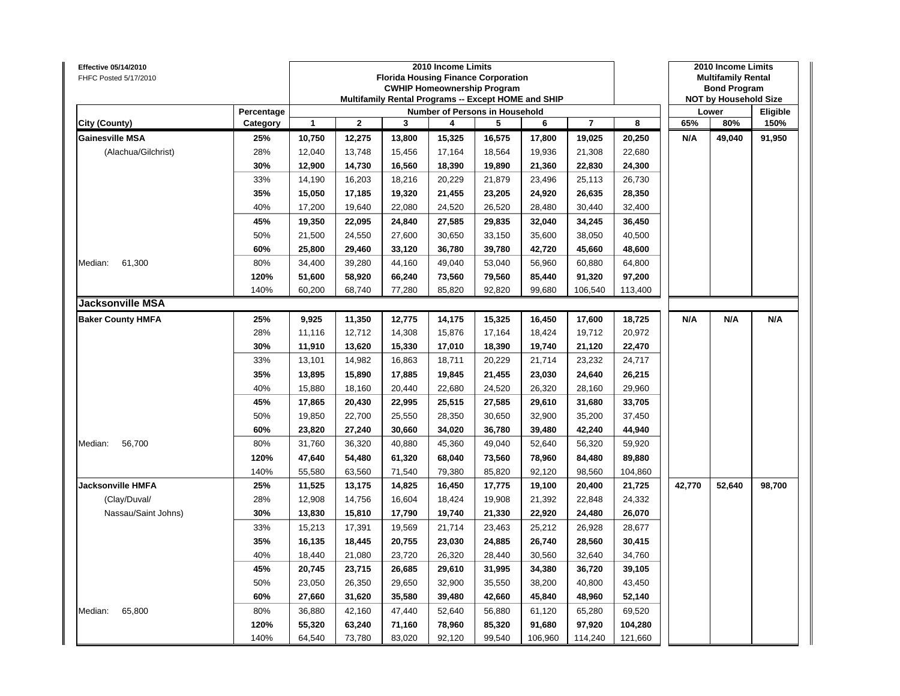Effective 05/14/2010
FHFC Posted 5/17/2010

| | | 2010 Income Limits Florida Housing Finance Corporation CWHIP Homeownership Program Multifamily Rental Programs -- Except HOME and SHIP | | | | | | | | 2010 Income Limits Multifamily Rental Bond Program NOT by Household Size | | |
|---|---|---|---|---|---|---|---|---|---|---|---|---|
| | Percentage | Number of Persons in Household | | | | | | | | Lower | | Eligible |
| City (County) | Category | 1 | 2 | 3 | 4 | 5 | 6 | 7 | 8 | 65% | 80% | 150% |
| **Gainesville MSA** | **25%** | **10,750** | **12,275** | **13,800** | **15,325** | **16,575** | **17,800** | **19,025** | **20,250** | **N/A** | **49,040** | **91,950** |
| (Alachua/Gilchrist) | 28% | 12,040 | 13,748 | 15,456 | 17,164 | 18,564 | 19,936 | 21,308 | 22,680 | | | |
| | **30%** | **12,900** | **14,730** | **16,560** | **18,390** | **19,890** | **21,360** | **22,830** | **24,300** | | | |
| | 33% | 14,190 | 16,203 | 18,216 | 20,229 | 21,879 | 23,496 | 25,113 | 26,730 | | | |
| | **35%** | **15,050** | **17,185** | **19,320** | **21,455** | **23,205** | **24,920** | **26,635** | **28,350** | | | |
| | 40% | 17,200 | 19,640 | 22,080 | 24,520 | 26,520 | 28,480 | 30,440 | 32,400 | | | |
| | **45%** | **19,350** | **22,095** | **24,840** | **27,585** | **29,835** | **32,040** | **34,245** | **36,450** | | | |
| | 50% | 21,500 | 24,550 | 27,600 | 30,650 | 33,150 | 35,600 | 38,050 | 40,500 | | | |
| | **60%** | **25,800** | **29,460** | **33,120** | **36,780** | **39,780** | **42,720** | **45,660** | **48,600** | | | |
| Median: 61,300 | 80% | 34,400 | 39,280 | 44,160 | 49,040 | 53,040 | 56,960 | 60,880 | 64,800 | | | |
| | **120%** | **51,600** | **58,920** | **66,240** | **73,560** | **79,560** | **85,440** | **91,320** | **97,200** | | | |
| | 140% | 60,200 | 68,740 | 77,280 | 85,820 | 92,820 | 99,680 | 106,540 | 113,400 | | | |
| **Jacksonville MSA** | | | | | | | | | | | | |
| **Baker County HMFA** | **25%** | **9,925** | **11,350** | **12,775** | **14,175** | **15,325** | **16,450** | **17,600** | **18,725** | **N/A** | **N/A** | **N/A** |
| | 28% | 11,116 | 12,712 | 14,308 | 15,876 | 17,164 | 18,424 | 19,712 | 20,972 | | | |
| | **30%** | **11,910** | **13,620** | **15,330** | **17,010** | **18,390** | **19,740** | **21,120** | **22,470** | | | |
| | 33% | 13,101 | 14,982 | 16,863 | 18,711 | 20,229 | 21,714 | 23,232 | 24,717 | | | |
| | **35%** | **13,895** | **15,890** | **17,885** | **19,845** | **21,455** | **23,030** | **24,640** | **26,215** | | | |
| | 40% | 15,880 | 18,160 | 20,440 | 22,680 | 24,520 | 26,320 | 28,160 | 29,960 | | | |
| | **45%** | **17,865** | **20,430** | **22,995** | **25,515** | **27,585** | **29,610** | **31,680** | **33,705** | | | |
| | 50% | 19,850 | 22,700 | 25,550 | 28,350 | 30,650 | 32,900 | 35,200 | 37,450 | | | |
| | **60%** | **23,820** | **27,240** | **30,660** | **34,020** | **36,780** | **39,480** | **42,240** | **44,940** | | | |
| Median: 56,700 | 80% | 31,760 | 36,320 | 40,880 | 45,360 | 49,040 | 52,640 | 56,320 | 59,920 | | | |
| | **120%** | **47,640** | **54,480** | **61,320** | **68,040** | **73,560** | **78,960** | **84,480** | **89,880** | | | |
| | 140% | 55,580 | 63,560 | 71,540 | 79,380 | 85,820 | 92,120 | 98,560 | 104,860 | | | |
| **Jacksonville HMFA** | **25%** | **11,525** | **13,175** | **14,825** | **16,450** | **17,775** | **19,100** | **20,400** | **21,725** | **42,770** | **52,640** | **98,700** |
| (Clay/Duval/ | 28% | 12,908 | 14,756 | 16,604 | 18,424 | 19,908 | 21,392 | 22,848 | 24,332 | | | |
| Nassau/Saint Johns) | **30%** | **13,830** | **15,810** | **17,790** | **19,740** | **21,330** | **22,920** | **24,480** | **26,070** | | | |
| | 33% | 15,213 | 17,391 | 19,569 | 21,714 | 23,463 | 25,212 | 26,928 | 28,677 | | | |
| | **35%** | **16,135** | **18,445** | **20,755** | **23,030** | **24,885** | **26,740** | **28,560** | **30,415** | | | |
| | 40% | 18,440 | 21,080 | 23,720 | 26,320 | 28,440 | 30,560 | 32,640 | 34,760 | | | |
| | **45%** | **20,745** | **23,715** | **26,685** | **29,610** | **31,995** | **34,380** | **36,720** | **39,105** | | | |
| | 50% | 23,050 | 26,350 | 29,650 | 32,900 | 35,550 | 38,200 | 40,800 | 43,450 | | | |
| | **60%** | **27,660** | **31,620** | **35,580** | **39,480** | **42,660** | **45,840** | **48,960** | **52,140** | | | |
| Median: 65,800 | 80% | 36,880 | 42,160 | 47,440 | 52,640 | 56,880 | 61,120 | 65,280 | 69,520 | | | |
| | **120%** | **55,320** | **63,240** | **71,160** | **78,960** | **85,320** | **91,680** | **97,920** | **104,280** | | | |
| | 140% | 64,540 | 73,780 | 83,020 | 92,120 | 99,540 | 106,960 | 114,240 | 121,660 | | | |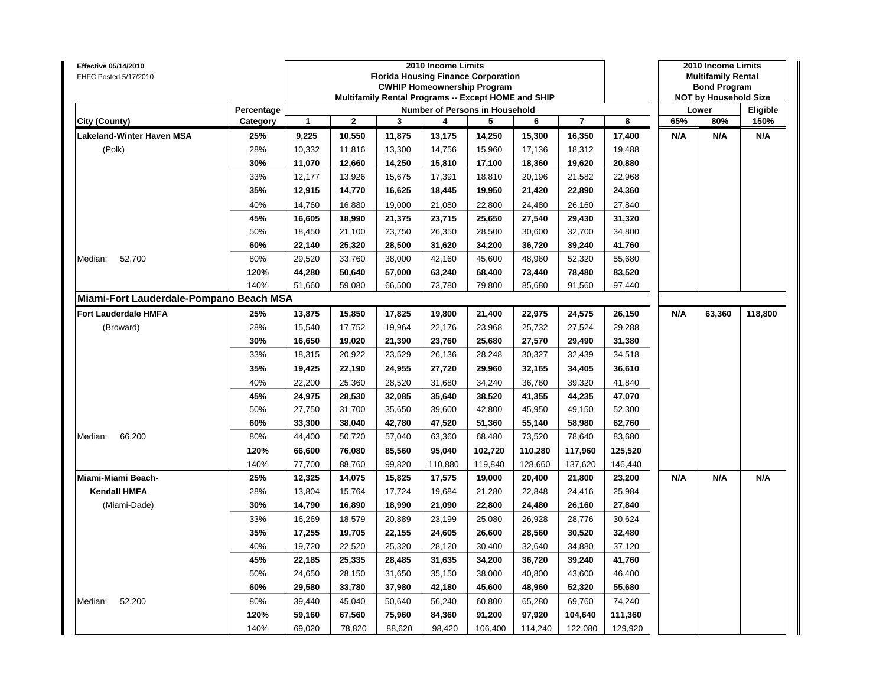**Effective 05/14/2010**
FHFC Posted 5/17/2010

| | | 2010 Income Limits Florida Housing Finance Corporation CWHIP Homeownership Program Multifamily Rental Programs -- Except HOME and SHIP | | | | | | | | 2010 Income Limits Multifamily Rental Bond Program NOT by Household Size | | |
|---|---|---|---|---|---|---|---|---|---|---|---|---|
| | **Percentage** | **Number of Persons in Household** | | | | | | | | **Lower** | | **Eligible** |
| **City (County)** | **Category** | **1** | **2** | **3** | **4** | **5** | **6** | **7** | **8** | **65%** | **80%** | **150%** |
| **Lakeland-Winter Haven MSA** | **25%** | **9,225** | **10,550** | **11,875** | **13,175** | **14,250** | **15,300** | **16,350** | **17,400** | **N/A** | **N/A** | **N/A** |
| (Polk) | 28% | 10,332 | 11,816 | 13,300 | 14,756 | 15,960 | 17,136 | 18,312 | 19,488 | | | |
| | **30%** | **11,070** | **12,660** | **14,250** | **15,810** | **17,100** | **18,360** | **19,620** | **20,880** | | | |
| | 33% | 12,177 | 13,926 | 15,675 | 17,391 | 18,810 | 20,196 | 21,582 | 22,968 | | | |
| | **35%** | **12,915** | **14,770** | **16,625** | **18,445** | **19,950** | **21,420** | **22,890** | **24,360** | | | |
| | 40% | 14,760 | 16,880 | 19,000 | 21,080 | 22,800 | 24,480 | 26,160 | 27,840 | | | |
| | **45%** | **16,605** | **18,990** | **21,375** | **23,715** | **25,650** | **27,540** | **29,430** | **31,320** | | | |
| | 50% | 18,450 | 21,100 | 23,750 | 26,350 | 28,500 | 30,600 | 32,700 | 34,800 | | | |
| | **60%** | **22,140** | **25,320** | **28,500** | **31,620** | **34,200** | **36,720** | **39,240** | **41,760** | | | |
| Median: 52,700 | 80% | 29,520 | 33,760 | 38,000 | 42,160 | 45,600 | 48,960 | 52,320 | 55,680 | | | |
| | **120%** | **44,280** | **50,640** | **57,000** | **63,240** | **68,400** | **73,440** | **78,480** | **83,520** | | | |
| | 140% | 51,660 | 59,080 | 66,500 | 73,780 | 79,800 | 85,680 | 91,560 | 97,440 | | | |
| **Miami-Fort Lauderdale-Pompano Beach MSA** | | | | | | | | | | | | |
| **Fort Lauderdale HMFA** | **25%** | **13,875** | **15,850** | **17,825** | **19,800** | **21,400** | **22,975** | **24,575** | **26,150** | **N/A** | **63,360** | **118,800** |
| (Broward) | 28% | 15,540 | 17,752 | 19,964 | 22,176 | 23,968 | 25,732 | 27,524 | 29,288 | | | |
| | **30%** | **16,650** | **19,020** | **21,390** | **23,760** | **25,680** | **27,570** | **29,490** | **31,380** | | | |
| | 33% | 18,315 | 20,922 | 23,529 | 26,136 | 28,248 | 30,327 | 32,439 | 34,518 | | | |
| | **35%** | **19,425** | **22,190** | **24,955** | **27,720** | **29,960** | **32,165** | **34,405** | **36,610** | | | |
| | 40% | 22,200 | 25,360 | 28,520 | 31,680 | 34,240 | 36,760 | 39,320 | 41,840 | | | |
| | **45%** | **24,975** | **28,530** | **32,085** | **35,640** | **38,520** | **41,355** | **44,235** | **47,070** | | | |
| | 50% | 27,750 | 31,700 | 35,650 | 39,600 | 42,800 | 45,950 | 49,150 | 52,300 | | | |
| | **60%** | **33,300** | **38,040** | **42,780** | **47,520** | **51,360** | **55,140** | **58,980** | **62,760** | | | |
| Median: 66,200 | 80% | 44,400 | 50,720 | 57,040 | 63,360 | 68,480 | 73,520 | 78,640 | 83,680 | | | |
| | **120%** | **66,600** | **76,080** | **85,560** | **95,040** | **102,720** | **110,280** | **117,960** | **125,520** | | | |
| | 140% | 77,700 | 88,760 | 99,820 | 110,880 | 119,840 | 128,660 | 137,620 | 146,440 | | | |
| **Miami-Miami Beach-** | **25%** | **12,325** | **14,075** | **15,825** | **17,575** | **19,000** | **20,400** | **21,800** | **23,200** | **N/A** | **N/A** | **N/A** |
| **Kendall HMFA** | 28% | 13,804 | 15,764 | 17,724 | 19,684 | 21,280 | 22,848 | 24,416 | 25,984 | | | |
| (Miami-Dade) | **30%** | **14,790** | **16,890** | **18,990** | **21,090** | **22,800** | **24,480** | **26,160** | **27,840** | | | |
| | 33% | 16,269 | 18,579 | 20,889 | 23,199 | 25,080 | 26,928 | 28,776 | 30,624 | | | |
| | **35%** | **17,255** | **19,705** | **22,155** | **24,605** | **26,600** | **28,560** | **30,520** | **32,480** | | | |
| | 40% | 19,720 | 22,520 | 25,320 | 28,120 | 30,400 | 32,640 | 34,880 | 37,120 | | | |
| | **45%** | **22,185** | **25,335** | **28,485** | **31,635** | **34,200** | **36,720** | **39,240** | **41,760** | | | |
| | 50% | 24,650 | 28,150 | 31,650 | 35,150 | 38,000 | 40,800 | 43,600 | 46,400 | | | |
| | **60%** | **29,580** | **33,780** | **37,980** | **42,180** | **45,600** | **48,960** | **52,320** | **55,680** | | | |
| Median: 52,200 | 80% | 39,440 | 45,040 | 50,640 | 56,240 | 60,800 | 65,280 | 69,760 | 74,240 | | | |
| | **120%** | **59,160** | **67,560** | **75,960** | **84,360** | **91,200** | **97,920** | **104,640** | **111,360** | | | |
| | 140% | 69,020 | 78,820 | 88,620 | 98,420 | 106,400 | 114,240 | 122,080 | 129,920 | | | |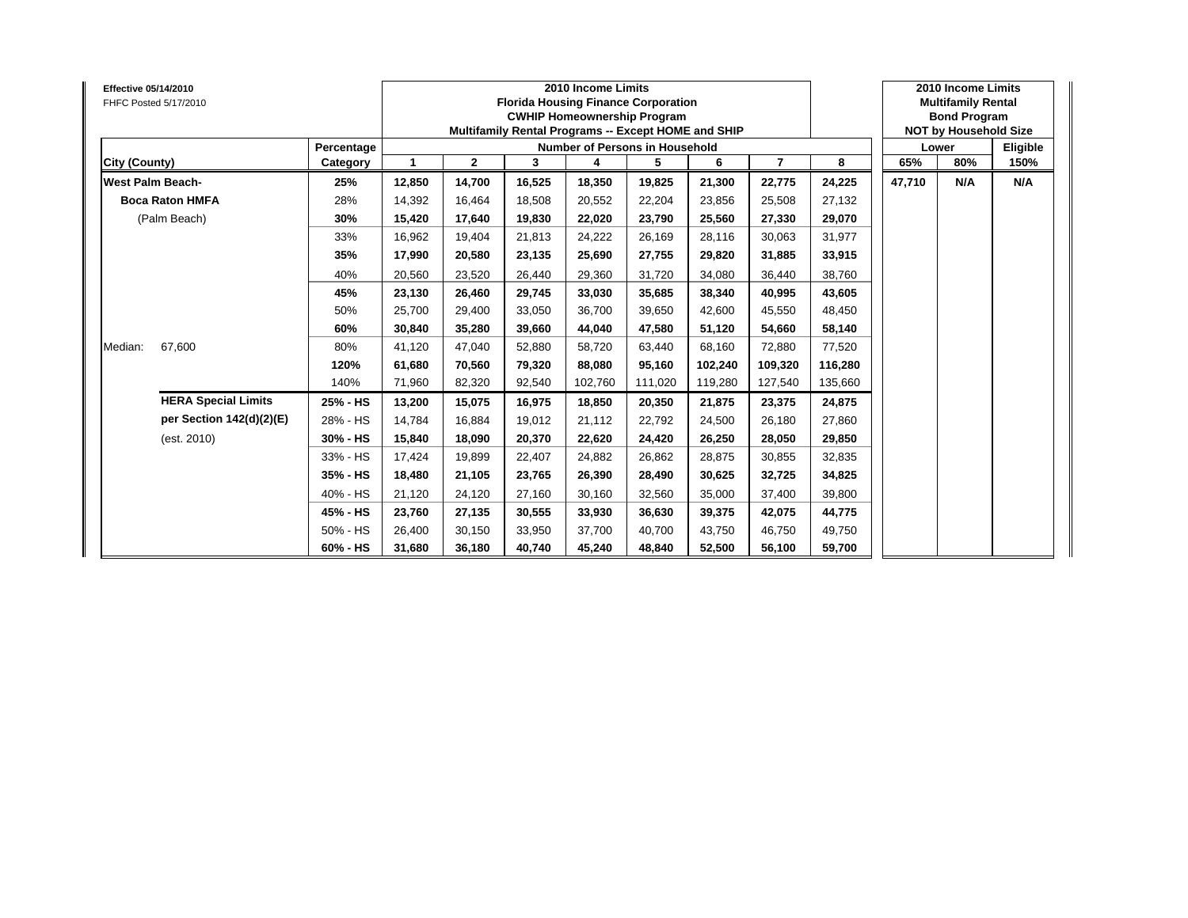**Effective 05/14/2010**
FHFC Posted 5/17/2010

| | | 2010 Income Limits<br>Florida Housing Finance Corporation<br>CWHIP Homeownership Program<br>Multifamily Rental Programs -- Except HOME and SHIP | | | | | | | | 2010 Income Limits<br>Multifamily Rental<br>Bond Program<br>NOT by Household Size | | |
|---|---|---|---|---|---|---|---|---|---|---|---|---|
| | Percentage | Number of Persons in Household | | | | | | | | Lower | | Eligible |
| City (County) | Category | 1 | 2 | 3 | 4 | 5 | 6 | 7 | 8 | 65% | 80% | 150% |
| **West Palm Beach-** | **25%** | **12,850** | **14,700** | **16,525** | **18,350** | **19,825** | **21,300** | **22,775** | **24,225** | **47,710** | **N/A** | **N/A** |
| **Boca Raton HMFA** | 28% | 14,392 | 16,464 | 18,508 | 20,552 | 22,204 | 23,856 | 25,508 | 27,132 | | | |
| (Palm Beach) | **30%** | **15,420** | **17,640** | **19,830** | **22,020** | **23,790** | **25,560** | **27,330** | **29,070** | | | |
| | 33% | 16,962 | 19,404 | 21,813 | 24,222 | 26,169 | 28,116 | 30,063 | 31,977 | | | |
| | **35%** | **17,990** | **20,580** | **23,135** | **25,690** | **27,755** | **29,820** | **31,885** | **33,915** | | | |
| | 40% | 20,560 | 23,520 | 26,440 | 29,360 | 31,720 | 34,080 | 36,440 | 38,760 | | | |
| | **45%** | **23,130** | **26,460** | **29,745** | **33,030** | **35,685** | **38,340** | **40,995** | **43,605** | | | |
| | 50% | 25,700 | 29,400 | 33,050 | 36,700 | 39,650 | 42,600 | 45,550 | 48,450 | | | |
| | **60%** | **30,840** | **35,280** | **39,660** | **44,040** | **47,580** | **51,120** | **54,660** | **58,140** | | | |
| Median: 67,600 | 80% | 41,120 | 47,040 | 52,880 | 58,720 | 63,440 | 68,160 | 72,880 | 77,520 | | | |
| | **120%** | **61,680** | **70,560** | **79,320** | **88,080** | **95,160** | **102,240** | **109,320** | **116,280** | | | |
| | 140% | 71,960 | 82,320 | 92,540 | 102,760 | 111,020 | 119,280 | 127,540 | 135,660 | | | |
| **HERA Special Limits** | **25% - HS** | **13,200** | **15,075** | **16,975** | **18,850** | **20,350** | **21,875** | **23,375** | **24,875** | | | |
| **per Section 142(d)(2)(E)** | 28% - HS | 14,784 | 16,884 | 19,012 | 21,112 | 22,792 | 24,500 | 26,180 | 27,860 | | | |
| (est. 2010) | **30% - HS** | **15,840** | **18,090** | **20,370** | **22,620** | **24,420** | **26,250** | **28,050** | **29,850** | | | |
| | 33% - HS | 17,424 | 19,899 | 22,407 | 24,882 | 26,862 | 28,875 | 30,855 | 32,835 | | | |
| | **35% - HS** | **18,480** | **21,105** | **23,765** | **26,390** | **28,490** | **30,625** | **32,725** | **34,825** | | | |
| | 40% - HS | 21,120 | 24,120 | 27,160 | 30,160 | 32,560 | 35,000 | 37,400 | 39,800 | | | |
| | **45% - HS** | **23,760** | **27,135** | **30,555** | **33,930** | **36,630** | **39,375** | **42,075** | **44,775** | | | |
| | 50% - HS | 26,400 | 30,150 | 33,950 | 37,700 | 40,700 | 43,750 | 46,750 | 49,750 | | | |
| | **60% - HS** | **31,680** | **36,180** | **40,740** | **45,240** | **48,840** | **52,500** | **56,100** | **59,700** | | | |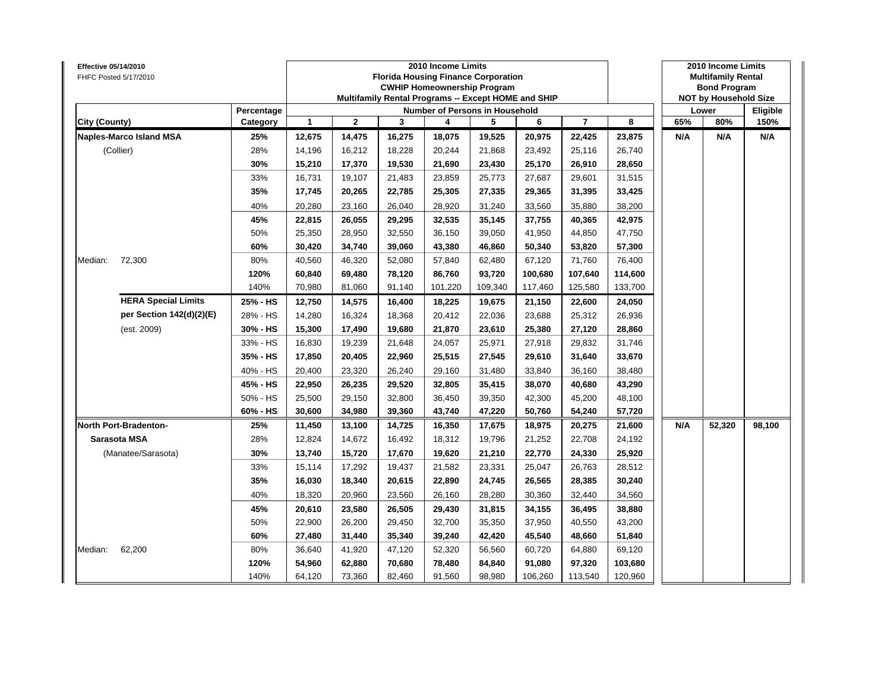**Effective 05/14/2010**
FHFC Posted 5/17/2010

**2010 Income Limits**
**Florida Housing Finance Corporation**
**CWHIP Homeownership Program**
**Multifamily Rental Programs -- Except HOME and SHIP**

**2010 Income Limits**
**Multifamily Rental**
**Bond Program**
**NOT by Household Size**

| City (County) | | Percentage Category | Number of Persons in Household 1 | 2 | 3 | 4 | 5 | 6 | 7 | 8 | Lower 65% | 80% | Eligible 150% |
|---|---|---|---|---|---|---|---|---|---|---|---|---|---|
| **Naples-Marco Island MSA** | | **25%** | **12,675** | **14,475** | **16,275** | **18,075** | **19,525** | **20,975** | **22,425** | **23,875** | **N/A** | **N/A** | **N/A** |
| (Collier) | | 28% | 14,196 | 16,212 | 18,228 | 20,244 | 21,868 | 23,492 | 25,116 | 26,740 | | | |
| | | **30%** | **15,210** | **17,370** | **19,530** | **21,690** | **23,430** | **25,170** | **26,910** | **28,650** | | | |
| | | 33% | 16,731 | 19,107 | 21,483 | 23,859 | 25,773 | 27,687 | 29,601 | 31,515 | | | |
| | | **35%** | **17,745** | **20,265** | **22,785** | **25,305** | **27,335** | **29,365** | **31,395** | **33,425** | | | |
| | | 40% | 20,280 | 23,160 | 26,040 | 28,920 | 31,240 | 33,560 | 35,880 | 38,200 | | | |
| | | **45%** | **22,815** | **26,055** | **29,295** | **32,535** | **35,145** | **37,755** | **40,365** | **42,975** | | | |
| | | 50% | 25,350 | 28,950 | 32,550 | 36,150 | 39,050 | 41,950 | 44,850 | 47,750 | | | |
| | | **60%** | **30,420** | **34,740** | **39,060** | **43,380** | **46,860** | **50,340** | **53,820** | **57,300** | | | |
| Median: | 72,300 | 80% | 40,560 | 46,320 | 52,080 | 57,840 | 62,480 | 67,120 | 71,760 | 76,400 | | | |
| | | **120%** | **60,840** | **69,480** | **78,120** | **86,760** | **93,720** | **100,680** | **107,640** | **114,600** | | | |
| | | 140% | 70,980 | 81,060 | 91,140 | 101,220 | 109,340 | 117,460 | 125,580 | 133,700 | | | |
| | **HERA Special Limits** | **25% - HS** | **12,750** | **14,575** | **16,400** | **18,225** | **19,675** | **21,150** | **22,600** | **24,050** | | | |
| | **per Section 142(d)(2)(E)** | 28% - HS | 14,280 | 16,324 | 18,368 | 20,412 | 22,036 | 23,688 | 25,312 | 26,936 | | | |
| | (est. 2009) | **30% - HS** | **15,300** | **17,490** | **19,680** | **21,870** | **23,610** | **25,380** | **27,120** | **28,860** | | | |
| | | 33% - HS | 16,830 | 19,239 | 21,648 | 24,057 | 25,971 | 27,918 | 29,832 | 31,746 | | | |
| | | **35% - HS** | **17,850** | **20,405** | **22,960** | **25,515** | **27,545** | **29,610** | **31,640** | **33,670** | | | |
| | | 40% - HS | 20,400 | 23,320 | 26,240 | 29,160 | 31,480 | 33,840 | 36,160 | 38,480 | | | |
| | | **45% - HS** | **22,950** | **26,235** | **29,520** | **32,805** | **35,415** | **38,070** | **40,680** | **43,290** | | | |
| | | 50% - HS | 25,500 | 29,150 | 32,800 | 36,450 | 39,350 | 42,300 | 45,200 | 48,100 | | | |
| | | **60% - HS** | **30,600** | **34,980** | **39,360** | **43,740** | **47,220** | **50,760** | **54,240** | **57,720** | | | |
| **North Port-Bradenton-** | | **25%** | **11,450** | **13,100** | **14,725** | **16,350** | **17,675** | **18,975** | **20,275** | **21,600** | **N/A** | **52,320** | **98,100** |
| **Sarasota MSA** | | 28% | 12,824 | 14,672 | 16,492 | 18,312 | 19,796 | 21,252 | 22,708 | 24,192 | | | |
| (Manatee/Sarasota) | | **30%** | **13,740** | **15,720** | **17,670** | **19,620** | **21,210** | **22,770** | **24,330** | **25,920** | | | |
| | | 33% | 15,114 | 17,292 | 19,437 | 21,582 | 23,331 | 25,047 | 26,763 | 28,512 | | | |
| | | **35%** | **16,030** | **18,340** | **20,615** | **22,890** | **24,745** | **26,565** | **28,385** | **30,240** | | | |
| | | 40% | 18,320 | 20,960 | 23,560 | 26,160 | 28,280 | 30,360 | 32,440 | 34,560 | | | |
| | | **45%** | **20,610** | **23,580** | **26,505** | **29,430** | **31,815** | **34,155** | **36,495** | **38,880** | | | |
| | | 50% | 22,900 | 26,200 | 29,450 | 32,700 | 35,350 | 37,950 | 40,550 | 43,200 | | | |
| | | **60%** | **27,480** | **31,440** | **35,340** | **39,240** | **42,420** | **45,540** | **48,660** | **51,840** | | | |
| Median: | 62,200 | 80% | 36,640 | 41,920 | 47,120 | 52,320 | 56,560 | 60,720 | 64,880 | 69,120 | | | |
| | | **120%** | **54,960** | **62,880** | **70,680** | **78,480** | **84,840** | **91,080** | **97,320** | **103,680** | | | |
| | | 140% | 64,120 | 73,360 | 82,460 | 91,560 | 98,980 | 106,260 | 113,540 | 120,960 | | | |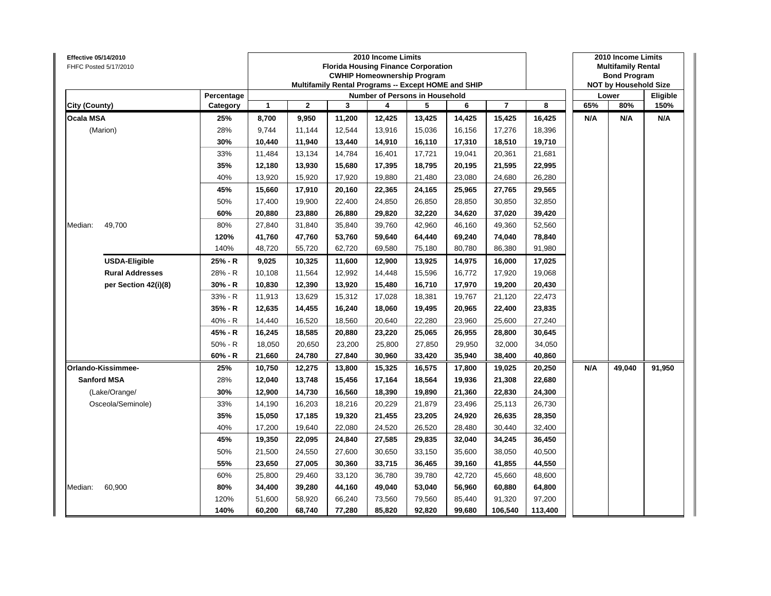| Effective 05/14/2010<br>FHFC Posted 5/17/2010 | | 2010 Income Limits<br>Florida Housing Finance Corporation<br>CWHIP Homeownership Program<br>Multifamily Rental Programs -- Except HOME and SHIP | | | | | | | | 2010 Income Limits<br>Multifamily Rental<br>Bond Program<br>NOT by Household Size | | |
|---|---|---|---|---|---|---|---|---|---|---|---|---|
| | Percentage | Number of Persons in Household | | | | | | | | Lower | | Eligible |
| City (County) | Category | 1 | 2 | 3 | 4 | 5 | 6 | 7 | 8 | 65% | 80% | 150% |
| **Ocala MSA** | **25%** | **8,700** | **9,950** | **11,200** | **12,425** | **13,425** | **14,425** | **15,425** | **16,425** | **N/A** | **N/A** | **N/A** |
| (Marion) | 28% | 9,744 | 11,144 | 12,544 | 13,916 | 15,036 | 16,156 | 17,276 | 18,396 | | | |
| | **30%** | **10,440** | **11,940** | **13,440** | **14,910** | **16,110** | **17,310** | **18,510** | **19,710** | | | |
| | 33% | 11,484 | 13,134 | 14,784 | 16,401 | 17,721 | 19,041 | 20,361 | 21,681 | | | |
| | **35%** | **12,180** | **13,930** | **15,680** | **17,395** | **18,795** | **20,195** | **21,595** | **22,995** | | | |
| | 40% | 13,920 | 15,920 | 17,920 | 19,880 | 21,480 | 23,080 | 24,680 | 26,280 | | | |
| | **45%** | **15,660** | **17,910** | **20,160** | **22,365** | **24,165** | **25,965** | **27,765** | **29,565** | | | |
| | 50% | 17,400 | 19,900 | 22,400 | 24,850 | 26,850 | 28,850 | 30,850 | 32,850 | | | |
| | **60%** | **20,880** | **23,880** | **26,880** | **29,820** | **32,220** | **34,620** | **37,020** | **39,420** | | | |
| Median: 49,700 | 80% | 27,840 | 31,840 | 35,840 | 39,760 | 42,960 | 46,160 | 49,360 | 52,560 | | | |
| | **120%** | **41,760** | **47,760** | **53,760** | **59,640** | **64,440** | **69,240** | **74,040** | **78,840** | | | |
| | 140% | 48,720 | 55,720 | 62,720 | 69,580 | 75,180 | 80,780 | 86,380 | 91,980 | | | |
| **USDA-Eligible** | **25% - R** | **9,025** | **10,325** | **11,600** | **12,900** | **13,925** | **14,975** | **16,000** | **17,025** | | | |
| **Rural Addresses** | 28% - R | 10,108 | 11,564 | 12,992 | 14,448 | 15,596 | 16,772 | 17,920 | 19,068 | | | |
| **per Section 42(i)(8)** | **30% - R** | **10,830** | **12,390** | **13,920** | **15,480** | **16,710** | **17,970** | **19,200** | **20,430** | | | |
| | 33% - R | 11,913 | 13,629 | 15,312 | 17,028 | 18,381 | 19,767 | 21,120 | 22,473 | | | |
| | **35% - R** | **12,635** | **14,455** | **16,240** | **18,060** | **19,495** | **20,965** | **22,400** | **23,835** | | | |
| | 40% - R | 14,440 | 16,520 | 18,560 | 20,640 | 22,280 | 23,960 | 25,600 | 27,240 | | | |
| | **45% - R** | **16,245** | **18,585** | **20,880** | **23,220** | **25,065** | **26,955** | **28,800** | **30,645** | | | |
| | 50% - R | 18,050 | 20,650 | 23,200 | 25,800 | 27,850 | 29,950 | 32,000 | 34,050 | | | |
| | **60% - R** | **21,660** | **24,780** | **27,840** | **30,960** | **33,420** | **35,940** | **38,400** | **40,860** | | | |
| **Orlando-Kissimmee-** | **25%** | **10,750** | **12,275** | **13,800** | **15,325** | **16,575** | **17,800** | **19,025** | **20,250** | **N/A** | **49,040** | **91,950** |
| **Sanford MSA** | 28% | **12,040** | **13,748** | **15,456** | **17,164** | **18,564** | **19,936** | **21,308** | **22,680** | | | |
| (Lake/Orange/ | **30%** | **12,900** | **14,730** | **16,560** | **18,390** | **19,890** | **21,360** | **22,830** | **24,300** | | | |
| Osceola/Seminole) | 33% | 14,190 | 16,203 | 18,216 | 20,229 | 21,879 | 23,496 | 25,113 | 26,730 | | | |
| | **35%** | **15,050** | **17,185** | **19,320** | **21,455** | **23,205** | **24,920** | **26,635** | **28,350** | | | |
| | 40% | 17,200 | 19,640 | 22,080 | 24,520 | 26,520 | 28,480 | 30,440 | 32,400 | | | |
| | **45%** | **19,350** | **22,095** | **24,840** | **27,585** | **29,835** | **32,040** | **34,245** | **36,450** | | | |
| | 50% | 21,500 | 24,550 | 27,600 | 30,650 | 33,150 | 35,600 | 38,050 | 40,500 | | | |
| | **55%** | **23,650** | **27,005** | **30,360** | **33,715** | **36,465** | **39,160** | **41,855** | **44,550** | | | |
| | 60% | 25,800 | 29,460 | 33,120 | 36,780 | 39,780 | 42,720 | 45,660 | 48,600 | | | |
| Median: 60,900 | **80%** | **34,400** | **39,280** | **44,160** | **49,040** | **53,040** | **56,960** | **60,880** | **64,800** | | | |
| | 120% | 51,600 | 58,920 | 66,240 | 73,560 | 79,560 | 85,440 | 91,320 | 97,200 | | | |
| | **140%** | **60,200** | **68,740** | **77,280** | **85,820** | **92,820** | **99,680** | **106,540** | **113,400** | | | |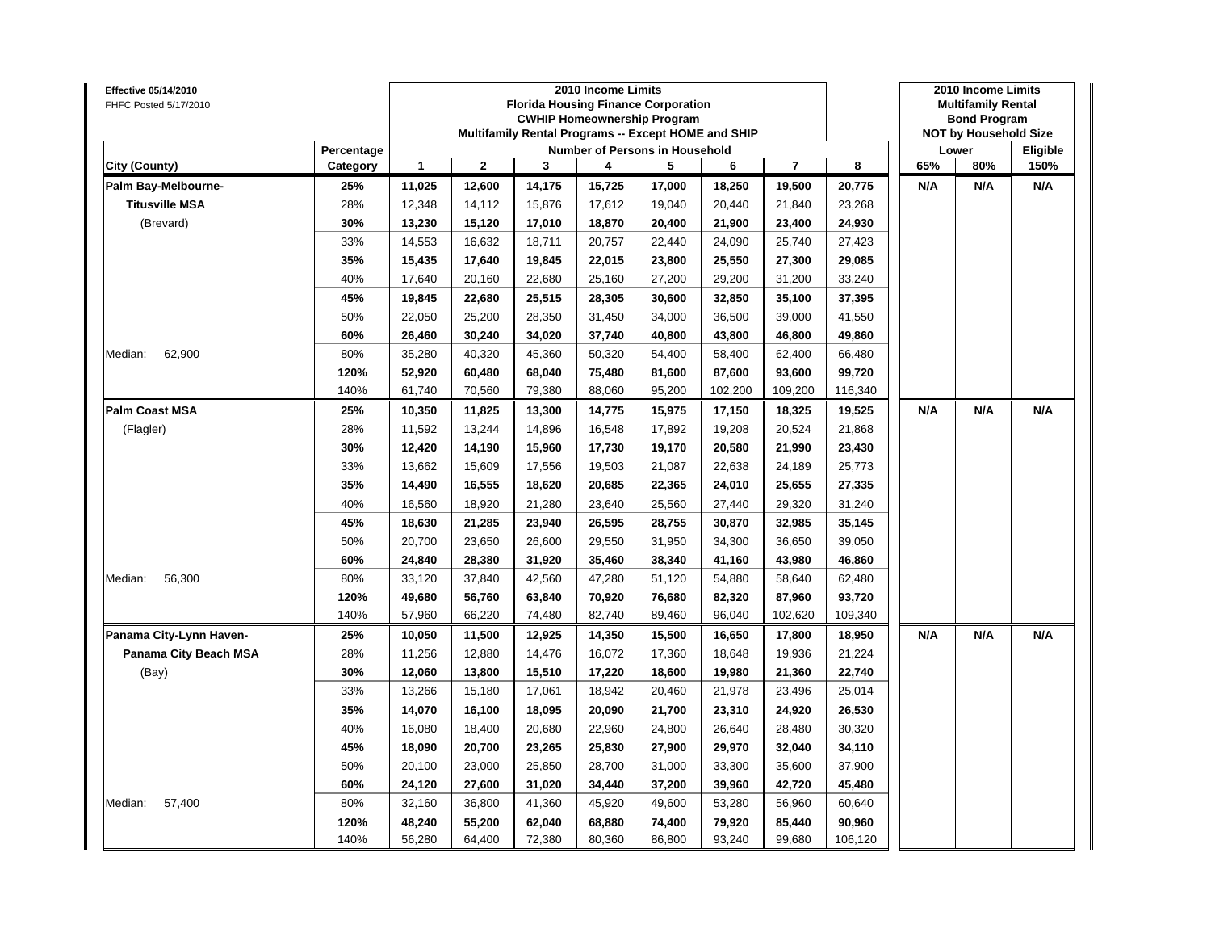**Effective 05/14/2010**
FHFC Posted 5/17/2010

| | | 2010 Income Limits Florida Housing Finance Corporation CWHIP Homeownership Program Multifamily Rental Programs -- Except HOME and SHIP | | | | | | | | 2010 Income Limits Multifamily Rental Bond Program NOT by Household Size | | |
|---|---|---|---|---|---|---|---|---|---|---|---|---|
| | Percentage | Number of Persons in Household | | | | | | | | Lower | | Eligible |
| **City (County)** | **Category** | **1** | **2** | **3** | **4** | **5** | **6** | **7** | **8** | **65%** | **80%** | **150%** |
| **Palm Bay-Melbourne-** | **25%** | **11,025** | **12,600** | **14,175** | **15,725** | **17,000** | **18,250** | **19,500** | **20,775** | **N/A** | **N/A** | **N/A** |
| **Titusville MSA** | 28% | 12,348 | 14,112 | 15,876 | 17,612 | 19,040 | 20,440 | 21,840 | 23,268 | | | |
| (Brevard) | **30%** | **13,230** | **15,120** | **17,010** | **18,870** | **20,400** | **21,900** | **23,400** | **24,930** | | | |
| | 33% | 14,553 | 16,632 | 18,711 | 20,757 | 22,440 | 24,090 | 25,740 | 27,423 | | | |
| | **35%** | **15,435** | **17,640** | **19,845** | **22,015** | **23,800** | **25,550** | **27,300** | **29,085** | | | |
| | 40% | 17,640 | 20,160 | 22,680 | 25,160 | 27,200 | 29,200 | 31,200 | 33,240 | | | |
| | **45%** | **19,845** | **22,680** | **25,515** | **28,305** | **30,600** | **32,850** | **35,100** | **37,395** | | | |
| | 50% | 22,050 | 25,200 | 28,350 | 31,450 | 34,000 | 36,500 | 39,000 | 41,550 | | | |
| | **60%** | **26,460** | **30,240** | **34,020** | **37,740** | **40,800** | **43,800** | **46,800** | **49,860** | | | |
| Median: 62,900 | 80% | 35,280 | 40,320 | 45,360 | 50,320 | 54,400 | 58,400 | 62,400 | 66,480 | | | |
| | **120%** | **52,920** | **60,480** | **68,040** | **75,480** | **81,600** | **87,600** | **93,600** | **99,720** | | | |
| | 140% | 61,740 | 70,560 | 79,380 | 88,060 | 95,200 | 102,200 | 109,200 | 116,340 | | | |
| **Palm Coast MSA** | **25%** | **10,350** | **11,825** | **13,300** | **14,775** | **15,975** | **17,150** | **18,325** | **19,525** | **N/A** | **N/A** | **N/A** |
| (Flagler) | 28% | 11,592 | 13,244 | 14,896 | 16,548 | 17,892 | 19,208 | 20,524 | 21,868 | | | |
| | **30%** | **12,420** | **14,190** | **15,960** | **17,730** | **19,170** | **20,580** | **21,990** | **23,430** | | | |
| | 33% | 13,662 | 15,609 | 17,556 | 19,503 | 21,087 | 22,638 | 24,189 | 25,773 | | | |
| | **35%** | **14,490** | **16,555** | **18,620** | **20,685** | **22,365** | **24,010** | **25,655** | **27,335** | | | |
| | 40% | 16,560 | 18,920 | 21,280 | 23,640 | 25,560 | 27,440 | 29,320 | 31,240 | | | |
| | **45%** | **18,630** | **21,285** | **23,940** | **26,595** | **28,755** | **30,870** | **32,985** | **35,145** | | | |
| | 50% | 20,700 | 23,650 | 26,600 | 29,550 | 31,950 | 34,300 | 36,650 | 39,050 | | | |
| | **60%** | **24,840** | **28,380** | **31,920** | **35,460** | **38,340** | **41,160** | **43,980** | **46,860** | | | |
| Median: 56,300 | 80% | 33,120 | 37,840 | 42,560 | 47,280 | 51,120 | 54,880 | 58,640 | 62,480 | | | |
| | **120%** | **49,680** | **56,760** | **63,840** | **70,920** | **76,680** | **82,320** | **87,960** | **93,720** | | | |
| | 140% | 57,960 | 66,220 | 74,480 | 82,740 | 89,460 | 96,040 | 102,620 | 109,340 | | | |
| **Panama City-Lynn Haven-** | **25%** | **10,050** | **11,500** | **12,925** | **14,350** | **15,500** | **16,650** | **17,800** | **18,950** | **N/A** | **N/A** | **N/A** |
| **Panama City Beach MSA** | 28% | 11,256 | 12,880 | 14,476 | 16,072 | 17,360 | 18,648 | 19,936 | 21,224 | | | |
| (Bay) | **30%** | **12,060** | **13,800** | **15,510** | **17,220** | **18,600** | **19,980** | **21,360** | **22,740** | | | |
| | 33% | 13,266 | 15,180 | 17,061 | 18,942 | 20,460 | 21,978 | 23,496 | 25,014 | | | |
| | **35%** | **14,070** | **16,100** | **18,095** | **20,090** | **21,700** | **23,310** | **24,920** | **26,530** | | | |
| | 40% | 16,080 | 18,400 | 20,680 | 22,960 | 24,800 | 26,640 | 28,480 | 30,320 | | | |
| | **45%** | **18,090** | **20,700** | **23,265** | **25,830** | **27,900** | **29,970** | **32,040** | **34,110** | | | |
| | 50% | 20,100 | 23,000 | 25,850 | 28,700 | 31,000 | 33,300 | 35,600 | 37,900 | | | |
| | **60%** | **24,120** | **27,600** | **31,020** | **34,440** | **37,200** | **39,960** | **42,720** | **45,480** | | | |
| Median: 57,400 | 80% | 32,160 | 36,800 | 41,360 | 45,920 | 49,600 | 53,280 | 56,960 | 60,640 | | | |
| | **120%** | **48,240** | **55,200** | **62,040** | **68,880** | **74,400** | **79,920** | **85,440** | **90,960** | | | |
| | 140% | 56,280 | 64,400 | 72,380 | 80,360 | 86,800 | 93,240 | 99,680 | 106,120 | | | |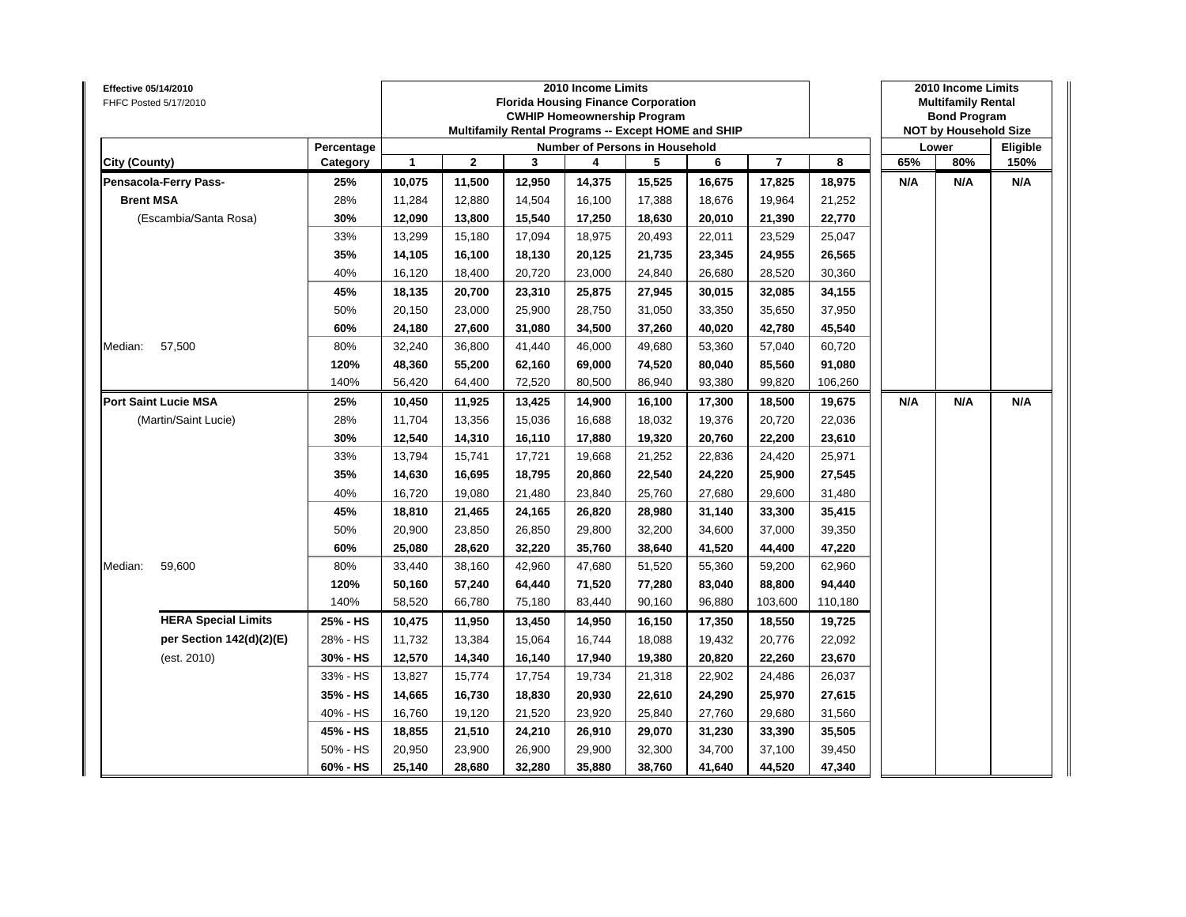**Effective 05/14/2010**
FHFC Posted 5/17/2010

**2010 Income Limits**
**Florida Housing Finance Corporation**
**CWHIP Homeownership Program**
**Multifamily Rental Programs -- Except HOME and SHIP**

**2010 Income Limits**
**Multifamily Rental**
**Bond Program**
**NOT by Household Size**

| City (County) | | Percentage Category | 1 | 2 | 3 | 4 | 5 | 6 | 7 | 8 | Lower 65% | 80% | Eligible 150% |
|---|---|---|---|---|---|---|---|---|---|---|---|---|---|
| | | | **Number of Persons in Household** | | | | | | | | | | |
| **Pensacola-Ferry Pass-** | | **25%** | **10,075** | **11,500** | **12,950** | **14,375** | **15,525** | **16,675** | **17,825** | **18,975** | **N/A** | **N/A** | **N/A** |
| **Brent MSA** | | 28% | 11,284 | 12,880 | 14,504 | 16,100 | 17,388 | 18,676 | 19,964 | 21,252 | | | |
| (Escambia/Santa Rosa) | | **30%** | **12,090** | **13,800** | **15,540** | **17,250** | **18,630** | **20,010** | **21,390** | **22,770** | | | |
| | | 33% | 13,299 | 15,180 | 17,094 | 18,975 | 20,493 | 22,011 | 23,529 | 25,047 | | | |
| | | **35%** | **14,105** | **16,100** | **18,130** | **20,125** | **21,735** | **23,345** | **24,955** | **26,565** | | | |
| | | 40% | 16,120 | 18,400 | 20,720 | 23,000 | 24,840 | 26,680 | 28,520 | 30,360 | | | |
| | | **45%** | **18,135** | **20,700** | **23,310** | **25,875** | **27,945** | **30,015** | **32,085** | **34,155** | | | |
| | | 50% | 20,150 | 23,000 | 25,900 | 28,750 | 31,050 | 33,350 | 35,650 | 37,950 | | | |
| | | **60%** | **24,180** | **27,600** | **31,080** | **34,500** | **37,260** | **40,020** | **42,780** | **45,540** | | | |
| Median: | 57,500 | 80% | 32,240 | 36,800 | 41,440 | 46,000 | 49,680 | 53,360 | 57,040 | 60,720 | | | |
| | | **120%** | **48,360** | **55,200** | **62,160** | **69,000** | **74,520** | **80,040** | **85,560** | **91,080** | | | |
| | | 140% | 56,420 | 64,400 | 72,520 | 80,500 | 86,940 | 93,380 | 99,820 | 106,260 | | | |
| **Port Saint Lucie MSA** | | **25%** | **10,450** | **11,925** | **13,425** | **14,900** | **16,100** | **17,300** | **18,500** | **19,675** | **N/A** | **N/A** | **N/A** |
| (Martin/Saint Lucie) | | 28% | 11,704 | 13,356 | 15,036 | 16,688 | 18,032 | 19,376 | 20,720 | 22,036 | | | |
| | | **30%** | **12,540** | **14,310** | **16,110** | **17,880** | **19,320** | **20,760** | **22,200** | **23,610** | | | |
| | | 33% | 13,794 | 15,741 | 17,721 | 19,668 | 21,252 | 22,836 | 24,420 | 25,971 | | | |
| | | **35%** | **14,630** | **16,695** | **18,795** | **20,860** | **22,540** | **24,220** | **25,900** | **27,545** | | | |
| | | 40% | 16,720 | 19,080 | 21,480 | 23,840 | 25,760 | 27,680 | 29,600 | 31,480 | | | |
| | | **45%** | **18,810** | **21,465** | **24,165** | **26,820** | **28,980** | **31,140** | **33,300** | **35,415** | | | |
| | | 50% | 20,900 | 23,850 | 26,850 | 29,800 | 32,200 | 34,600 | 37,000 | 39,350 | | | |
| | | **60%** | **25,080** | **28,620** | **32,220** | **35,760** | **38,640** | **41,520** | **44,400** | **47,220** | | | |
| Median: | 59,600 | 80% | 33,440 | 38,160 | 42,960 | 47,680 | 51,520 | 55,360 | 59,200 | 62,960 | | | |
| | | **120%** | **50,160** | **57,240** | **64,440** | **71,520** | **77,280** | **83,040** | **88,800** | **94,440** | | | |
| | | 140% | 58,520 | 66,780 | 75,180 | 83,440 | 90,160 | 96,880 | 103,600 | 110,180 | | | |
| **HERA Special Limits** | | **25% - HS** | **10,475** | **11,950** | **13,450** | **14,950** | **16,150** | **17,350** | **18,550** | **19,725** | | | |
| **per Section 142(d)(2)(E)** | | 28% - HS | 11,732 | 13,384 | 15,064 | 16,744 | 18,088 | 19,432 | 20,776 | 22,092 | | | |
| (est. 2010) | | **30% - HS** | **12,570** | **14,340** | **16,140** | **17,940** | **19,380** | **20,820** | **22,260** | **23,670** | | | |
| | | 33% - HS | 13,827 | 15,774 | 17,754 | 19,734 | 21,318 | 22,902 | 24,486 | 26,037 | | | |
| | | **35% - HS** | **14,665** | **16,730** | **18,830** | **20,930** | **22,610** | **24,290** | **25,970** | **27,615** | | | |
| | | 40% - HS | 16,760 | 19,120 | 21,520 | 23,920 | 25,840 | 27,760 | 29,680 | 31,560 | | | |
| | | **45% - HS** | **18,855** | **21,510** | **24,210** | **26,910** | **29,070** | **31,230** | **33,390** | **35,505** | | | |
| | | 50% - HS | 20,950 | 23,900 | 26,900 | 29,900 | 32,300 | 34,700 | 37,100 | 39,450 | | | |
| | | **60% - HS** | **25,140** | **28,680** | **32,280** | **35,880** | **38,760** | **41,640** | **44,520** | **47,340** | | | |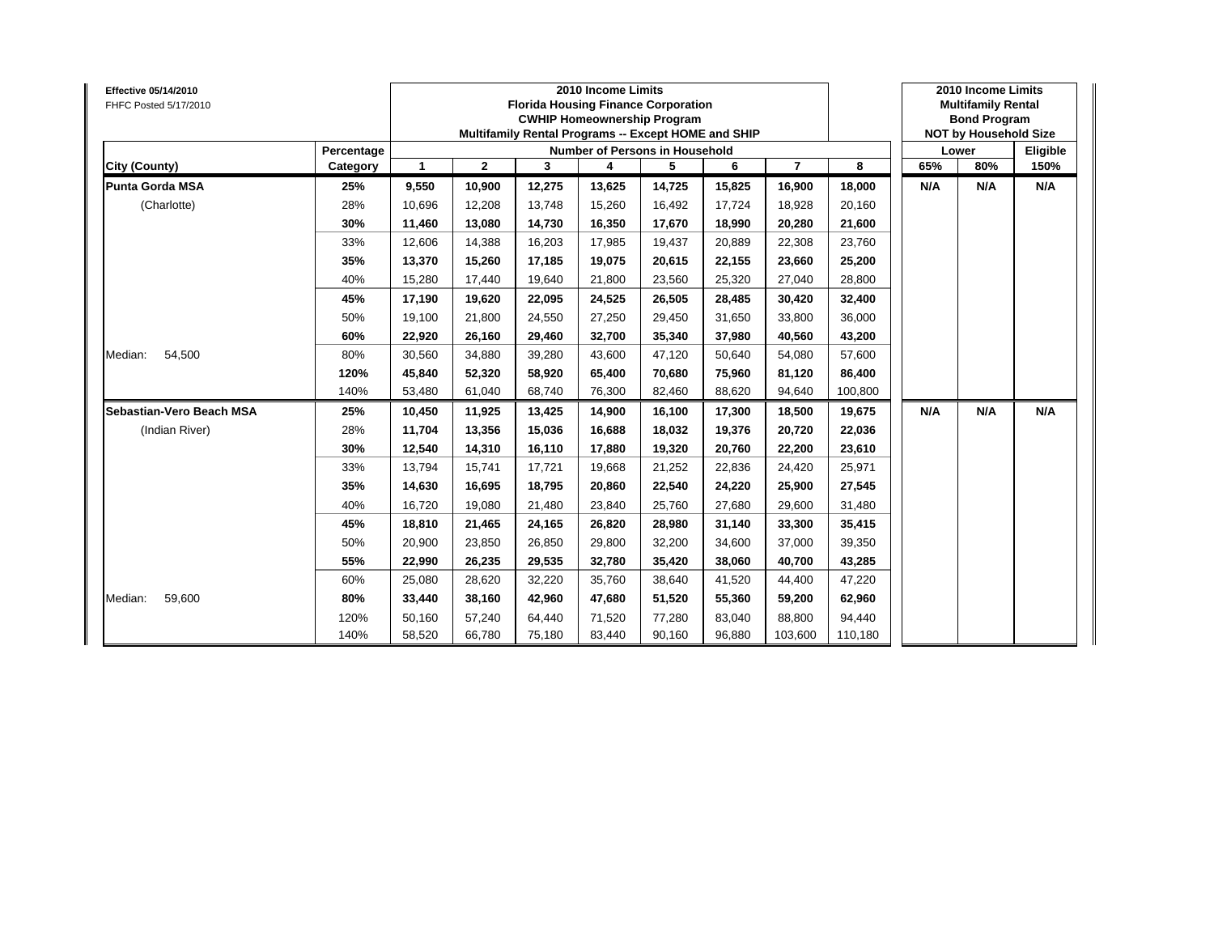**Effective 05/14/2010**
FHFC Posted 5/17/2010

| | | 2010 Income Limits Florida Housing Finance Corporation CWHIP Homeownership Program Multifamily Rental Programs -- Except HOME and SHIP | | | | | | | | 2010 Income Limits Multifamily Rental Bond Program NOT by Household Size | | |
|---|---|---|---|---|---|---|---|---|---|---|---|---|
| | Percentage | Number of Persons in Household | | | | | | | | Lower | | Eligible |
| **City (County)** | **Category** | **1** | **2** | **3** | **4** | **5** | **6** | **7** | **8** | **65%** | **80%** | **150%** |
| **Punta Gorda MSA** | **25%** | **9,550** | **10,900** | **12,275** | **13,625** | **14,725** | **15,825** | **16,900** | **18,000** | **N/A** | **N/A** | **N/A** |
| (Charlotte) | 28% | 10,696 | 12,208 | 13,748 | 15,260 | 16,492 | 17,724 | 18,928 | 20,160 | | | |
| | **30%** | **11,460** | **13,080** | **14,730** | **16,350** | **17,670** | **18,990** | **20,280** | **21,600** | | | |
| | 33% | 12,606 | 14,388 | 16,203 | 17,985 | 19,437 | 20,889 | 22,308 | 23,760 | | | |
| | **35%** | **13,370** | **15,260** | **17,185** | **19,075** | **20,615** | **22,155** | **23,660** | **25,200** | | | |
| | 40% | 15,280 | 17,440 | 19,640 | 21,800 | 23,560 | 25,320 | 27,040 | 28,800 | | | |
| | **45%** | **17,190** | **19,620** | **22,095** | **24,525** | **26,505** | **28,485** | **30,420** | **32,400** | | | |
| | 50% | 19,100 | 21,800 | 24,550 | 27,250 | 29,450 | 31,650 | 33,800 | 36,000 | | | |
| | **60%** | **22,920** | **26,160** | **29,460** | **32,700** | **35,340** | **37,980** | **40,560** | **43,200** | | | |
| Median: 54,500 | 80% | 30,560 | 34,880 | 39,280 | 43,600 | 47,120 | 50,640 | 54,080 | 57,600 | | | |
| | **120%** | **45,840** | **52,320** | **58,920** | **65,400** | **70,680** | **75,960** | **81,120** | **86,400** | | | |
| | 140% | 53,480 | 61,040 | 68,740 | 76,300 | 82,460 | 88,620 | 94,640 | 100,800 | | | |
| **Sebastian-Vero Beach MSA** | **25%** | **10,450** | **11,925** | **13,425** | **14,900** | **16,100** | **17,300** | **18,500** | **19,675** | **N/A** | **N/A** | **N/A** |
| (Indian River) | **28%** | **11,704** | **13,356** | **15,036** | **16,688** | **18,032** | **19,376** | **20,720** | **22,036** | | | |
| | **30%** | **12,540** | **14,310** | **16,110** | **17,880** | **19,320** | **20,760** | **22,200** | **23,610** | | | |
| | 33% | 13,794 | 15,741 | 17,721 | 19,668 | 21,252 | 22,836 | 24,420 | 25,971 | | | |
| | **35%** | **14,630** | **16,695** | **18,795** | **20,860** | **22,540** | **24,220** | **25,900** | **27,545** | | | |
| | 40% | 16,720 | 19,080 | 21,480 | 23,840 | 25,760 | 27,680 | 29,600 | 31,480 | | | |
| | **45%** | **18,810** | **21,465** | **24,165** | **26,820** | **28,980** | **31,140** | **33,300** | **35,415** | | | |
| | 50% | 20,900 | 23,850 | 26,850 | 29,800 | 32,200 | 34,600 | 37,000 | 39,350 | | | |
| | **55%** | **22,990** | **26,235** | **29,535** | **32,780** | **35,420** | **38,060** | **40,700** | **43,285** | | | |
| | 60% | 25,080 | 28,620 | 32,220 | 35,760 | 38,640 | 41,520 | 44,400 | 47,220 | | | |
| Median: 59,600 | **80%** | **33,440** | **38,160** | **42,960** | **47,680** | **51,520** | **55,360** | **59,200** | **62,960** | | | |
| | 120% | 50,160 | 57,240 | 64,440 | 71,520 | 77,280 | 83,040 | 88,800 | 94,440 | | | |
| | 140% | 58,520 | 66,780 | 75,180 | 83,440 | 90,160 | 96,880 | 103,600 | 110,180 | | | |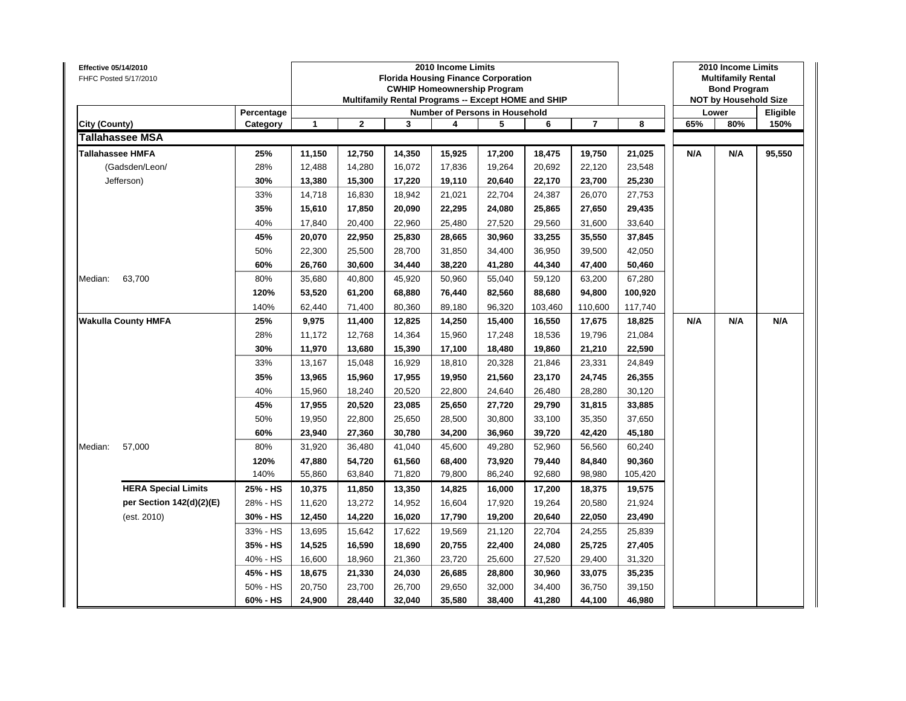**Effective 05/14/2010**
FHFC Posted 5/17/2010

| | | 2010 Income Limits Florida Housing Finance Corporation CWHIP Homeownership Program Multifamily Rental Programs -- Except HOME and SHIP | | | | | | | | 2010 Income Limits Multifamily Rental Bond Program NOT by Household Size | | |
|---|---|---|---|---|---|---|---|---|---|---|---|---|
| | Percentage | Number of Persons in Household | | | | | | | | Lower | | Eligible |
| City (County) | Category | 1 | 2 | 3 | 4 | 5 | 6 | 7 | 8 | 65% | 80% | 150% |
| **Tallahassee MSA** | | | | | | | | | | | | |
| **Tallahassee HMFA** | **25%** | **11,150** | **12,750** | **14,350** | **15,925** | **17,200** | **18,475** | **19,750** | **21,025** | **N/A** | **N/A** | **95,550** |
| (Gadsden/Leon/ | 28% | 12,488 | 14,280 | 16,072 | 17,836 | 19,264 | 20,692 | 22,120 | 23,548 | | | |
| Jefferson) | **30%** | **13,380** | **15,300** | **17,220** | **19,110** | **20,640** | **22,170** | **23,700** | **25,230** | | | |
| | 33% | 14,718 | 16,830 | 18,942 | 21,021 | 22,704 | 24,387 | 26,070 | 27,753 | | | |
| | **35%** | **15,610** | **17,850** | **20,090** | **22,295** | **24,080** | **25,865** | **27,650** | **29,435** | | | |
| | 40% | 17,840 | 20,400 | 22,960 | 25,480 | 27,520 | 29,560 | 31,600 | 33,640 | | | |
| | **45%** | **20,070** | **22,950** | **25,830** | **28,665** | **30,960** | **33,255** | **35,550** | **37,845** | | | |
| | 50% | 22,300 | 25,500 | 28,700 | 31,850 | 34,400 | 36,950 | 39,500 | 42,050 | | | |
| | **60%** | **26,760** | **30,600** | **34,440** | **38,220** | **41,280** | **44,340** | **47,400** | **50,460** | | | |
| Median: 63,700 | 80% | 35,680 | 40,800 | 45,920 | 50,960 | 55,040 | 59,120 | 63,200 | 67,280 | | | |
| | **120%** | **53,520** | **61,200** | **68,880** | **76,440** | **82,560** | **88,680** | **94,800** | **100,920** | | | |
| | 140% | 62,440 | 71,400 | 80,360 | 89,180 | 96,320 | 103,460 | 110,600 | 117,740 | | | |
| **Wakulla County HMFA** | **25%** | **9,975** | **11,400** | **12,825** | **14,250** | **15,400** | **16,550** | **17,675** | **18,825** | **N/A** | **N/A** | **N/A** |
| | 28% | 11,172 | 12,768 | 14,364 | 15,960 | 17,248 | 18,536 | 19,796 | 21,084 | | | |
| | **30%** | **11,970** | **13,680** | **15,390** | **17,100** | **18,480** | **19,860** | **21,210** | **22,590** | | | |
| | 33% | 13,167 | 15,048 | 16,929 | 18,810 | 20,328 | 21,846 | 23,331 | 24,849 | | | |
| | **35%** | **13,965** | **15,960** | **17,955** | **19,950** | **21,560** | **23,170** | **24,745** | **26,355** | | | |
| | 40% | 15,960 | 18,240 | 20,520 | 22,800 | 24,640 | 26,480 | 28,280 | 30,120 | | | |
| | **45%** | **17,955** | **20,520** | **23,085** | **25,650** | **27,720** | **29,790** | **31,815** | **33,885** | | | |
| | 50% | 19,950 | 22,800 | 25,650 | 28,500 | 30,800 | 33,100 | 35,350 | 37,650 | | | |
| | **60%** | **23,940** | **27,360** | **30,780** | **34,200** | **36,960** | **39,720** | **42,420** | **45,180** | | | |
| Median: 57,000 | 80% | 31,920 | 36,480 | 41,040 | 45,600 | 49,280 | 52,960 | 56,560 | 60,240 | | | |
| | **120%** | **47,880** | **54,720** | **61,560** | **68,400** | **73,920** | **79,440** | **84,840** | **90,360** | | | |
| | 140% | 55,860 | 63,840 | 71,820 | 79,800 | 86,240 | 92,680 | 98,980 | 105,420 | | | |
| **HERA Special Limits** | **25% - HS** | **10,375** | **11,850** | **13,350** | **14,825** | **16,000** | **17,200** | **18,375** | **19,575** | | | |
| **per Section 142(d)(2)(E)** | 28% - HS | 11,620 | 13,272 | 14,952 | 16,604 | 17,920 | 19,264 | 20,580 | 21,924 | | | |
| (est. 2010) | **30% - HS** | **12,450** | **14,220** | **16,020** | **17,790** | **19,200** | **20,640** | **22,050** | **23,490** | | | |
| | 33% - HS | 13,695 | 15,642 | 17,622 | 19,569 | 21,120 | 22,704 | 24,255 | 25,839 | | | |
| | **35% - HS** | **14,525** | **16,590** | **18,690** | **20,755** | **22,400** | **24,080** | **25,725** | **27,405** | | | |
| | 40% - HS | 16,600 | 18,960 | 21,360 | 23,720 | 25,600 | 27,520 | 29,400 | 31,320 | | | |
| | **45% - HS** | **18,675** | **21,330** | **24,030** | **26,685** | **28,800** | **30,960** | **33,075** | **35,235** | | | |
| | 50% - HS | 20,750 | 23,700 | 26,700 | 29,650 | 32,000 | 34,400 | 36,750 | 39,150 | | | |
| | **60% - HS** | **24,900** | **28,440** | **32,040** | **35,580** | **38,400** | **41,280** | **44,100** | **46,980** | | | |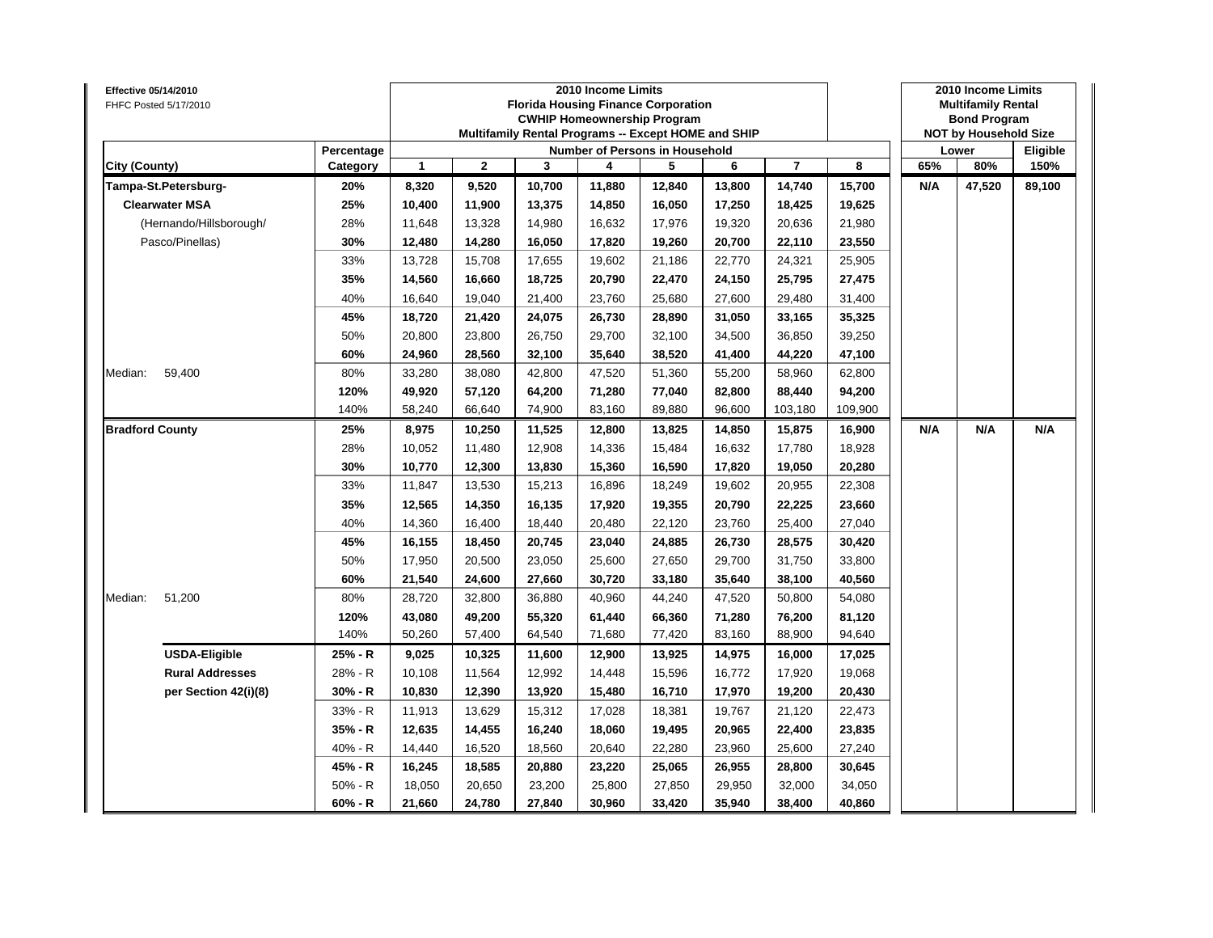**Effective 05/14/2010**
FHFC Posted 5/17/2010

| City (County) | | Percentage Category | 2010 Income Limits Florida Housing Finance Corporation CWHIP Homeownership Program Multifamily Rental Programs -- Except HOME and SHIP — Number of Persons in Household: 1 | 2 | 3 | 4 | 5 | 6 | 7 | 8 | 2010 Income Limits Multifamily Rental Bond Program NOT by Household Size — Lower: 65% | 80% | Eligible 150% |
|---|---|---|---|---|---|---|---|---|---|---|---|---|---|
| **Tampa-St.Petersburg-** | | **20%** | **8,320** | **9,520** | **10,700** | **11,880** | **12,840** | **13,800** | **14,740** | **15,700** | **N/A** | **47,520** | **89,100** |
| **Clearwater MSA** | | **25%** | **10,400** | **11,900** | **13,375** | **14,850** | **16,050** | **17,250** | **18,425** | **19,625** | | | |
| (Hernando/Hillsborough/ | | 28% | 11,648 | 13,328 | 14,980 | 16,632 | 17,976 | 19,320 | 20,636 | 21,980 | | | |
| Pasco/Pinellas) | | **30%** | **12,480** | **14,280** | **16,050** | **17,820** | **19,260** | **20,700** | **22,110** | **23,550** | | | |
| | | 33% | 13,728 | 15,708 | 17,655 | 19,602 | 21,186 | 22,770 | 24,321 | 25,905 | | | |
| | | **35%** | **14,560** | **16,660** | **18,725** | **20,790** | **22,470** | **24,150** | **25,795** | **27,475** | | | |
| | | 40% | 16,640 | 19,040 | 21,400 | 23,760 | 25,680 | 27,600 | 29,480 | 31,400 | | | |
| | | **45%** | **18,720** | **21,420** | **24,075** | **26,730** | **28,890** | **31,050** | **33,165** | **35,325** | | | |
| | | 50% | 20,800 | 23,800 | 26,750 | 29,700 | 32,100 | 34,500 | 36,850 | 39,250 | | | |
| | | **60%** | **24,960** | **28,560** | **32,100** | **35,640** | **38,520** | **41,400** | **44,220** | **47,100** | | | |
| Median: | 59,400 | 80% | 33,280 | 38,080 | 42,800 | 47,520 | 51,360 | 55,200 | 58,960 | 62,800 | | | |
| | | **120%** | **49,920** | **57,120** | **64,200** | **71,280** | **77,040** | **82,800** | **88,440** | **94,200** | | | |
| | | 140% | 58,240 | 66,640 | 74,900 | 83,160 | 89,880 | 96,600 | 103,180 | 109,900 | | | |
| **Bradford County** | | **25%** | **8,975** | **10,250** | **11,525** | **12,800** | **13,825** | **14,850** | **15,875** | **16,900** | **N/A** | **N/A** | **N/A** |
| | | 28% | 10,052 | 11,480 | 12,908 | 14,336 | 15,484 | 16,632 | 17,780 | 18,928 | | | |
| | | **30%** | **10,770** | **12,300** | **13,830** | **15,360** | **16,590** | **17,820** | **19,050** | **20,280** | | | |
| | | 33% | 11,847 | 13,530 | 15,213 | 16,896 | 18,249 | 19,602 | 20,955 | 22,308 | | | |
| | | **35%** | **12,565** | **14,350** | **16,135** | **17,920** | **19,355** | **20,790** | **22,225** | **23,660** | | | |
| | | 40% | 14,360 | 16,400 | 18,440 | 20,480 | 22,120 | 23,760 | 25,400 | 27,040 | | | |
| | | **45%** | **16,155** | **18,450** | **20,745** | **23,040** | **24,885** | **26,730** | **28,575** | **30,420** | | | |
| | | 50% | 17,950 | 20,500 | 23,050 | 25,600 | 27,650 | 29,700 | 31,750 | 33,800 | | | |
| | | **60%** | **21,540** | **24,600** | **27,660** | **30,720** | **33,180** | **35,640** | **38,100** | **40,560** | | | |
| Median: | 51,200 | 80% | 28,720 | 32,800 | 36,880 | 40,960 | 44,240 | 47,520 | 50,800 | 54,080 | | | |
| | | **120%** | **43,080** | **49,200** | **55,320** | **61,440** | **66,360** | **71,280** | **76,200** | **81,120** | | | |
| | | 140% | 50,260 | 57,400 | 64,540 | 71,680 | 77,420 | 83,160 | 88,900 | 94,640 | | | |
| **USDA-Eligible** | | **25% - R** | **9,025** | **10,325** | **11,600** | **12,900** | **13,925** | **14,975** | **16,000** | **17,025** | | | |
| **Rural Addresses** | | 28% - R | 10,108 | 11,564 | 12,992 | 14,448 | 15,596 | 16,772 | 17,920 | 19,068 | | | |
| **per Section 42(i)(8)** | | **30% - R** | **10,830** | **12,390** | **13,920** | **15,480** | **16,710** | **17,970** | **19,200** | **20,430** | | | |
| | | 33% - R | 11,913 | 13,629 | 15,312 | 17,028 | 18,381 | 19,767 | 21,120 | 22,473 | | | |
| | | **35% - R** | **12,635** | **14,455** | **16,240** | **18,060** | **19,495** | **20,965** | **22,400** | **23,835** | | | |
| | | 40% - R | 14,440 | 16,520 | 18,560 | 20,640 | 22,280 | 23,960 | 25,600 | 27,240 | | | |
| | | **45% - R** | **16,245** | **18,585** | **20,880** | **23,220** | **25,065** | **26,955** | **28,800** | **30,645** | | | |
| | | 50% - R | 18,050 | 20,650 | 23,200 | 25,800 | 27,850 | 29,950 | 32,000 | 34,050 | | | |
| | | **60% - R** | **21,660** | **24,780** | **27,840** | **30,960** | **33,420** | **35,940** | **38,400** | **40,860** | | | |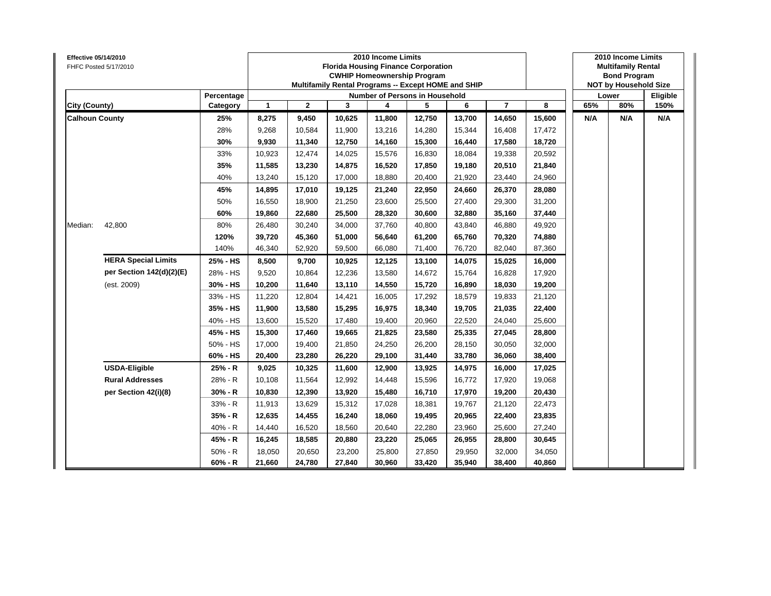**Effective 05/14/2010**
FHFC Posted 5/17/2010

| | | | 2010 Income Limits<br>Florida Housing Finance Corporation<br>CWHIP Homeownership Program<br>Multifamily Rental Programs -- Except HOME and SHIP | | | | | | | | 2010 Income Limits<br>Multifamily Rental<br>Bond Program<br>NOT by Household Size | | |
|---|---|---|---|---|---|---|---|---|---|---|---|---|---|
| | | Percentage | Number of Persons in Household | | | | | | | | Lower | | Eligible |
| City (County) | | Category | 1 | 2 | 3 | 4 | 5 | 6 | 7 | 8 | 65% | 80% | 150% |
| **Calhoun County** | | **25%** | **8,275** | **9,450** | **10,625** | **11,800** | **12,750** | **13,700** | **14,650** | **15,600** | **N/A** | **N/A** | **N/A** |
| | | 28% | 9,268 | 10,584 | 11,900 | 13,216 | 14,280 | 15,344 | 16,408 | 17,472 | | | |
| | | **30%** | **9,930** | **11,340** | **12,750** | **14,160** | **15,300** | **16,440** | **17,580** | **18,720** | | | |
| | | 33% | 10,923 | 12,474 | 14,025 | 15,576 | 16,830 | 18,084 | 19,338 | 20,592 | | | |
| | | **35%** | **11,585** | **13,230** | **14,875** | **16,520** | **17,850** | **19,180** | **20,510** | **21,840** | | | |
| | | 40% | 13,240 | 15,120 | 17,000 | 18,880 | 20,400 | 21,920 | 23,440 | 24,960 | | | |
| | | **45%** | **14,895** | **17,010** | **19,125** | **21,240** | **22,950** | **24,660** | **26,370** | **28,080** | | | |
| | | 50% | 16,550 | 18,900 | 21,250 | 23,600 | 25,500 | 27,400 | 29,300 | 31,200 | | | |
| | | **60%** | **19,860** | **22,680** | **25,500** | **28,320** | **30,600** | **32,880** | **35,160** | **37,440** | | | |
| Median: | 42,800 | 80% | 26,480 | 30,240 | 34,000 | 37,760 | 40,800 | 43,840 | 46,880 | 49,920 | | | |
| | | **120%** | **39,720** | **45,360** | **51,000** | **56,640** | **61,200** | **65,760** | **70,320** | **74,880** | | | |
| | | 140% | 46,340 | 52,920 | 59,500 | 66,080 | 71,400 | 76,720 | 82,040 | 87,360 | | | |
| | **HERA Special Limits** | **25% - HS** | **8,500** | **9,700** | **10,925** | **12,125** | **13,100** | **14,075** | **15,025** | **16,000** | | | |
| | **per Section 142(d)(2)(E)** | 28% - HS | 9,520 | 10,864 | 12,236 | 13,580 | 14,672 | 15,764 | 16,828 | 17,920 | | | |
| | (est. 2009) | **30% - HS** | **10,200** | **11,640** | **13,110** | **14,550** | **15,720** | **16,890** | **18,030** | **19,200** | | | |
| | | 33% - HS | 11,220 | 12,804 | 14,421 | 16,005 | 17,292 | 18,579 | 19,833 | 21,120 | | | |
| | | **35% - HS** | **11,900** | **13,580** | **15,295** | **16,975** | **18,340** | **19,705** | **21,035** | **22,400** | | | |
| | | 40% - HS | 13,600 | 15,520 | 17,480 | 19,400 | 20,960 | 22,520 | 24,040 | 25,600 | | | |
| | | **45% - HS** | **15,300** | **17,460** | **19,665** | **21,825** | **23,580** | **25,335** | **27,045** | **28,800** | | | |
| | | 50% - HS | 17,000 | 19,400 | 21,850 | 24,250 | 26,200 | 28,150 | 30,050 | 32,000 | | | |
| | | **60% - HS** | **20,400** | **23,280** | **26,220** | **29,100** | **31,440** | **33,780** | **36,060** | **38,400** | | | |
| | **USDA-Eligible** | **25% - R** | **9,025** | **10,325** | **11,600** | **12,900** | **13,925** | **14,975** | **16,000** | **17,025** | | | |
| | **Rural Addresses** | 28% - R | 10,108 | 11,564 | 12,992 | 14,448 | 15,596 | 16,772 | 17,920 | 19,068 | | | |
| | **per Section 42(i)(8)** | **30% - R** | **10,830** | **12,390** | **13,920** | **15,480** | **16,710** | **17,970** | **19,200** | **20,430** | | | |
| | | 33% - R | 11,913 | 13,629 | 15,312 | 17,028 | 18,381 | 19,767 | 21,120 | 22,473 | | | |
| | | **35% - R** | **12,635** | **14,455** | **16,240** | **18,060** | **19,495** | **20,965** | **22,400** | **23,835** | | | |
| | | 40% - R | 14,440 | 16,520 | 18,560 | 20,640 | 22,280 | 23,960 | 25,600 | 27,240 | | | |
| | | **45% - R** | **16,245** | **18,585** | **20,880** | **23,220** | **25,065** | **26,955** | **28,800** | **30,645** | | | |
| | | 50% - R | 18,050 | 20,650 | 23,200 | 25,800 | 27,850 | 29,950 | 32,000 | 34,050 | | | |
| | | **60% - R** | **21,660** | **24,780** | **27,840** | **30,960** | **33,420** | **35,940** | **38,400** | **40,860** | | | |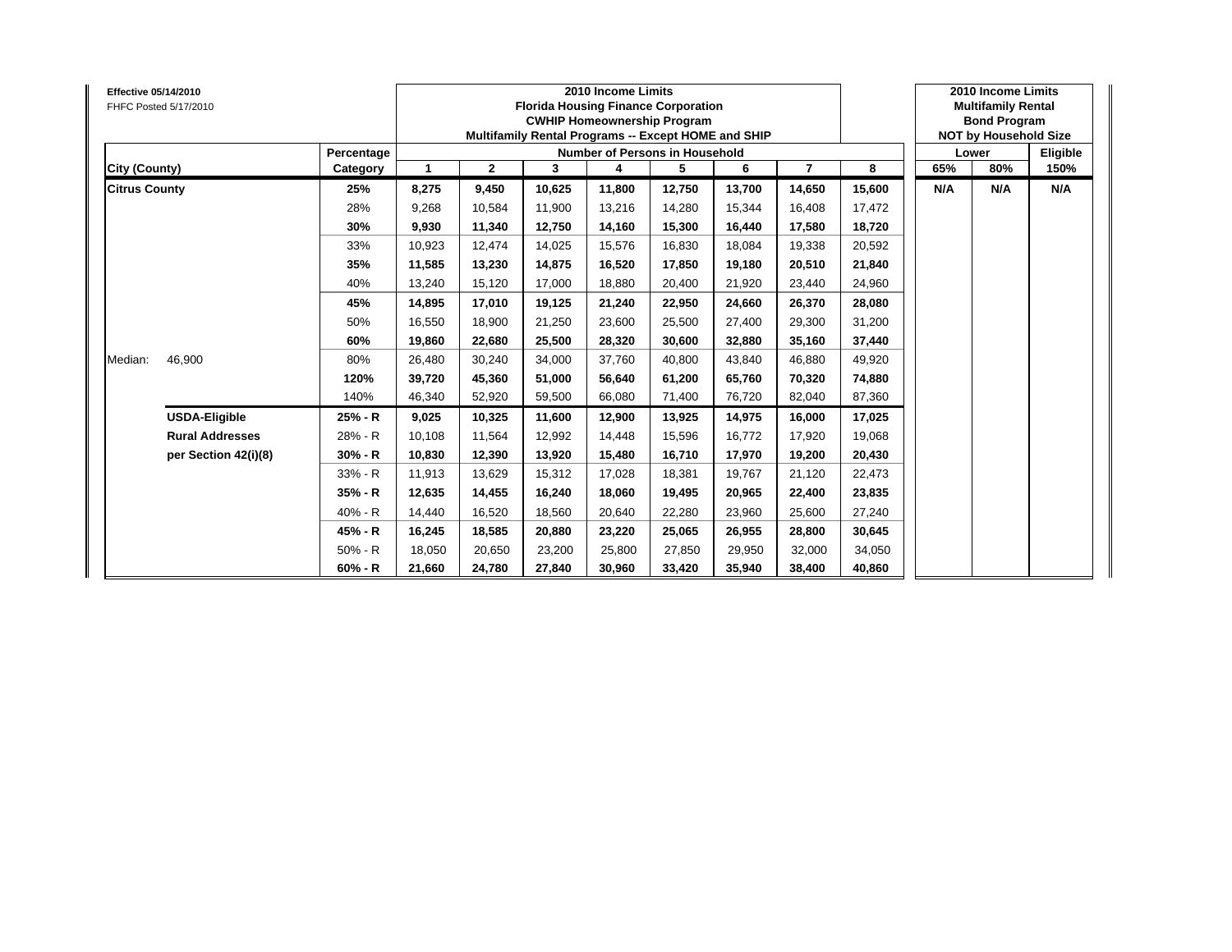**Effective 05/14/2010**
FHFC Posted 5/17/2010

| | | | **2010 Income Limits**<br>**Florida Housing Finance Corporation**<br>**CWHIP Homeownership Program**<br>**Multifamily Rental Programs -- Except HOME and SHIP** | | | | | | | | **2010 Income Limits**<br>**Multifamily Rental**<br>**Bond Program**<br>**NOT by Household Size** | | |
|---|---|---|---|---|---|---|---|---|---|---|---|---|---|
| | | **Percentage** | **Number of Persons in Household** | | | | | | | | **Lower** | | **Eligible** |
| **City (County)** | | **Category** | **1** | **2** | **3** | **4** | **5** | **6** | **7** | **8** | **65%** | **80%** | **150%** |
| **Citrus County** | | **25%** | **8,275** | **9,450** | **10,625** | **11,800** | **12,750** | **13,700** | **14,650** | **15,600** | **N/A** | **N/A** | **N/A** |
| | | 28% | 9,268 | 10,584 | 11,900 | 13,216 | 14,280 | 15,344 | 16,408 | 17,472 | | | |
| | | **30%** | **9,930** | **11,340** | **12,750** | **14,160** | **15,300** | **16,440** | **17,580** | **18,720** | | | |
| | | 33% | 10,923 | 12,474 | 14,025 | 15,576 | 16,830 | 18,084 | 19,338 | 20,592 | | | |
| | | **35%** | **11,585** | **13,230** | **14,875** | **16,520** | **17,850** | **19,180** | **20,510** | **21,840** | | | |
| | | 40% | 13,240 | 15,120 | 17,000 | 18,880 | 20,400 | 21,920 | 23,440 | 24,960 | | | |
| | | **45%** | **14,895** | **17,010** | **19,125** | **21,240** | **22,950** | **24,660** | **26,370** | **28,080** | | | |
| | | 50% | 16,550 | 18,900 | 21,250 | 23,600 | 25,500 | 27,400 | 29,300 | 31,200 | | | |
| | | **60%** | **19,860** | **22,680** | **25,500** | **28,320** | **30,600** | **32,880** | **35,160** | **37,440** | | | |
| Median: | 46,900 | 80% | 26,480 | 30,240 | 34,000 | 37,760 | 40,800 | 43,840 | 46,880 | 49,920 | | | |
| | | **120%** | **39,720** | **45,360** | **51,000** | **56,640** | **61,200** | **65,760** | **70,320** | **74,880** | | | |
| | | 140% | 46,340 | 52,920 | 59,500 | 66,080 | 71,400 | 76,720 | 82,040 | 87,360 | | | |
| | **USDA-Eligible** | **25% - R** | **9,025** | **10,325** | **11,600** | **12,900** | **13,925** | **14,975** | **16,000** | **17,025** | | | |
| | **Rural Addresses** | 28% - R | 10,108 | 11,564 | 12,992 | 14,448 | 15,596 | 16,772 | 17,920 | 19,068 | | | |
| | **per Section 42(i)(8)** | **30% - R** | **10,830** | **12,390** | **13,920** | **15,480** | **16,710** | **17,970** | **19,200** | **20,430** | | | |
| | | 33% - R | 11,913 | 13,629 | 15,312 | 17,028 | 18,381 | 19,767 | 21,120 | 22,473 | | | |
| | | **35% - R** | **12,635** | **14,455** | **16,240** | **18,060** | **19,495** | **20,965** | **22,400** | **23,835** | | | |
| | | 40% - R | 14,440 | 16,520 | 18,560 | 20,640 | 22,280 | 23,960 | 25,600 | 27,240 | | | |
| | | **45% - R** | **16,245** | **18,585** | **20,880** | **23,220** | **25,065** | **26,955** | **28,800** | **30,645** | | | |
| | | 50% - R | 18,050 | 20,650 | 23,200 | 25,800 | 27,850 | 29,950 | 32,000 | 34,050 | | | |
| | | **60% - R** | **21,660** | **24,780** | **27,840** | **30,960** | **33,420** | **35,940** | **38,400** | **40,860** | | | |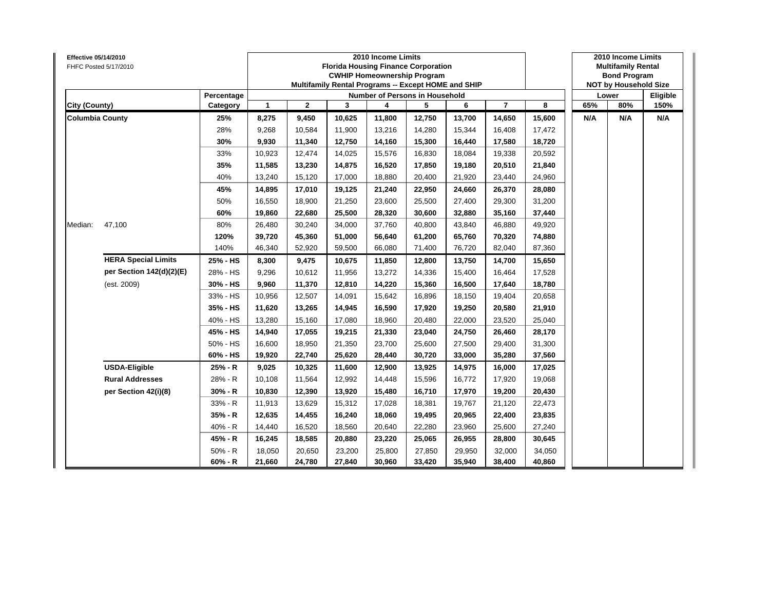**Effective 05/14/2010**
FHFC Posted 5/17/2010

**2010 Income Limits**
**Florida Housing Finance Corporation**
**CWHIP Homeownership Program**
**Multifamily Rental Programs -- Except HOME and SHIP**

**2010 Income Limits**
**Multifamily Rental**
**Bond Program**
**NOT by Household Size**

| City (County) | | Percentage Category | 1 | 2 | 3 | 4 | 5 | 6 | 7 | 8 | Lower 65% | Lower 80% | Eligible 150% |
|---|---|---|---|---|---|---|---|---|---|---|---|---|---|
| **Columbia County** | | **25%** | **8,275** | **9,450** | **10,625** | **11,800** | **12,750** | **13,700** | **14,650** | **15,600** | **N/A** | **N/A** | **N/A** |
| | | 28% | 9,268 | 10,584 | 11,900 | 13,216 | 14,280 | 15,344 | 16,408 | 17,472 | | | |
| | | **30%** | **9,930** | **11,340** | **12,750** | **14,160** | **15,300** | **16,440** | **17,580** | **18,720** | | | |
| | | 33% | 10,923 | 12,474 | 14,025 | 15,576 | 16,830 | 18,084 | 19,338 | 20,592 | | | |
| | | **35%** | **11,585** | **13,230** | **14,875** | **16,520** | **17,850** | **19,180** | **20,510** | **21,840** | | | |
| | | 40% | 13,240 | 15,120 | 17,000 | 18,880 | 20,400 | 21,920 | 23,440 | 24,960 | | | |
| | | **45%** | **14,895** | **17,010** | **19,125** | **21,240** | **22,950** | **24,660** | **26,370** | **28,080** | | | |
| | | 50% | 16,550 | 18,900 | 21,250 | 23,600 | 25,500 | 27,400 | 29,300 | 31,200 | | | |
| | | **60%** | **19,860** | **22,680** | **25,500** | **28,320** | **30,600** | **32,880** | **35,160** | **37,440** | | | |
| Median: | 47,100 | 80% | 26,480 | 30,240 | 34,000 | 37,760 | 40,800 | 43,840 | 46,880 | 49,920 | | | |
| | | **120%** | **39,720** | **45,360** | **51,000** | **56,640** | **61,200** | **65,760** | **70,320** | **74,880** | | | |
| | | 140% | 46,340 | 52,920 | 59,500 | 66,080 | 71,400 | 76,720 | 82,040 | 87,360 | | | |
| | **HERA Special Limits** | **25% - HS** | **8,300** | **9,475** | **10,675** | **11,850** | **12,800** | **13,750** | **14,700** | **15,650** | | | |
| | **per Section 142(d)(2)(E)** | 28% - HS | 9,296 | 10,612 | 11,956 | 13,272 | 14,336 | 15,400 | 16,464 | 17,528 | | | |
| | (est. 2009) | **30% - HS** | **9,960** | **11,370** | **12,810** | **14,220** | **15,360** | **16,500** | **17,640** | **18,780** | | | |
| | | 33% - HS | 10,956 | 12,507 | 14,091 | 15,642 | 16,896 | 18,150 | 19,404 | 20,658 | | | |
| | | **35% - HS** | **11,620** | **13,265** | **14,945** | **16,590** | **17,920** | **19,250** | **20,580** | **21,910** | | | |
| | | 40% - HS | 13,280 | 15,160 | 17,080 | 18,960 | 20,480 | 22,000 | 23,520 | 25,040 | | | |
| | | **45% - HS** | **14,940** | **17,055** | **19,215** | **21,330** | **23,040** | **24,750** | **26,460** | **28,170** | | | |
| | | 50% - HS | 16,600 | 18,950 | 21,350 | 23,700 | 25,600 | 27,500 | 29,400 | 31,300 | | | |
| | | **60% - HS** | **19,920** | **22,740** | **25,620** | **28,440** | **30,720** | **33,000** | **35,280** | **37,560** | | | |
| | **USDA-Eligible** | **25% - R** | **9,025** | **10,325** | **11,600** | **12,900** | **13,925** | **14,975** | **16,000** | **17,025** | | | |
| | **Rural Addresses** | 28% - R | 10,108 | 11,564 | 12,992 | 14,448 | 15,596 | 16,772 | 17,920 | 19,068 | | | |
| | **per Section 42(i)(8)** | **30% - R** | **10,830** | **12,390** | **13,920** | **15,480** | **16,710** | **17,970** | **19,200** | **20,430** | | | |
| | | 33% - R | 11,913 | 13,629 | 15,312 | 17,028 | 18,381 | 19,767 | 21,120 | 22,473 | | | |
| | | **35% - R** | **12,635** | **14,455** | **16,240** | **18,060** | **19,495** | **20,965** | **22,400** | **23,835** | | | |
| | | 40% - R | 14,440 | 16,520 | 18,560 | 20,640 | 22,280 | 23,960 | 25,600 | 27,240 | | | |
| | | **45% - R** | **16,245** | **18,585** | **20,880** | **23,220** | **25,065** | **26,955** | **28,800** | **30,645** | | | |
| | | 50% - R | 18,050 | 20,650 | 23,200 | 25,800 | 27,850 | 29,950 | 32,000 | 34,050 | | | |
| | | **60% - R** | **21,660** | **24,780** | **27,840** | **30,960** | **33,420** | **35,940** | **38,400** | **40,860** | | | |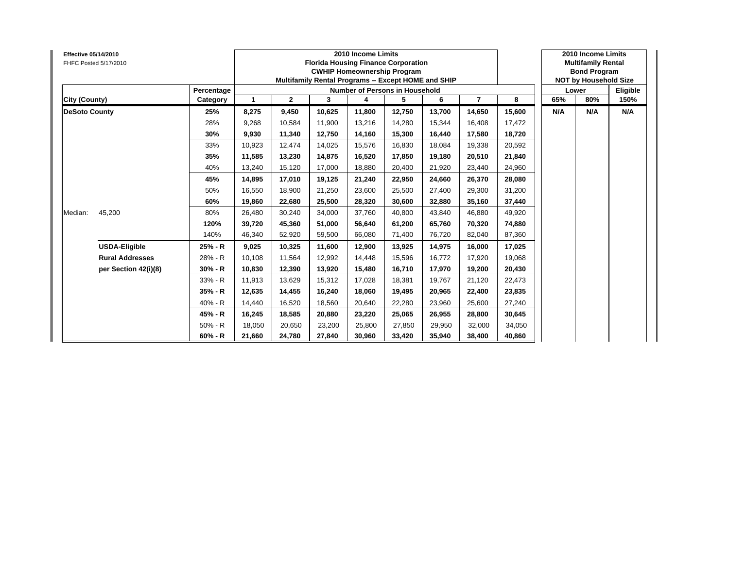**Effective 05/14/2010**
FHFC Posted 5/17/2010

**2010 Income Limits**
**Florida Housing Finance Corporation**
**CWHIP Homeownership Program**
**Multifamily Rental Programs -- Except HOME and SHIP**

**2010 Income Limits**
**Multifamily Rental**
**Bond Program**
**NOT by Household Size**

| City (County) | | Percentage Category | Number of Persons in Household: 1 | 2 | 3 | 4 | 5 | 6 | 7 | 8 | Lower 65% | Lower 80% | Eligible 150% |
|---|---|---|---|---|---|---|---|---|---|---|---|---|---|
| **DeSoto County** | | **25%** | **8,275** | **9,450** | **10,625** | **11,800** | **12,750** | **13,700** | **14,650** | **15,600** | **N/A** | **N/A** | **N/A** |
| | | 28% | 9,268 | 10,584 | 11,900 | 13,216 | 14,280 | 15,344 | 16,408 | 17,472 | | | |
| | | **30%** | **9,930** | **11,340** | **12,750** | **14,160** | **15,300** | **16,440** | **17,580** | **18,720** | | | |
| | | 33% | 10,923 | 12,474 | 14,025 | 15,576 | 16,830 | 18,084 | 19,338 | 20,592 | | | |
| | | **35%** | **11,585** | **13,230** | **14,875** | **16,520** | **17,850** | **19,180** | **20,510** | **21,840** | | | |
| | | 40% | 13,240 | 15,120 | 17,000 | 18,880 | 20,400 | 21,920 | 23,440 | 24,960 | | | |
| | | **45%** | **14,895** | **17,010** | **19,125** | **21,240** | **22,950** | **24,660** | **26,370** | **28,080** | | | |
| | | 50% | 16,550 | 18,900 | 21,250 | 23,600 | 25,500 | 27,400 | 29,300 | 31,200 | | | |
| | | **60%** | **19,860** | **22,680** | **25,500** | **28,320** | **30,600** | **32,880** | **35,160** | **37,440** | | | |
| Median: | 45,200 | 80% | 26,480 | 30,240 | 34,000 | 37,760 | 40,800 | 43,840 | 46,880 | 49,920 | | | |
| | | **120%** | **39,720** | **45,360** | **51,000** | **56,640** | **61,200** | **65,760** | **70,320** | **74,880** | | | |
| | | 140% | 46,340 | 52,920 | 59,500 | 66,080 | 71,400 | 76,720 | 82,040 | 87,360 | | | |
| | **USDA-Eligible** | **25% - R** | **9,025** | **10,325** | **11,600** | **12,900** | **13,925** | **14,975** | **16,000** | **17,025** | | | |
| | **Rural Addresses** | 28% - R | 10,108 | 11,564 | 12,992 | 14,448 | 15,596 | 16,772 | 17,920 | 19,068 | | | |
| | **per Section 42(i)(8)** | **30% - R** | **10,830** | **12,390** | **13,920** | **15,480** | **16,710** | **17,970** | **19,200** | **20,430** | | | |
| | | 33% - R | 11,913 | 13,629 | 15,312 | 17,028 | 18,381 | 19,767 | 21,120 | 22,473 | | | |
| | | **35% - R** | **12,635** | **14,455** | **16,240** | **18,060** | **19,495** | **20,965** | **22,400** | **23,835** | | | |
| | | 40% - R | 14,440 | 16,520 | 18,560 | 20,640 | 22,280 | 23,960 | 25,600 | 27,240 | | | |
| | | **45% - R** | **16,245** | **18,585** | **20,880** | **23,220** | **25,065** | **26,955** | **28,800** | **30,645** | | | |
| | | 50% - R | 18,050 | 20,650 | 23,200 | 25,800 | 27,850 | 29,950 | 32,000 | 34,050 | | | |
| | | **60% - R** | **21,660** | **24,780** | **27,840** | **30,960** | **33,420** | **35,940** | **38,400** | **40,860** | | | |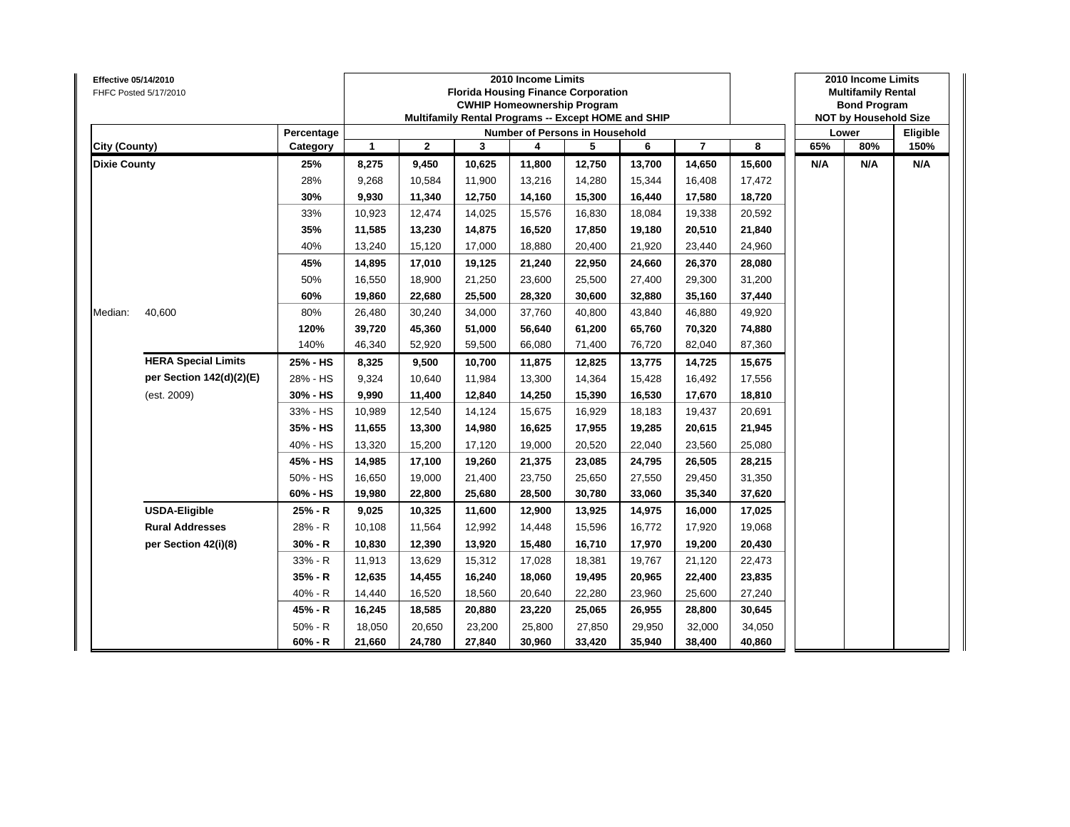**Effective 05/14/2010**
FHFC Posted 5/17/2010

| | | | 2010 Income Limits<br>Florida Housing Finance Corporation<br>CWHIP Homeownership Program<br>Multifamily Rental Programs -- Except HOME and SHIP | | | | | | | | 2010 Income Limits<br>Multifamily Rental<br>Bond Program<br>NOT by Household Size | | |
|---|---|---|---|---|---|---|---|---|---|---|---|---|---|
| | | **Percentage** | **Number of Persons in Household** | | | | | | | | **Lower** | | **Eligible** |
| **City (County)** | | **Category** | **1** | **2** | **3** | **4** | **5** | **6** | **7** | **8** | **65%** | **80%** | **150%** |
| **Dixie County** | | **25%** | **8,275** | **9,450** | **10,625** | **11,800** | **12,750** | **13,700** | **14,650** | **15,600** | **N/A** | **N/A** | **N/A** |
| | | 28% | 9,268 | 10,584 | 11,900 | 13,216 | 14,280 | 15,344 | 16,408 | 17,472 | | | |
| | | **30%** | **9,930** | **11,340** | **12,750** | **14,160** | **15,300** | **16,440** | **17,580** | **18,720** | | | |
| | | 33% | 10,923 | 12,474 | 14,025 | 15,576 | 16,830 | 18,084 | 19,338 | 20,592 | | | |
| | | **35%** | **11,585** | **13,230** | **14,875** | **16,520** | **17,850** | **19,180** | **20,510** | **21,840** | | | |
| | | 40% | 13,240 | 15,120 | 17,000 | 18,880 | 20,400 | 21,920 | 23,440 | 24,960 | | | |
| | | **45%** | **14,895** | **17,010** | **19,125** | **21,240** | **22,950** | **24,660** | **26,370** | **28,080** | | | |
| | | 50% | 16,550 | 18,900 | 21,250 | 23,600 | 25,500 | 27,400 | 29,300 | 31,200 | | | |
| | | **60%** | **19,860** | **22,680** | **25,500** | **28,320** | **30,600** | **32,880** | **35,160** | **37,440** | | | |
| Median: | 40,600 | 80% | 26,480 | 30,240 | 34,000 | 37,760 | 40,800 | 43,840 | 46,880 | 49,920 | | | |
| | | **120%** | **39,720** | **45,360** | **51,000** | **56,640** | **61,200** | **65,760** | **70,320** | **74,880** | | | |
| | | 140% | 46,340 | 52,920 | 59,500 | 66,080 | 71,400 | 76,720 | 82,040 | 87,360 | | | |
| | **HERA Special Limits** | **25% - HS** | **8,325** | **9,500** | **10,700** | **11,875** | **12,825** | **13,775** | **14,725** | **15,675** | | | |
| | **per Section 142(d)(2)(E)** | 28% - HS | 9,324 | 10,640 | 11,984 | 13,300 | 14,364 | 15,428 | 16,492 | 17,556 | | | |
| | (est. 2009) | **30% - HS** | **9,990** | **11,400** | **12,840** | **14,250** | **15,390** | **16,530** | **17,670** | **18,810** | | | |
| | | 33% - HS | 10,989 | 12,540 | 14,124 | 15,675 | 16,929 | 18,183 | 19,437 | 20,691 | | | |
| | | **35% - HS** | **11,655** | **13,300** | **14,980** | **16,625** | **17,955** | **19,285** | **20,615** | **21,945** | | | |
| | | 40% - HS | 13,320 | 15,200 | 17,120 | 19,000 | 20,520 | 22,040 | 23,560 | 25,080 | | | |
| | | **45% - HS** | **14,985** | **17,100** | **19,260** | **21,375** | **23,085** | **24,795** | **26,505** | **28,215** | | | |
| | | 50% - HS | 16,650 | 19,000 | 21,400 | 23,750 | 25,650 | 27,550 | 29,450 | 31,350 | | | |
| | | **60% - HS** | **19,980** | **22,800** | **25,680** | **28,500** | **30,780** | **33,060** | **35,340** | **37,620** | | | |
| | **USDA-Eligible** | **25% - R** | **9,025** | **10,325** | **11,600** | **12,900** | **13,925** | **14,975** | **16,000** | **17,025** | | | |
| | **Rural Addresses** | 28% - R | 10,108 | 11,564 | 12,992 | 14,448 | 15,596 | 16,772 | 17,920 | 19,068 | | | |
| | **per Section 42(i)(8)** | **30% - R** | **10,830** | **12,390** | **13,920** | **15,480** | **16,710** | **17,970** | **19,200** | **20,430** | | | |
| | | 33% - R | 11,913 | 13,629 | 15,312 | 17,028 | 18,381 | 19,767 | 21,120 | 22,473 | | | |
| | | **35% - R** | **12,635** | **14,455** | **16,240** | **18,060** | **19,495** | **20,965** | **22,400** | **23,835** | | | |
| | | 40% - R | 14,440 | 16,520 | 18,560 | 20,640 | 22,280 | 23,960 | 25,600 | 27,240 | | | |
| | | **45% - R** | **16,245** | **18,585** | **20,880** | **23,220** | **25,065** | **26,955** | **28,800** | **30,645** | | | |
| | | 50% - R | 18,050 | 20,650 | 23,200 | 25,800 | 27,850 | 29,950 | 32,000 | 34,050 | | | |
| | | **60% - R** | **21,660** | **24,780** | **27,840** | **30,960** | **33,420** | **35,940** | **38,400** | **40,860** | | | |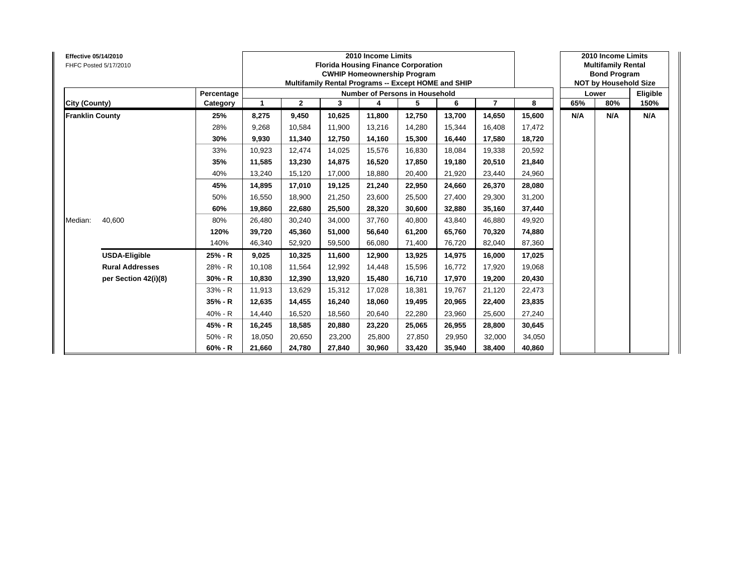**Effective 05/14/2010**
FHFC Posted 5/17/2010

| | | Percentage | 2010 Income Limits Florida Housing Finance Corporation CWHIP Homeownership Program Multifamily Rental Programs -- Except HOME and SHIP | | | | | | | | 2010 Income Limits Multifamily Rental Bond Program NOT by Household Size | | |
|---|---|---|---|---|---|---|---|---|---|---|---|---|---|
| | | | Number of Persons in Household | | | | | | | | Lower | | Eligible |
| **City (County)** | | **Category** | **1** | **2** | **3** | **4** | **5** | **6** | **7** | **8** | **65%** | **80%** | **150%** |
| **Franklin County** | | **25%** | **8,275** | **9,450** | **10,625** | **11,800** | **12,750** | **13,700** | **14,650** | **15,600** | **N/A** | **N/A** | **N/A** |
| | | 28% | 9,268 | 10,584 | 11,900 | 13,216 | 14,280 | 15,344 | 16,408 | 17,472 | | | |
| | | **30%** | **9,930** | **11,340** | **12,750** | **14,160** | **15,300** | **16,440** | **17,580** | **18,720** | | | |
| | | 33% | 10,923 | 12,474 | 14,025 | 15,576 | 16,830 | 18,084 | 19,338 | 20,592 | | | |
| | | **35%** | **11,585** | **13,230** | **14,875** | **16,520** | **17,850** | **19,180** | **20,510** | **21,840** | | | |
| | | 40% | 13,240 | 15,120 | 17,000 | 18,880 | 20,400 | 21,920 | 23,440 | 24,960 | | | |
| | | **45%** | **14,895** | **17,010** | **19,125** | **21,240** | **22,950** | **24,660** | **26,370** | **28,080** | | | |
| | | 50% | 16,550 | 18,900 | 21,250 | 23,600 | 25,500 | 27,400 | 29,300 | 31,200 | | | |
| | | **60%** | **19,860** | **22,680** | **25,500** | **28,320** | **30,600** | **32,880** | **35,160** | **37,440** | | | |
| Median: | 40,600 | 80% | 26,480 | 30,240 | 34,000 | 37,760 | 40,800 | 43,840 | 46,880 | 49,920 | | | |
| | | **120%** | **39,720** | **45,360** | **51,000** | **56,640** | **61,200** | **65,760** | **70,320** | **74,880** | | | |
| | | 140% | 46,340 | 52,920 | 59,500 | 66,080 | 71,400 | 76,720 | 82,040 | 87,360 | | | |
| | **USDA-Eligible** | **25% - R** | **9,025** | **10,325** | **11,600** | **12,900** | **13,925** | **14,975** | **16,000** | **17,025** | | | |
| | **Rural Addresses** | 28% - R | 10,108 | 11,564 | 12,992 | 14,448 | 15,596 | 16,772 | 17,920 | 19,068 | | | |
| | **per Section 42(i)(8)** | **30% - R** | **10,830** | **12,390** | **13,920** | **15,480** | **16,710** | **17,970** | **19,200** | **20,430** | | | |
| | | 33% - R | 11,913 | 13,629 | 15,312 | 17,028 | 18,381 | 19,767 | 21,120 | 22,473 | | | |
| | | **35% - R** | **12,635** | **14,455** | **16,240** | **18,060** | **19,495** | **20,965** | **22,400** | **23,835** | | | |
| | | 40% - R | 14,440 | 16,520 | 18,560 | 20,640 | 22,280 | 23,960 | 25,600 | 27,240 | | | |
| | | **45% - R** | **16,245** | **18,585** | **20,880** | **23,220** | **25,065** | **26,955** | **28,800** | **30,645** | | | |
| | | 50% - R | 18,050 | 20,650 | 23,200 | 25,800 | 27,850 | 29,950 | 32,000 | 34,050 | | | |
| | | **60% - R** | **21,660** | **24,780** | **27,840** | **30,960** | **33,420** | **35,940** | **38,400** | **40,860** | | | |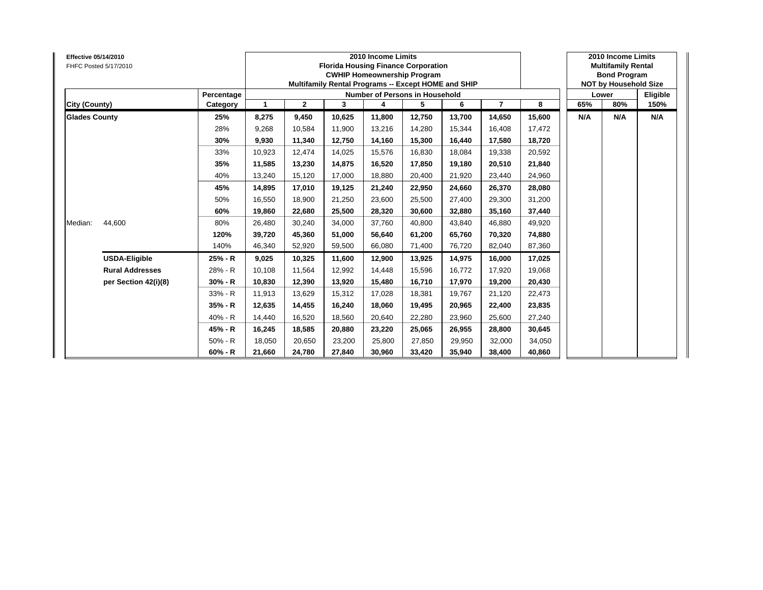**Effective 05/14/2010**
FHFC Posted 5/17/2010

| City (County) | | Percentage Category | 2010 Income Limits Florida Housing Finance Corporation CWHIP Homeownership Program Multifamily Rental Programs -- Except HOME and SHIP — Number of Persons in Household: 1 | 2 | 3 | 4 | 5 | 6 | 7 | 8 | 2010 Income Limits Multifamily Rental Bond Program NOT by Household Size — Lower 65% | 80% | Eligible 150% |
|---|---|---|---|---|---|---|---|---|---|---|---|---|---|
| **Glades County** | | **25%** | **8,275** | **9,450** | **10,625** | **11,800** | **12,750** | **13,700** | **14,650** | **15,600** | **N/A** | **N/A** | **N/A** |
| | | 28% | 9,268 | 10,584 | 11,900 | 13,216 | 14,280 | 15,344 | 16,408 | 17,472 | | | |
| | | **30%** | **9,930** | **11,340** | **12,750** | **14,160** | **15,300** | **16,440** | **17,580** | **18,720** | | | |
| | | 33% | 10,923 | 12,474 | 14,025 | 15,576 | 16,830 | 18,084 | 19,338 | 20,592 | | | |
| | | **35%** | **11,585** | **13,230** | **14,875** | **16,520** | **17,850** | **19,180** | **20,510** | **21,840** | | | |
| | | 40% | 13,240 | 15,120 | 17,000 | 18,880 | 20,400 | 21,920 | 23,440 | 24,960 | | | |
| | | **45%** | **14,895** | **17,010** | **19,125** | **21,240** | **22,950** | **24,660** | **26,370** | **28,080** | | | |
| | | 50% | 16,550 | 18,900 | 21,250 | 23,600 | 25,500 | 27,400 | 29,300 | 31,200 | | | |
| | | **60%** | **19,860** | **22,680** | **25,500** | **28,320** | **30,600** | **32,880** | **35,160** | **37,440** | | | |
| Median: | 44,600 | 80% | 26,480 | 30,240 | 34,000 | 37,760 | 40,800 | 43,840 | 46,880 | 49,920 | | | |
| | | **120%** | **39,720** | **45,360** | **51,000** | **56,640** | **61,200** | **65,760** | **70,320** | **74,880** | | | |
| | | 140% | 46,340 | 52,920 | 59,500 | 66,080 | 71,400 | 76,720 | 82,040 | 87,360 | | | |
| | **USDA-Eligible** | **25% - R** | **9,025** | **10,325** | **11,600** | **12,900** | **13,925** | **14,975** | **16,000** | **17,025** | | | |
| | **Rural Addresses** | 28% - R | 10,108 | 11,564 | 12,992 | 14,448 | 15,596 | 16,772 | 17,920 | 19,068 | | | |
| | **per Section 42(i)(8)** | **30% - R** | **10,830** | **12,390** | **13,920** | **15,480** | **16,710** | **17,970** | **19,200** | **20,430** | | | |
| | | 33% - R | 11,913 | 13,629 | 15,312 | 17,028 | 18,381 | 19,767 | 21,120 | 22,473 | | | |
| | | **35% - R** | **12,635** | **14,455** | **16,240** | **18,060** | **19,495** | **20,965** | **22,400** | **23,835** | | | |
| | | 40% - R | 14,440 | 16,520 | 18,560 | 20,640 | 22,280 | 23,960 | 25,600 | 27,240 | | | |
| | | **45% - R** | **16,245** | **18,585** | **20,880** | **23,220** | **25,065** | **26,955** | **28,800** | **30,645** | | | |
| | | 50% - R | 18,050 | 20,650 | 23,200 | 25,800 | 27,850 | 29,950 | 32,000 | 34,050 | | | |
| | | **60% - R** | **21,660** | **24,780** | **27,840** | **30,960** | **33,420** | **35,940** | **38,400** | **40,860** | | | |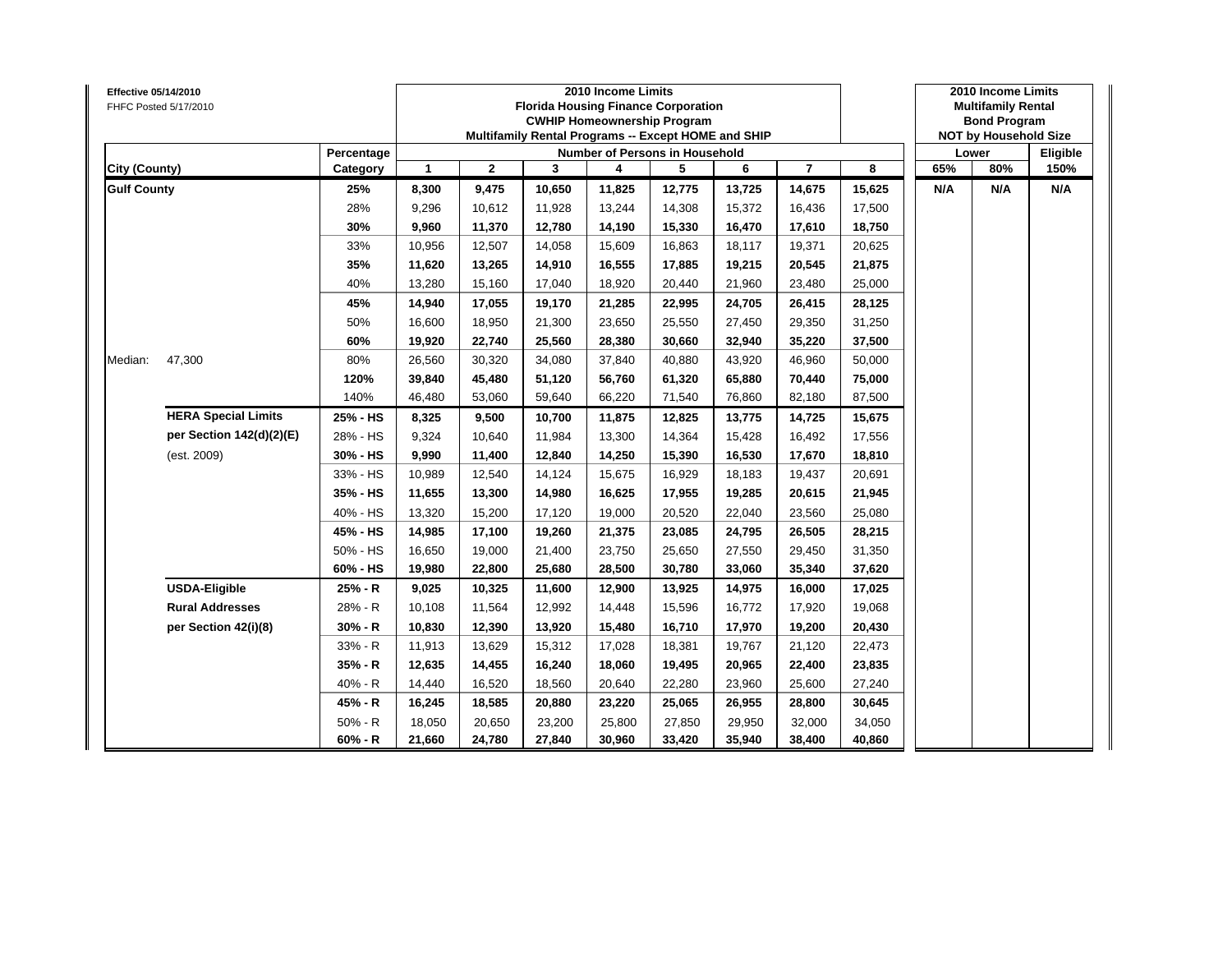**Effective 05/14/2010**
FHFC Posted 5/17/2010

| | | | 2010 Income Limits Florida Housing Finance Corporation CWHIP Homeownership Program Multifamily Rental Programs -- Except HOME and SHIP | | | | | | | | 2010 Income Limits Multifamily Rental Bond Program NOT by Household Size | | |
|---|---|---|---|---|---|---|---|---|---|---|---|---|---|
| | | Percentage | Number of Persons in Household | | | | | | | | Lower | | Eligible |
| City (County) | | Category | 1 | 2 | 3 | 4 | 5 | 6 | 7 | 8 | 65% | 80% | 150% |
| **Gulf County** | | **25%** | **8,300** | **9,475** | **10,650** | **11,825** | **12,775** | **13,725** | **14,675** | **15,625** | **N/A** | **N/A** | **N/A** |
| | | 28% | 9,296 | 10,612 | 11,928 | 13,244 | 14,308 | 15,372 | 16,436 | 17,500 | | | |
| | | **30%** | **9,960** | **11,370** | **12,780** | **14,190** | **15,330** | **16,470** | **17,610** | **18,750** | | | |
| | | 33% | 10,956 | 12,507 | 14,058 | 15,609 | 16,863 | 18,117 | 19,371 | 20,625 | | | |
| | | **35%** | **11,620** | **13,265** | **14,910** | **16,555** | **17,885** | **19,215** | **20,545** | **21,875** | | | |
| | | 40% | 13,280 | 15,160 | 17,040 | 18,920 | 20,440 | 21,960 | 23,480 | 25,000 | | | |
| | | **45%** | **14,940** | **17,055** | **19,170** | **21,285** | **22,995** | **24,705** | **26,415** | **28,125** | | | |
| | | 50% | 16,600 | 18,950 | 21,300 | 23,650 | 25,550 | 27,450 | 29,350 | 31,250 | | | |
| | | **60%** | **19,920** | **22,740** | **25,560** | **28,380** | **30,660** | **32,940** | **35,220** | **37,500** | | | |
| Median: | 47,300 | 80% | 26,560 | 30,320 | 34,080 | 37,840 | 40,880 | 43,920 | 46,960 | 50,000 | | | |
| | | **120%** | **39,840** | **45,480** | **51,120** | **56,760** | **61,320** | **65,880** | **70,440** | **75,000** | | | |
| | | 140% | 46,480 | 53,060 | 59,640 | 66,220 | 71,540 | 76,860 | 82,180 | 87,500 | | | |
| | **HERA Special Limits** | **25% - HS** | **8,325** | **9,500** | **10,700** | **11,875** | **12,825** | **13,775** | **14,725** | **15,675** | | | |
| | **per Section 142(d)(2)(E)** | 28% - HS | 9,324 | 10,640 | 11,984 | 13,300 | 14,364 | 15,428 | 16,492 | 17,556 | | | |
| | (est. 2009) | **30% - HS** | **9,990** | **11,400** | **12,840** | **14,250** | **15,390** | **16,530** | **17,670** | **18,810** | | | |
| | | 33% - HS | 10,989 | 12,540 | 14,124 | 15,675 | 16,929 | 18,183 | 19,437 | 20,691 | | | |
| | | **35% - HS** | **11,655** | **13,300** | **14,980** | **16,625** | **17,955** | **19,285** | **20,615** | **21,945** | | | |
| | | 40% - HS | 13,320 | 15,200 | 17,120 | 19,000 | 20,520 | 22,040 | 23,560 | 25,080 | | | |
| | | **45% - HS** | **14,985** | **17,100** | **19,260** | **21,375** | **23,085** | **24,795** | **26,505** | **28,215** | | | |
| | | 50% - HS | 16,650 | 19,000 | 21,400 | 23,750 | 25,650 | 27,550 | 29,450 | 31,350 | | | |
| | | **60% - HS** | **19,980** | **22,800** | **25,680** | **28,500** | **30,780** | **33,060** | **35,340** | **37,620** | | | |
| | **USDA-Eligible** | **25% - R** | **9,025** | **10,325** | **11,600** | **12,900** | **13,925** | **14,975** | **16,000** | **17,025** | | | |
| | **Rural Addresses** | 28% - R | 10,108 | 11,564 | 12,992 | 14,448 | 15,596 | 16,772 | 17,920 | 19,068 | | | |
| | **per Section 42(i)(8)** | **30% - R** | **10,830** | **12,390** | **13,920** | **15,480** | **16,710** | **17,970** | **19,200** | **20,430** | | | |
| | | 33% - R | 11,913 | 13,629 | 15,312 | 17,028 | 18,381 | 19,767 | 21,120 | 22,473 | | | |
| | | **35% - R** | **12,635** | **14,455** | **16,240** | **18,060** | **19,495** | **20,965** | **22,400** | **23,835** | | | |
| | | 40% - R | 14,440 | 16,520 | 18,560 | 20,640 | 22,280 | 23,960 | 25,600 | 27,240 | | | |
| | | **45% - R** | **16,245** | **18,585** | **20,880** | **23,220** | **25,065** | **26,955** | **28,800** | **30,645** | | | |
| | | 50% - R | 18,050 | 20,650 | 23,200 | 25,800 | 27,850 | 29,950 | 32,000 | 34,050 | | | |
| | | **60% - R** | **21,660** | **24,780** | **27,840** | **30,960** | **33,420** | **35,940** | **38,400** | **40,860** | | | |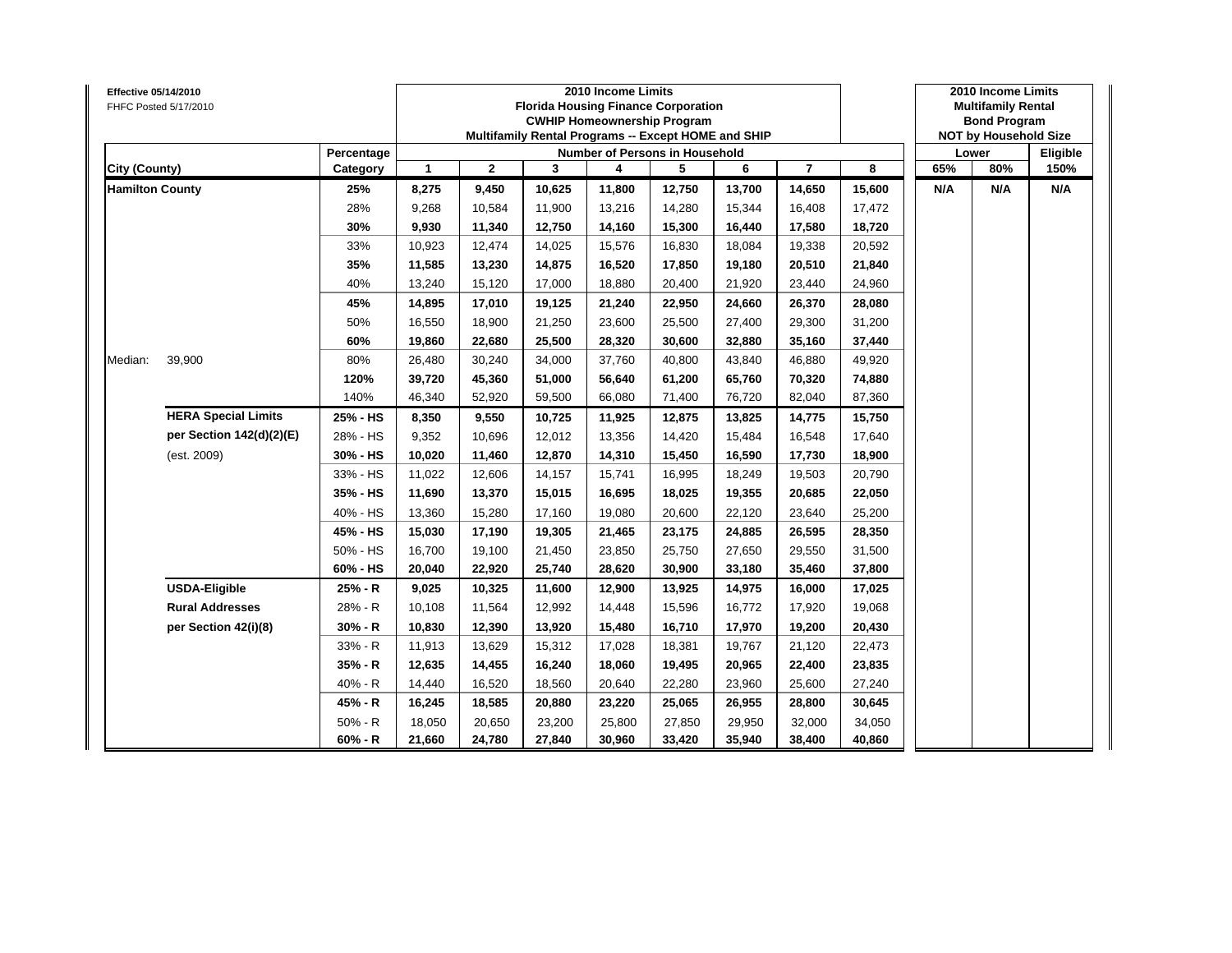Effective 05/14/2010
FHFC Posted 5/17/2010

| City (County) | | Percentage Category | 2010 Income Limits<br>Florida Housing Finance Corporation<br>CWHIP Homeownership Program<br>Multifamily Rental Programs -- Except HOME and SHIP<br>Number of Persons in Household<br>1 | 2 | 3 | 4 | 5 | 6 | 7 | 8 | 2010 Income Limits<br>Multifamily Rental<br>Bond Program<br>NOT by Household Size<br>Lower<br>65% | 80% | Eligible<br>150% |
|---|---|---|---|---|---|---|---|---|---|---|---|---|---|
| **Hamilton County** | | **25%** | **8,275** | **9,450** | **10,625** | **11,800** | **12,750** | **13,700** | **14,650** | **15,600** | **N/A** | **N/A** | **N/A** |
| | | 28% | 9,268 | 10,584 | 11,900 | 13,216 | 14,280 | 15,344 | 16,408 | 17,472 | | | |
| | | **30%** | **9,930** | **11,340** | **12,750** | **14,160** | **15,300** | **16,440** | **17,580** | **18,720** | | | |
| | | 33% | 10,923 | 12,474 | 14,025 | 15,576 | 16,830 | 18,084 | 19,338 | 20,592 | | | |
| | | **35%** | **11,585** | **13,230** | **14,875** | **16,520** | **17,850** | **19,180** | **20,510** | **21,840** | | | |
| | | 40% | 13,240 | 15,120 | 17,000 | 18,880 | 20,400 | 21,920 | 23,440 | 24,960 | | | |
| | | **45%** | **14,895** | **17,010** | **19,125** | **21,240** | **22,950** | **24,660** | **26,370** | **28,080** | | | |
| | | 50% | 16,550 | 18,900 | 21,250 | 23,600 | 25,500 | 27,400 | 29,300 | 31,200 | | | |
| | | **60%** | **19,860** | **22,680** | **25,500** | **28,320** | **30,600** | **32,880** | **35,160** | **37,440** | | | |
| Median: | 39,900 | 80% | 26,480 | 30,240 | 34,000 | 37,760 | 40,800 | 43,840 | 46,880 | 49,920 | | | |
| | | **120%** | **39,720** | **45,360** | **51,000** | **56,640** | **61,200** | **65,760** | **70,320** | **74,880** | | | |
| | | 140% | 46,340 | 52,920 | 59,500 | 66,080 | 71,400 | 76,720 | 82,040 | 87,360 | | | |
| | **HERA Special Limits** | **25% - HS** | **8,350** | **9,550** | **10,725** | **11,925** | **12,875** | **13,825** | **14,775** | **15,750** | | | |
| | **per Section 142(d)(2)(E)** | 28% - HS | 9,352 | 10,696 | 12,012 | 13,356 | 14,420 | 15,484 | 16,548 | 17,640 | | | |
| | (est. 2009) | **30% - HS** | **10,020** | **11,460** | **12,870** | **14,310** | **15,450** | **16,590** | **17,730** | **18,900** | | | |
| | | 33% - HS | 11,022 | 12,606 | 14,157 | 15,741 | 16,995 | 18,249 | 19,503 | 20,790 | | | |
| | | **35% - HS** | **11,690** | **13,370** | **15,015** | **16,695** | **18,025** | **19,355** | **20,685** | **22,050** | | | |
| | | 40% - HS | 13,360 | 15,280 | 17,160 | 19,080 | 20,600 | 22,120 | 23,640 | 25,200 | | | |
| | | **45% - HS** | **15,030** | **17,190** | **19,305** | **21,465** | **23,175** | **24,885** | **26,595** | **28,350** | | | |
| | | 50% - HS | 16,700 | 19,100 | 21,450 | 23,850 | 25,750 | 27,650 | 29,550 | 31,500 | | | |
| | | **60% - HS** | **20,040** | **22,920** | **25,740** | **28,620** | **30,900** | **33,180** | **35,460** | **37,800** | | | |
| | **USDA-Eligible** | **25% - R** | **9,025** | **10,325** | **11,600** | **12,900** | **13,925** | **14,975** | **16,000** | **17,025** | | | |
| | **Rural Addresses** | 28% - R | 10,108 | 11,564 | 12,992 | 14,448 | 15,596 | 16,772 | 17,920 | 19,068 | | | |
| | **per Section 42(i)(8)** | **30% - R** | **10,830** | **12,390** | **13,920** | **15,480** | **16,710** | **17,970** | **19,200** | **20,430** | | | |
| | | 33% - R | 11,913 | 13,629 | 15,312 | 17,028 | 18,381 | 19,767 | 21,120 | 22,473 | | | |
| | | **35% - R** | **12,635** | **14,455** | **16,240** | **18,060** | **19,495** | **20,965** | **22,400** | **23,835** | | | |
| | | 40% - R | 14,440 | 16,520 | 18,560 | 20,640 | 22,280 | 23,960 | 25,600 | 27,240 | | | |
| | | **45% - R** | **16,245** | **18,585** | **20,880** | **23,220** | **25,065** | **26,955** | **28,800** | **30,645** | | | |
| | | 50% - R | 18,050 | 20,650 | 23,200 | 25,800 | 27,850 | 29,950 | 32,000 | 34,050 | | | |
| | | **60% - R** | **21,660** | **24,780** | **27,840** | **30,960** | **33,420** | **35,940** | **38,400** | **40,860** | | | |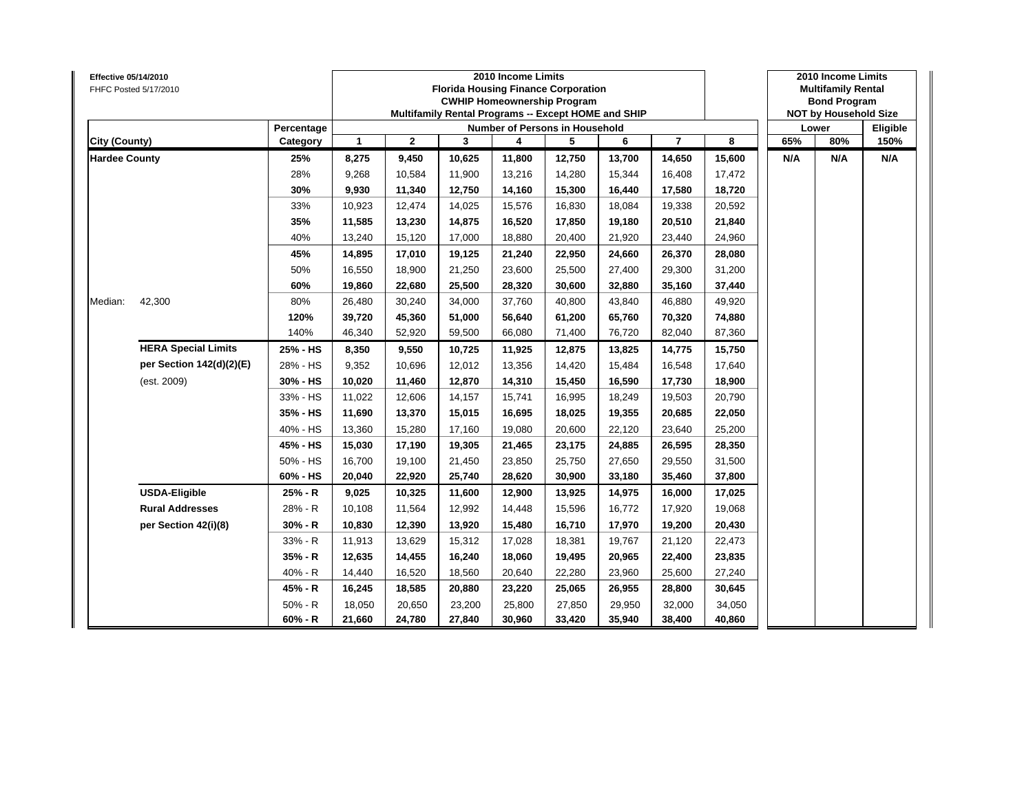**Effective 05/14/2010**
FHFC Posted 5/17/2010

| | | | 2010 Income Limits<br>Florida Housing Finance Corporation<br>CWHIP Homeownership Program<br>Multifamily Rental Programs -- Except HOME and SHIP | | | | | | | | 2010 Income Limits<br>Multifamily Rental<br>Bond Program<br>NOT by Household Size | | |
|---|---|---|---|---|---|---|---|---|---|---|---|---|---|
| | | Percentage | Number of Persons in Household | | | | | | | | Lower | | Eligible |
| City (County) | | Category | 1 | 2 | 3 | 4 | 5 | 6 | 7 | 8 | 65% | 80% | 150% |
| **Hardee County** | | **25%** | **8,275** | **9,450** | **10,625** | **11,800** | **12,750** | **13,700** | **14,650** | **15,600** | **N/A** | **N/A** | **N/A** |
| | | 28% | 9,268 | 10,584 | 11,900 | 13,216 | 14,280 | 15,344 | 16,408 | 17,472 | | | |
| | | **30%** | **9,930** | **11,340** | **12,750** | **14,160** | **15,300** | **16,440** | **17,580** | **18,720** | | | |
| | | 33% | 10,923 | 12,474 | 14,025 | 15,576 | 16,830 | 18,084 | 19,338 | 20,592 | | | |
| | | **35%** | **11,585** | **13,230** | **14,875** | **16,520** | **17,850** | **19,180** | **20,510** | **21,840** | | | |
| | | 40% | 13,240 | 15,120 | 17,000 | 18,880 | 20,400 | 21,920 | 23,440 | 24,960 | | | |
| | | **45%** | **14,895** | **17,010** | **19,125** | **21,240** | **22,950** | **24,660** | **26,370** | **28,080** | | | |
| | | 50% | 16,550 | 18,900 | 21,250 | 23,600 | 25,500 | 27,400 | 29,300 | 31,200 | | | |
| | | **60%** | **19,860** | **22,680** | **25,500** | **28,320** | **30,600** | **32,880** | **35,160** | **37,440** | | | |
| Median: | 42,300 | 80% | 26,480 | 30,240 | 34,000 | 37,760 | 40,800 | 43,840 | 46,880 | 49,920 | | | |
| | | **120%** | **39,720** | **45,360** | **51,000** | **56,640** | **61,200** | **65,760** | **70,320** | **74,880** | | | |
| | | 140% | 46,340 | 52,920 | 59,500 | 66,080 | 71,400 | 76,720 | 82,040 | 87,360 | | | |
| | **HERA Special Limits** | **25% - HS** | **8,350** | **9,550** | **10,725** | **11,925** | **12,875** | **13,825** | **14,775** | **15,750** | | | |
| | **per Section 142(d)(2)(E)** | 28% - HS | 9,352 | 10,696 | 12,012 | 13,356 | 14,420 | 15,484 | 16,548 | 17,640 | | | |
| | (est. 2009) | **30% - HS** | **10,020** | **11,460** | **12,870** | **14,310** | **15,450** | **16,590** | **17,730** | **18,900** | | | |
| | | 33% - HS | 11,022 | 12,606 | 14,157 | 15,741 | 16,995 | 18,249 | 19,503 | 20,790 | | | |
| | | **35% - HS** | **11,690** | **13,370** | **15,015** | **16,695** | **18,025** | **19,355** | **20,685** | **22,050** | | | |
| | | 40% - HS | 13,360 | 15,280 | 17,160 | 19,080 | 20,600 | 22,120 | 23,640 | 25,200 | | | |
| | | **45% - HS** | **15,030** | **17,190** | **19,305** | **21,465** | **23,175** | **24,885** | **26,595** | **28,350** | | | |
| | | 50% - HS | 16,700 | 19,100 | 21,450 | 23,850 | 25,750 | 27,650 | 29,550 | 31,500 | | | |
| | | **60% - HS** | **20,040** | **22,920** | **25,740** | **28,620** | **30,900** | **33,180** | **35,460** | **37,800** | | | |
| | **USDA-Eligible** | **25% - R** | **9,025** | **10,325** | **11,600** | **12,900** | **13,925** | **14,975** | **16,000** | **17,025** | | | |
| | **Rural Addresses** | 28% - R | 10,108 | 11,564 | 12,992 | 14,448 | 15,596 | 16,772 | 17,920 | 19,068 | | | |
| | **per Section 42(i)(8)** | **30% - R** | **10,830** | **12,390** | **13,920** | **15,480** | **16,710** | **17,970** | **19,200** | **20,430** | | | |
| | | 33% - R | 11,913 | 13,629 | 15,312 | 17,028 | 18,381 | 19,767 | 21,120 | 22,473 | | | |
| | | **35% - R** | **12,635** | **14,455** | **16,240** | **18,060** | **19,495** | **20,965** | **22,400** | **23,835** | | | |
| | | 40% - R | 14,440 | 16,520 | 18,560 | 20,640 | 22,280 | 23,960 | 25,600 | 27,240 | | | |
| | | **45% - R** | **16,245** | **18,585** | **20,880** | **23,220** | **25,065** | **26,955** | **28,800** | **30,645** | | | |
| | | 50% - R | 18,050 | 20,650 | 23,200 | 25,800 | 27,850 | 29,950 | 32,000 | 34,050 | | | |
| | | **60% - R** | **21,660** | **24,780** | **27,840** | **30,960** | **33,420** | **35,940** | **38,400** | **40,860** | | | |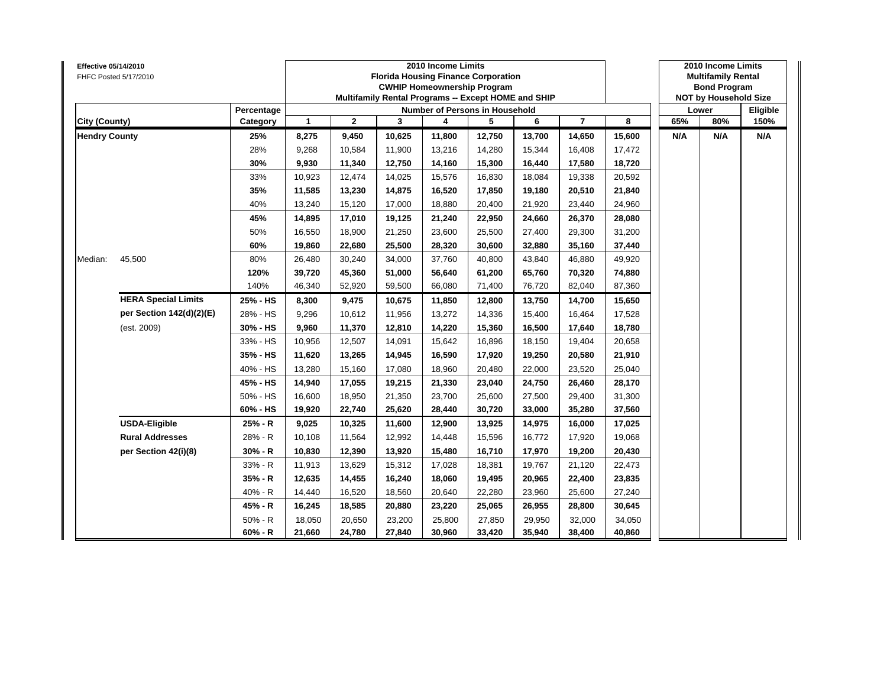**Effective 05/14/2010**
FHFC Posted 5/17/2010

| | | | 2010 Income Limits<br>Florida Housing Finance Corporation<br>CWHIP Homeownership Program<br>Multifamily Rental Programs -- Except HOME and SHIP | | | | | | | | 2010 Income Limits<br>Multifamily Rental<br>Bond Program<br>NOT by Household Size | | |
|---|---|---|---|---|---|---|---|---|---|---|---|---|---|
| | | Percentage | Number of Persons in Household | | | | | | | | Lower | | Eligible |
| City (County) | | Category | 1 | 2 | 3 | 4 | 5 | 6 | 7 | 8 | 65% | 80% | 150% |
| **Hendry County** | | **25%** | **8,275** | **9,450** | **10,625** | **11,800** | **12,750** | **13,700** | **14,650** | **15,600** | **N/A** | **N/A** | **N/A** |
| | | 28% | 9,268 | 10,584 | 11,900 | 13,216 | 14,280 | 15,344 | 16,408 | 17,472 | | | |
| | | **30%** | **9,930** | **11,340** | **12,750** | **14,160** | **15,300** | **16,440** | **17,580** | **18,720** | | | |
| | | 33% | 10,923 | 12,474 | 14,025 | 15,576 | 16,830 | 18,084 | 19,338 | 20,592 | | | |
| | | **35%** | **11,585** | **13,230** | **14,875** | **16,520** | **17,850** | **19,180** | **20,510** | **21,840** | | | |
| | | 40% | 13,240 | 15,120 | 17,000 | 18,880 | 20,400 | 21,920 | 23,440 | 24,960 | | | |
| | | **45%** | **14,895** | **17,010** | **19,125** | **21,240** | **22,950** | **24,660** | **26,370** | **28,080** | | | |
| | | 50% | 16,550 | 18,900 | 21,250 | 23,600 | 25,500 | 27,400 | 29,300 | 31,200 | | | |
| | | **60%** | **19,860** | **22,680** | **25,500** | **28,320** | **30,600** | **32,880** | **35,160** | **37,440** | | | |
| Median: | 45,500 | 80% | 26,480 | 30,240 | 34,000 | 37,760 | 40,800 | 43,840 | 46,880 | 49,920 | | | |
| | | **120%** | **39,720** | **45,360** | **51,000** | **56,640** | **61,200** | **65,760** | **70,320** | **74,880** | | | |
| | | 140% | 46,340 | 52,920 | 59,500 | 66,080 | 71,400 | 76,720 | 82,040 | 87,360 | | | |
| | **HERA Special Limits** | **25% - HS** | **8,300** | **9,475** | **10,675** | **11,850** | **12,800** | **13,750** | **14,700** | **15,650** | | | |
| | **per Section 142(d)(2)(E)** | 28% - HS | 9,296 | 10,612 | 11,956 | 13,272 | 14,336 | 15,400 | 16,464 | 17,528 | | | |
| | (est. 2009) | **30% - HS** | **9,960** | **11,370** | **12,810** | **14,220** | **15,360** | **16,500** | **17,640** | **18,780** | | | |
| | | 33% - HS | 10,956 | 12,507 | 14,091 | 15,642 | 16,896 | 18,150 | 19,404 | 20,658 | | | |
| | | **35% - HS** | **11,620** | **13,265** | **14,945** | **16,590** | **17,920** | **19,250** | **20,580** | **21,910** | | | |
| | | 40% - HS | 13,280 | 15,160 | 17,080 | 18,960 | 20,480 | 22,000 | 23,520 | 25,040 | | | |
| | | **45% - HS** | **14,940** | **17,055** | **19,215** | **21,330** | **23,040** | **24,750** | **26,460** | **28,170** | | | |
| | | 50% - HS | 16,600 | 18,950 | 21,350 | 23,700 | 25,600 | 27,500 | 29,400 | 31,300 | | | |
| | | **60% - HS** | **19,920** | **22,740** | **25,620** | **28,440** | **30,720** | **33,000** | **35,280** | **37,560** | | | |
| | **USDA-Eligible** | **25% - R** | **9,025** | **10,325** | **11,600** | **12,900** | **13,925** | **14,975** | **16,000** | **17,025** | | | |
| | **Rural Addresses** | 28% - R | 10,108 | 11,564 | 12,992 | 14,448 | 15,596 | 16,772 | 17,920 | 19,068 | | | |
| | **per Section 42(i)(8)** | **30% - R** | **10,830** | **12,390** | **13,920** | **15,480** | **16,710** | **17,970** | **19,200** | **20,430** | | | |
| | | 33% - R | 11,913 | 13,629 | 15,312 | 17,028 | 18,381 | 19,767 | 21,120 | 22,473 | | | |
| | | **35% - R** | **12,635** | **14,455** | **16,240** | **18,060** | **19,495** | **20,965** | **22,400** | **23,835** | | | |
| | | 40% - R | 14,440 | 16,520 | 18,560 | 20,640 | 22,280 | 23,960 | 25,600 | 27,240 | | | |
| | | **45% - R** | **16,245** | **18,585** | **20,880** | **23,220** | **25,065** | **26,955** | **28,800** | **30,645** | | | |
| | | 50% - R | 18,050 | 20,650 | 23,200 | 25,800 | 27,850 | 29,950 | 32,000 | 34,050 | | | |
| | | **60% - R** | **21,660** | **24,780** | **27,840** | **30,960** | **33,420** | **35,940** | **38,400** | **40,860** | | | |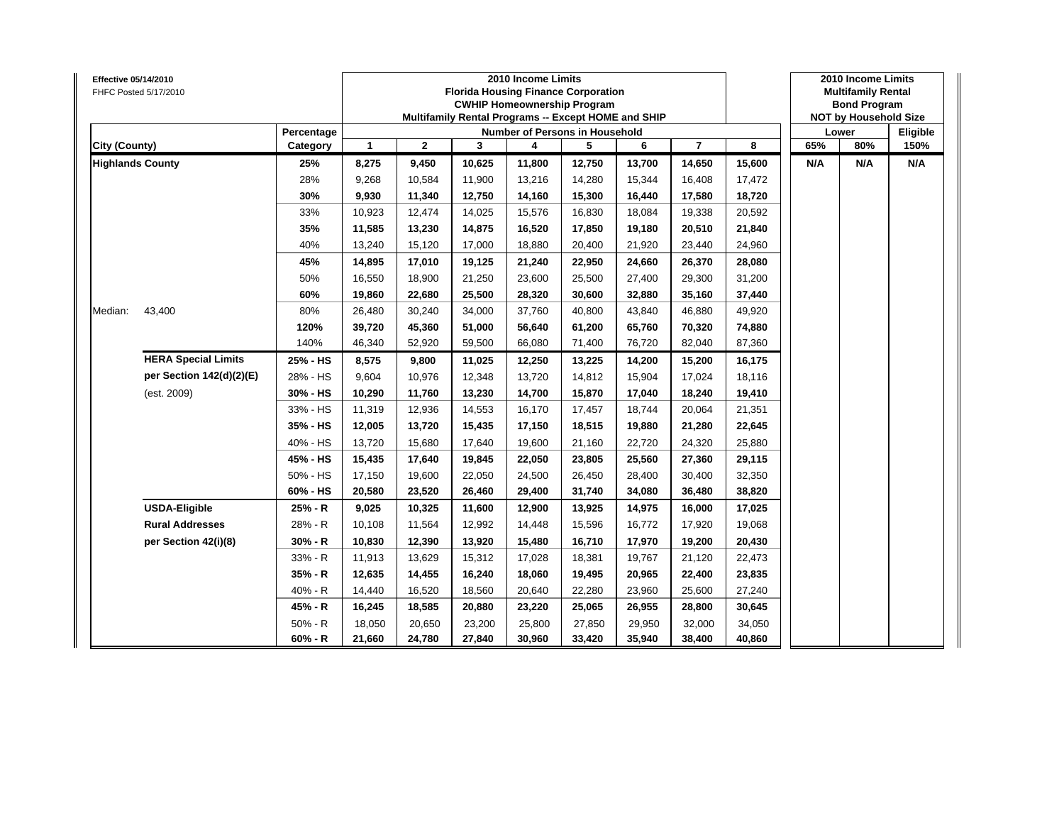**Effective 05/14/2010**
FHFC Posted 5/17/2010

| City (County) | | Percentage Category | 2010 Income Limits<br>Florida Housing Finance Corporation<br>CWHIP Homeownership Program<br>Multifamily Rental Programs -- Except HOME and SHIP<br>Number of Persons in Household<br>1 | 2 | 3 | 4 | 5 | 6 | 7 | 8 | 2010 Income Limits<br>Multifamily Rental<br>Bond Program<br>NOT by Household Size<br>Lower<br>65% | 80% | Eligible<br>150% |
|---|---|---|---|---|---|---|---|---|---|---|---|---|---|
| **Highlands County** | | **25%** | **8,275** | **9,450** | **10,625** | **11,800** | **12,750** | **13,700** | **14,650** | **15,600** | **N/A** | **N/A** | **N/A** |
| | | 28% | 9,268 | 10,584 | 11,900 | 13,216 | 14,280 | 15,344 | 16,408 | 17,472 | | | |
| | | **30%** | **9,930** | **11,340** | **12,750** | **14,160** | **15,300** | **16,440** | **17,580** | **18,720** | | | |
| | | 33% | 10,923 | 12,474 | 14,025 | 15,576 | 16,830 | 18,084 | 19,338 | 20,592 | | | |
| | | **35%** | **11,585** | **13,230** | **14,875** | **16,520** | **17,850** | **19,180** | **20,510** | **21,840** | | | |
| | | 40% | 13,240 | 15,120 | 17,000 | 18,880 | 20,400 | 21,920 | 23,440 | 24,960 | | | |
| | | **45%** | **14,895** | **17,010** | **19,125** | **21,240** | **22,950** | **24,660** | **26,370** | **28,080** | | | |
| | | 50% | 16,550 | 18,900 | 21,250 | 23,600 | 25,500 | 27,400 | 29,300 | 31,200 | | | |
| | | **60%** | **19,860** | **22,680** | **25,500** | **28,320** | **30,600** | **32,880** | **35,160** | **37,440** | | | |
| Median: | 43,400 | 80% | 26,480 | 30,240 | 34,000 | 37,760 | 40,800 | 43,840 | 46,880 | 49,920 | | | |
| | | **120%** | **39,720** | **45,360** | **51,000** | **56,640** | **61,200** | **65,760** | **70,320** | **74,880** | | | |
| | | 140% | 46,340 | 52,920 | 59,500 | 66,080 | 71,400 | 76,720 | 82,040 | 87,360 | | | |
| | **HERA Special Limits** | **25% - HS** | **8,575** | **9,800** | **11,025** | **12,250** | **13,225** | **14,200** | **15,200** | **16,175** | | | |
| | **per Section 142(d)(2)(E)** | 28% - HS | 9,604 | 10,976 | 12,348 | 13,720 | 14,812 | 15,904 | 17,024 | 18,116 | | | |
| | (est. 2009) | **30% - HS** | **10,290** | **11,760** | **13,230** | **14,700** | **15,870** | **17,040** | **18,240** | **19,410** | | | |
| | | 33% - HS | 11,319 | 12,936 | 14,553 | 16,170 | 17,457 | 18,744 | 20,064 | 21,351 | | | |
| | | **35% - HS** | **12,005** | **13,720** | **15,435** | **17,150** | **18,515** | **19,880** | **21,280** | **22,645** | | | |
| | | 40% - HS | 13,720 | 15,680 | 17,640 | 19,600 | 21,160 | 22,720 | 24,320 | 25,880 | | | |
| | | **45% - HS** | **15,435** | **17,640** | **19,845** | **22,050** | **23,805** | **25,560** | **27,360** | **29,115** | | | |
| | | 50% - HS | 17,150 | 19,600 | 22,050 | 24,500 | 26,450 | 28,400 | 30,400 | 32,350 | | | |
| | | **60% - HS** | **20,580** | **23,520** | **26,460** | **29,400** | **31,740** | **34,080** | **36,480** | **38,820** | | | |
| | **USDA-Eligible** | **25% - R** | **9,025** | **10,325** | **11,600** | **12,900** | **13,925** | **14,975** | **16,000** | **17,025** | | | |
| | **Rural Addresses** | 28% - R | 10,108 | 11,564 | 12,992 | 14,448 | 15,596 | 16,772 | 17,920 | 19,068 | | | |
| | **per Section 42(i)(8)** | **30% - R** | **10,830** | **12,390** | **13,920** | **15,480** | **16,710** | **17,970** | **19,200** | **20,430** | | | |
| | | 33% - R | 11,913 | 13,629 | 15,312 | 17,028 | 18,381 | 19,767 | 21,120 | 22,473 | | | |
| | | **35% - R** | **12,635** | **14,455** | **16,240** | **18,060** | **19,495** | **20,965** | **22,400** | **23,835** | | | |
| | | 40% - R | 14,440 | 16,520 | 18,560 | 20,640 | 22,280 | 23,960 | 25,600 | 27,240 | | | |
| | | **45% - R** | **16,245** | **18,585** | **20,880** | **23,220** | **25,065** | **26,955** | **28,800** | **30,645** | | | |
| | | 50% - R | 18,050 | 20,650 | 23,200 | 25,800 | 27,850 | 29,950 | 32,000 | 34,050 | | | |
| | | **60% - R** | **21,660** | **24,780** | **27,840** | **30,960** | **33,420** | **35,940** | **38,400** | **40,860** | | | |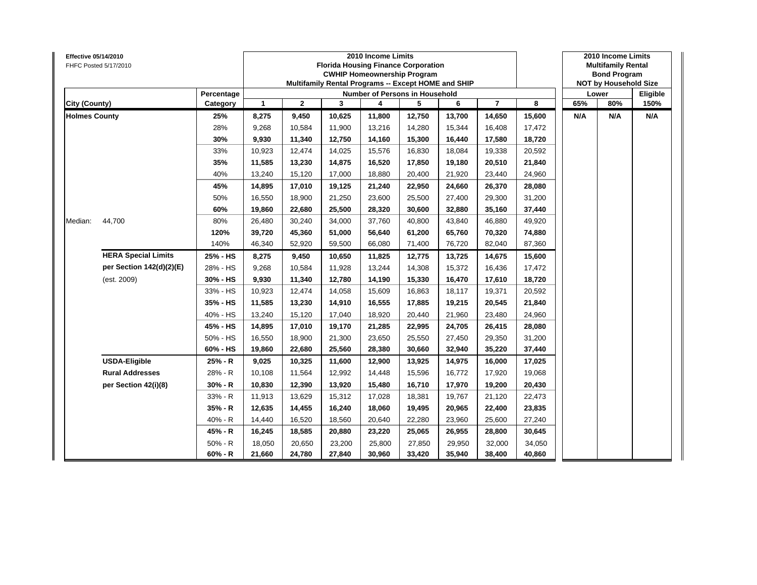**Effective 05/14/2010**
FHFC Posted 5/17/2010

| | | | 2010 Income Limits<br>Florida Housing Finance Corporation<br>CWHIP Homeownership Program<br>Multifamily Rental Programs -- Except HOME and SHIP | | | | | | | | 2010 Income Limits<br>Multifamily Rental<br>Bond Program<br>NOT by Household Size | | |
|---|---|---|---|---|---|---|---|---|---|---|---|---|---|
| | | **Percentage** | **Number of Persons in Household** | | | | | | | | **Lower** | | **Eligible** |
| **City (County)** | | **Category** | **1** | **2** | **3** | **4** | **5** | **6** | **7** | **8** | **65%** | **80%** | **150%** |
| **Holmes County** | | **25%** | **8,275** | **9,450** | **10,625** | **11,800** | **12,750** | **13,700** | **14,650** | **15,600** | **N/A** | **N/A** | **N/A** |
| | | 28% | 9,268 | 10,584 | 11,900 | 13,216 | 14,280 | 15,344 | 16,408 | 17,472 | | | |
| | | **30%** | **9,930** | **11,340** | **12,750** | **14,160** | **15,300** | **16,440** | **17,580** | **18,720** | | | |
| | | 33% | 10,923 | 12,474 | 14,025 | 15,576 | 16,830 | 18,084 | 19,338 | 20,592 | | | |
| | | **35%** | **11,585** | **13,230** | **14,875** | **16,520** | **17,850** | **19,180** | **20,510** | **21,840** | | | |
| | | 40% | 13,240 | 15,120 | 17,000 | 18,880 | 20,400 | 21,920 | 23,440 | 24,960 | | | |
| | | **45%** | **14,895** | **17,010** | **19,125** | **21,240** | **22,950** | **24,660** | **26,370** | **28,080** | | | |
| | | 50% | 16,550 | 18,900 | 21,250 | 23,600 | 25,500 | 27,400 | 29,300 | 31,200 | | | |
| | | **60%** | **19,860** | **22,680** | **25,500** | **28,320** | **30,600** | **32,880** | **35,160** | **37,440** | | | |
| Median: | 44,700 | 80% | 26,480 | 30,240 | 34,000 | 37,760 | 40,800 | 43,840 | 46,880 | 49,920 | | | |
| | | **120%** | **39,720** | **45,360** | **51,000** | **56,640** | **61,200** | **65,760** | **70,320** | **74,880** | | | |
| | | 140% | 46,340 | 52,920 | 59,500 | 66,080 | 71,400 | 76,720 | 82,040 | 87,360 | | | |
| | **HERA Special Limits** | **25% - HS** | **8,275** | **9,450** | **10,650** | **11,825** | **12,775** | **13,725** | **14,675** | **15,600** | | | |
| | **per Section 142(d)(2)(E)** | 28% - HS | 9,268 | 10,584 | 11,928 | 13,244 | 14,308 | 15,372 | 16,436 | 17,472 | | | |
| | (est. 2009) | **30% - HS** | **9,930** | **11,340** | **12,780** | **14,190** | **15,330** | **16,470** | **17,610** | **18,720** | | | |
| | | 33% - HS | 10,923 | 12,474 | 14,058 | 15,609 | 16,863 | 18,117 | 19,371 | 20,592 | | | |
| | | **35% - HS** | **11,585** | **13,230** | **14,910** | **16,555** | **17,885** | **19,215** | **20,545** | **21,840** | | | |
| | | 40% - HS | 13,240 | 15,120 | 17,040 | 18,920 | 20,440 | 21,960 | 23,480 | 24,960 | | | |
| | | **45% - HS** | **14,895** | **17,010** | **19,170** | **21,285** | **22,995** | **24,705** | **26,415** | **28,080** | | | |
| | | 50% - HS | 16,550 | 18,900 | 21,300 | 23,650 | 25,550 | 27,450 | 29,350 | 31,200 | | | |
| | | **60% - HS** | **19,860** | **22,680** | **25,560** | **28,380** | **30,660** | **32,940** | **35,220** | **37,440** | | | |
| | **USDA-Eligible** | **25% - R** | **9,025** | **10,325** | **11,600** | **12,900** | **13,925** | **14,975** | **16,000** | **17,025** | | | |
| | **Rural Addresses** | 28% - R | 10,108 | 11,564 | 12,992 | 14,448 | 15,596 | 16,772 | 17,920 | 19,068 | | | |
| | **per Section 42(i)(8)** | **30% - R** | **10,830** | **12,390** | **13,920** | **15,480** | **16,710** | **17,970** | **19,200** | **20,430** | | | |
| | | 33% - R | 11,913 | 13,629 | 15,312 | 17,028 | 18,381 | 19,767 | 21,120 | 22,473 | | | |
| | | **35% - R** | **12,635** | **14,455** | **16,240** | **18,060** | **19,495** | **20,965** | **22,400** | **23,835** | | | |
| | | 40% - R | 14,440 | 16,520 | 18,560 | 20,640 | 22,280 | 23,960 | 25,600 | 27,240 | | | |
| | | **45% - R** | **16,245** | **18,585** | **20,880** | **23,220** | **25,065** | **26,955** | **28,800** | **30,645** | | | |
| | | 50% - R | 18,050 | 20,650 | 23,200 | 25,800 | 27,850 | 29,950 | 32,000 | 34,050 | | | |
| | | **60% - R** | **21,660** | **24,780** | **27,840** | **30,960** | **33,420** | **35,940** | **38,400** | **40,860** | | | |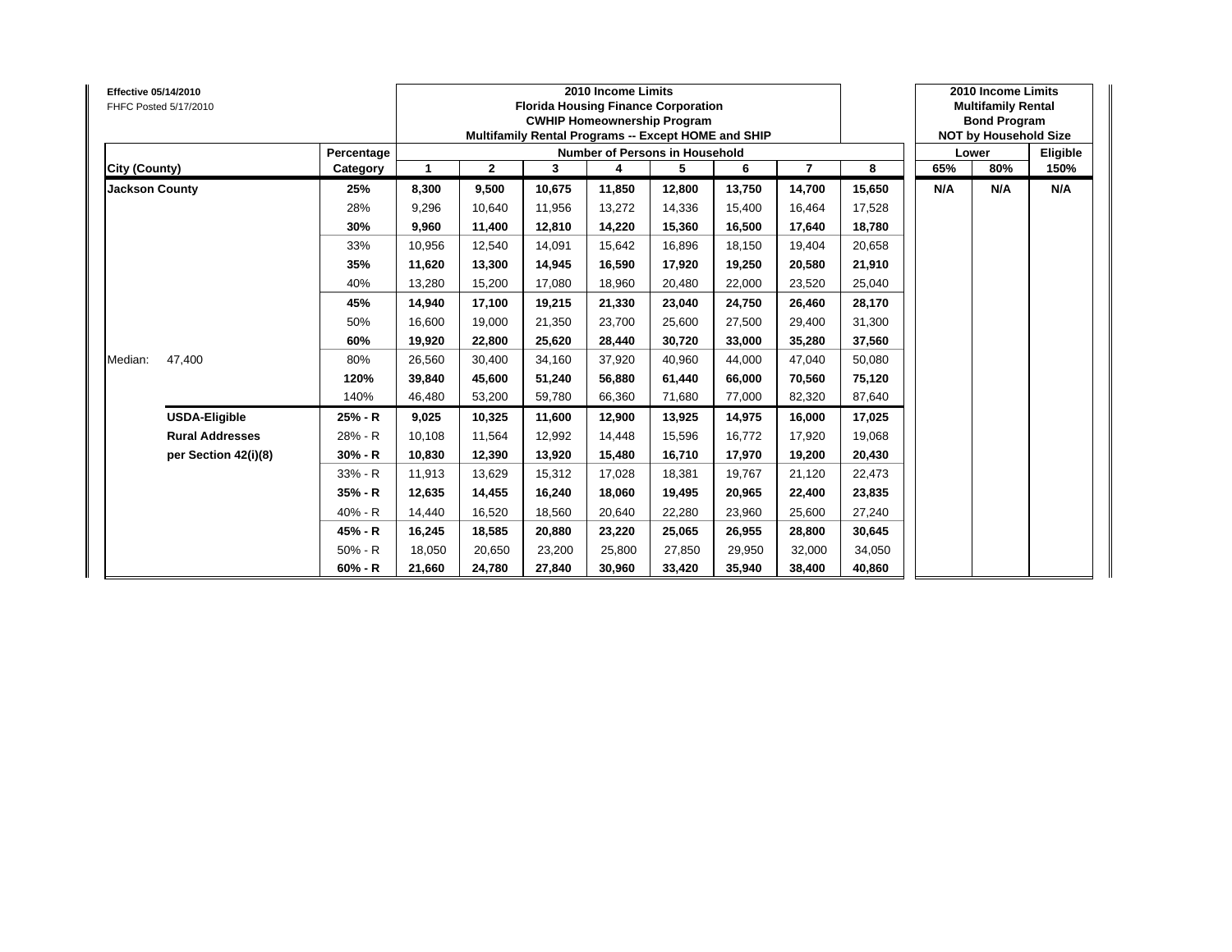**Effective 05/14/2010**
FHFC Posted 5/17/2010

| | | | **2010 Income Limits<br>Florida Housing Finance Corporation<br>CWHIP Homeownership Program<br>Multifamily Rental Programs -- Except HOME and SHIP** | | | | | | | | **2010 Income Limits<br>Multifamily Rental<br>Bond Program<br>NOT by Household Size** | | |
|---|---|---|---|---|---|---|---|---|---|---|---|---|---|
| | | **Percentage** | **Number of Persons in Household** | | | | | | | | **Lower** | | **Eligible** |
| **City (County)** | | **Category** | **1** | **2** | **3** | **4** | **5** | **6** | **7** | **8** | **65%** | **80%** | **150%** |
| **Jackson County** | | **25%** | **8,300** | **9,500** | **10,675** | **11,850** | **12,800** | **13,750** | **14,700** | **15,650** | **N/A** | **N/A** | **N/A** |
| | | 28% | 9,296 | 10,640 | 11,956 | 13,272 | 14,336 | 15,400 | 16,464 | 17,528 | | | |
| | | **30%** | **9,960** | **11,400** | **12,810** | **14,220** | **15,360** | **16,500** | **17,640** | **18,780** | | | |
| | | 33% | 10,956 | 12,540 | 14,091 | 15,642 | 16,896 | 18,150 | 19,404 | 20,658 | | | |
| | | **35%** | **11,620** | **13,300** | **14,945** | **16,590** | **17,920** | **19,250** | **20,580** | **21,910** | | | |
| | | 40% | 13,280 | 15,200 | 17,080 | 18,960 | 20,480 | 22,000 | 23,520 | 25,040 | | | |
| | | **45%** | **14,940** | **17,100** | **19,215** | **21,330** | **23,040** | **24,750** | **26,460** | **28,170** | | | |
| | | 50% | 16,600 | 19,000 | 21,350 | 23,700 | 25,600 | 27,500 | 29,400 | 31,300 | | | |
| | | **60%** | **19,920** | **22,800** | **25,620** | **28,440** | **30,720** | **33,000** | **35,280** | **37,560** | | | |
| Median: | 47,400 | 80% | 26,560 | 30,400 | 34,160 | 37,920 | 40,960 | 44,000 | 47,040 | 50,080 | | | |
| | | **120%** | **39,840** | **45,600** | **51,240** | **56,880** | **61,440** | **66,000** | **70,560** | **75,120** | | | |
| | | 140% | 46,480 | 53,200 | 59,780 | 66,360 | 71,680 | 77,000 | 82,320 | 87,640 | | | |
| | **USDA-Eligible** | **25% - R** | **9,025** | **10,325** | **11,600** | **12,900** | **13,925** | **14,975** | **16,000** | **17,025** | | | |
| | **Rural Addresses** | 28% - R | 10,108 | 11,564 | 12,992 | 14,448 | 15,596 | 16,772 | 17,920 | 19,068 | | | |
| | **per Section 42(i)(8)** | **30% - R** | **10,830** | **12,390** | **13,920** | **15,480** | **16,710** | **17,970** | **19,200** | **20,430** | | | |
| | | 33% - R | 11,913 | 13,629 | 15,312 | 17,028 | 18,381 | 19,767 | 21,120 | 22,473 | | | |
| | | **35% - R** | **12,635** | **14,455** | **16,240** | **18,060** | **19,495** | **20,965** | **22,400** | **23,835** | | | |
| | | 40% - R | 14,440 | 16,520 | 18,560 | 20,640 | 22,280 | 23,960 | 25,600 | 27,240 | | | |
| | | **45% - R** | **16,245** | **18,585** | **20,880** | **23,220** | **25,065** | **26,955** | **28,800** | **30,645** | | | |
| | | 50% - R | 18,050 | 20,650 | 23,200 | 25,800 | 27,850 | 29,950 | 32,000 | 34,050 | | | |
| | | **60% - R** | **21,660** | **24,780** | **27,840** | **30,960** | **33,420** | **35,940** | **38,400** | **40,860** | | | |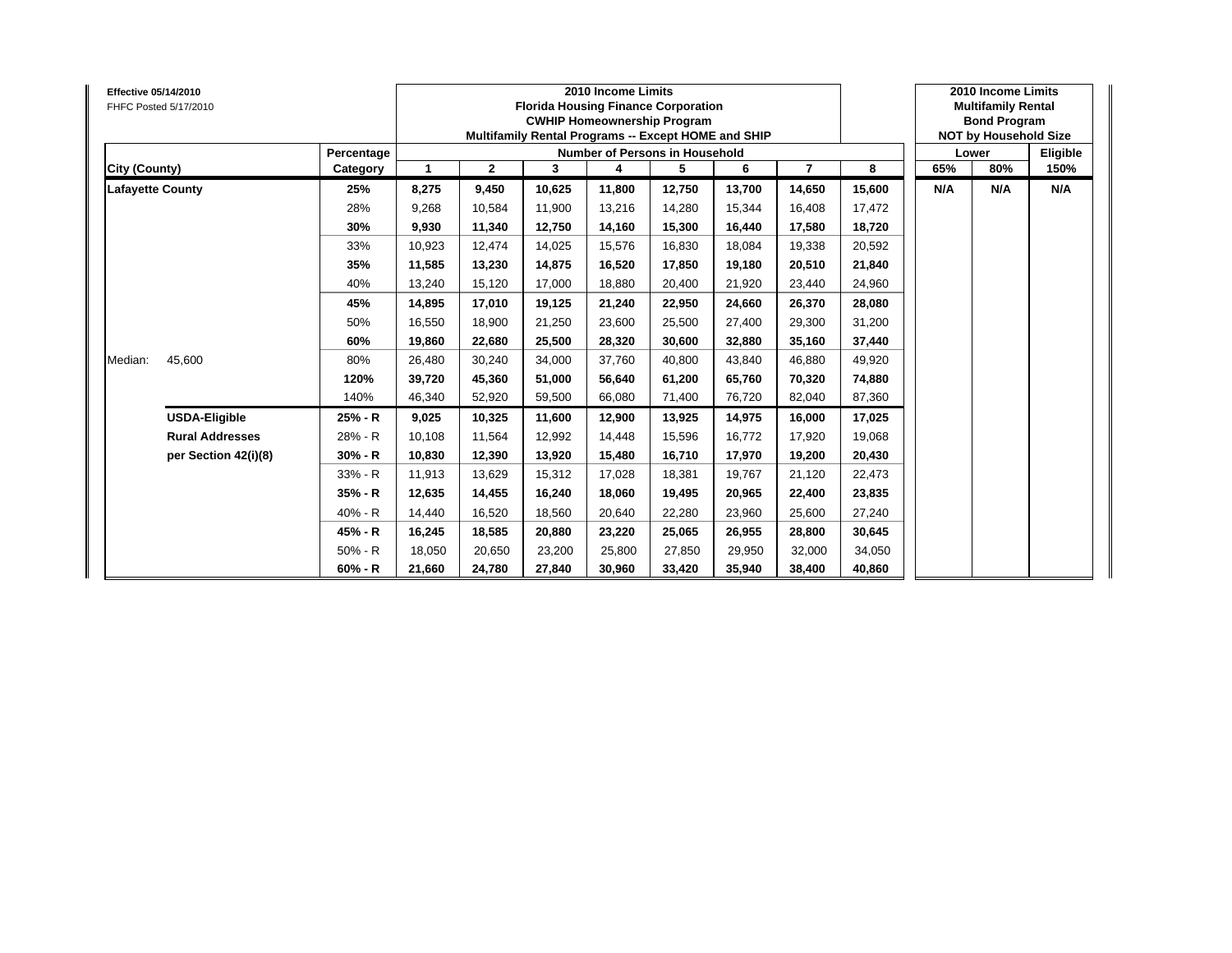**Effective 05/14/2010**
FHFC Posted 5/17/2010

| | | | 2010 Income Limits<br>Florida Housing Finance Corporation<br>CWHIP Homeownership Program<br>Multifamily Rental Programs -- Except HOME and SHIP | | | | | | | | 2010 Income Limits<br>Multifamily Rental<br>Bond Program<br>NOT by Household Size | | |
|---|---|---|---|---|---|---|---|---|---|---|---|---|---|
| | | Percentage | Number of Persons in Household | | | | | | | | Lower | | Eligible |
| **City (County)** | | **Category** | **1** | **2** | **3** | **4** | **5** | **6** | **7** | **8** | **65%** | **80%** | **150%** |
| **Lafayette County** | | **25%** | **8,275** | **9,450** | **10,625** | **11,800** | **12,750** | **13,700** | **14,650** | **15,600** | **N/A** | **N/A** | **N/A** |
| | | 28% | 9,268 | 10,584 | 11,900 | 13,216 | 14,280 | 15,344 | 16,408 | 17,472 | | | |
| | | **30%** | **9,930** | **11,340** | **12,750** | **14,160** | **15,300** | **16,440** | **17,580** | **18,720** | | | |
| | | 33% | 10,923 | 12,474 | 14,025 | 15,576 | 16,830 | 18,084 | 19,338 | 20,592 | | | |
| | | **35%** | **11,585** | **13,230** | **14,875** | **16,520** | **17,850** | **19,180** | **20,510** | **21,840** | | | |
| | | 40% | 13,240 | 15,120 | 17,000 | 18,880 | 20,400 | 21,920 | 23,440 | 24,960 | | | |
| | | **45%** | **14,895** | **17,010** | **19,125** | **21,240** | **22,950** | **24,660** | **26,370** | **28,080** | | | |
| | | 50% | 16,550 | 18,900 | 21,250 | 23,600 | 25,500 | 27,400 | 29,300 | 31,200 | | | |
| | | **60%** | **19,860** | **22,680** | **25,500** | **28,320** | **30,600** | **32,880** | **35,160** | **37,440** | | | |
| Median: | 45,600 | 80% | 26,480 | 30,240 | 34,000 | 37,760 | 40,800 | 43,840 | 46,880 | 49,920 | | | |
| | | **120%** | **39,720** | **45,360** | **51,000** | **56,640** | **61,200** | **65,760** | **70,320** | **74,880** | | | |
| | | 140% | 46,340 | 52,920 | 59,500 | 66,080 | 71,400 | 76,720 | 82,040 | 87,360 | | | |
| | **USDA-Eligible** | **25% - R** | **9,025** | **10,325** | **11,600** | **12,900** | **13,925** | **14,975** | **16,000** | **17,025** | | | |
| | **Rural Addresses** | 28% - R | 10,108 | 11,564 | 12,992 | 14,448 | 15,596 | 16,772 | 17,920 | 19,068 | | | |
| | **per Section 42(i)(8)** | **30% - R** | **10,830** | **12,390** | **13,920** | **15,480** | **16,710** | **17,970** | **19,200** | **20,430** | | | |
| | | 33% - R | 11,913 | 13,629 | 15,312 | 17,028 | 18,381 | 19,767 | 21,120 | 22,473 | | | |
| | | **35% - R** | **12,635** | **14,455** | **16,240** | **18,060** | **19,495** | **20,965** | **22,400** | **23,835** | | | |
| | | 40% - R | 14,440 | 16,520 | 18,560 | 20,640 | 22,280 | 23,960 | 25,600 | 27,240 | | | |
| | | **45% - R** | **16,245** | **18,585** | **20,880** | **23,220** | **25,065** | **26,955** | **28,800** | **30,645** | | | |
| | | 50% - R | 18,050 | 20,650 | 23,200 | 25,800 | 27,850 | 29,950 | 32,000 | 34,050 | | | |
| | | **60% - R** | **21,660** | **24,780** | **27,840** | **30,960** | **33,420** | **35,940** | **38,400** | **40,860** | | | |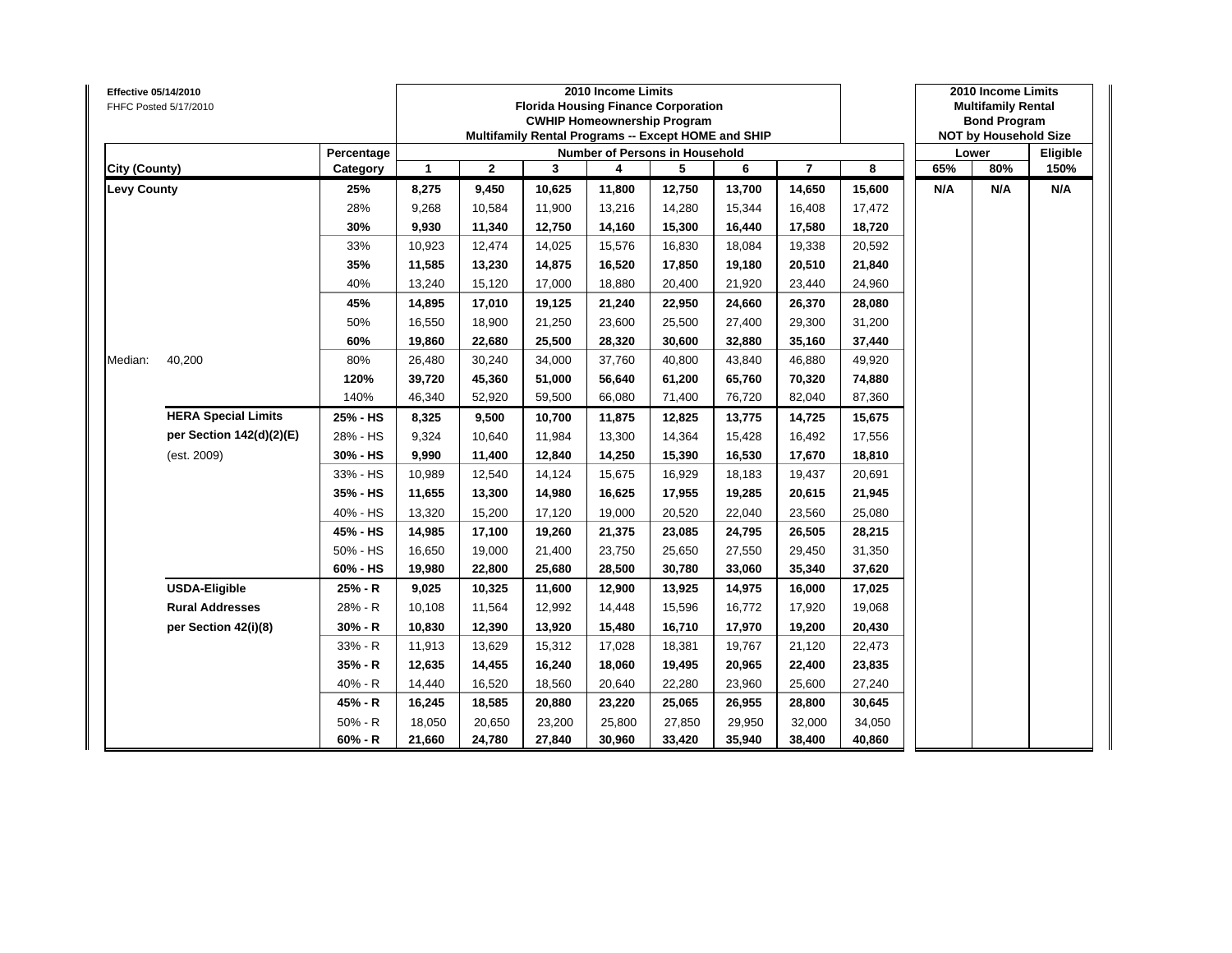**Effective 05/14/2010**
FHFC Posted 5/17/2010

| | | | 2010 Income Limits Florida Housing Finance Corporation CWHIP Homeownership Program Multifamily Rental Programs -- Except HOME and SHIP | | | | | | | | 2010 Income Limits Multifamily Rental Bond Program NOT by Household Size | | |
|---|---|---|---|---|---|---|---|---|---|---|---|---|---|
| | | Percentage | Number of Persons in Household | | | | | | | | Lower | | Eligible |
| City (County) | | Category | 1 | 2 | 3 | 4 | 5 | 6 | 7 | 8 | 65% | 80% | 150% |
| **Levy County** | | **25%** | **8,275** | **9,450** | **10,625** | **11,800** | **12,750** | **13,700** | **14,650** | **15,600** | **N/A** | **N/A** | **N/A** |
| | | 28% | 9,268 | 10,584 | 11,900 | 13,216 | 14,280 | 15,344 | 16,408 | 17,472 | | | |
| | | **30%** | **9,930** | **11,340** | **12,750** | **14,160** | **15,300** | **16,440** | **17,580** | **18,720** | | | |
| | | 33% | 10,923 | 12,474 | 14,025 | 15,576 | 16,830 | 18,084 | 19,338 | 20,592 | | | |
| | | **35%** | **11,585** | **13,230** | **14,875** | **16,520** | **17,850** | **19,180** | **20,510** | **21,840** | | | |
| | | 40% | 13,240 | 15,120 | 17,000 | 18,880 | 20,400 | 21,920 | 23,440 | 24,960 | | | |
| | | **45%** | **14,895** | **17,010** | **19,125** | **21,240** | **22,950** | **24,660** | **26,370** | **28,080** | | | |
| | | 50% | 16,550 | 18,900 | 21,250 | 23,600 | 25,500 | 27,400 | 29,300 | 31,200 | | | |
| | | **60%** | **19,860** | **22,680** | **25,500** | **28,320** | **30,600** | **32,880** | **35,160** | **37,440** | | | |
| Median: | 40,200 | 80% | 26,480 | 30,240 | 34,000 | 37,760 | 40,800 | 43,840 | 46,880 | 49,920 | | | |
| | | **120%** | **39,720** | **45,360** | **51,000** | **56,640** | **61,200** | **65,760** | **70,320** | **74,880** | | | |
| | | 140% | 46,340 | 52,920 | 59,500 | 66,080 | 71,400 | 76,720 | 82,040 | 87,360 | | | |
| | **HERA Special Limits** | **25% - HS** | **8,325** | **9,500** | **10,700** | **11,875** | **12,825** | **13,775** | **14,725** | **15,675** | | | |
| | **per Section 142(d)(2)(E)** | 28% - HS | 9,324 | 10,640 | 11,984 | 13,300 | 14,364 | 15,428 | 16,492 | 17,556 | | | |
| | (est. 2009) | **30% - HS** | **9,990** | **11,400** | **12,840** | **14,250** | **15,390** | **16,530** | **17,670** | **18,810** | | | |
| | | 33% - HS | 10,989 | 12,540 | 14,124 | 15,675 | 16,929 | 18,183 | 19,437 | 20,691 | | | |
| | | **35% - HS** | **11,655** | **13,300** | **14,980** | **16,625** | **17,955** | **19,285** | **20,615** | **21,945** | | | |
| | | 40% - HS | 13,320 | 15,200 | 17,120 | 19,000 | 20,520 | 22,040 | 23,560 | 25,080 | | | |
| | | **45% - HS** | **14,985** | **17,100** | **19,260** | **21,375** | **23,085** | **24,795** | **26,505** | **28,215** | | | |
| | | 50% - HS | 16,650 | 19,000 | 21,400 | 23,750 | 25,650 | 27,550 | 29,450 | 31,350 | | | |
| | | **60% - HS** | **19,980** | **22,800** | **25,680** | **28,500** | **30,780** | **33,060** | **35,340** | **37,620** | | | |
| | **USDA-Eligible** | **25% - R** | **9,025** | **10,325** | **11,600** | **12,900** | **13,925** | **14,975** | **16,000** | **17,025** | | | |
| | **Rural Addresses** | 28% - R | 10,108 | 11,564 | 12,992 | 14,448 | 15,596 | 16,772 | 17,920 | 19,068 | | | |
| | **per Section 42(i)(8)** | **30% - R** | **10,830** | **12,390** | **13,920** | **15,480** | **16,710** | **17,970** | **19,200** | **20,430** | | | |
| | | 33% - R | 11,913 | 13,629 | 15,312 | 17,028 | 18,381 | 19,767 | 21,120 | 22,473 | | | |
| | | **35% - R** | **12,635** | **14,455** | **16,240** | **18,060** | **19,495** | **20,965** | **22,400** | **23,835** | | | |
| | | 40% - R | 14,440 | 16,520 | 18,560 | 20,640 | 22,280 | 23,960 | 25,600 | 27,240 | | | |
| | | **45% - R** | **16,245** | **18,585** | **20,880** | **23,220** | **25,065** | **26,955** | **28,800** | **30,645** | | | |
| | | 50% - R | 18,050 | 20,650 | 23,200 | 25,800 | 27,850 | 29,950 | 32,000 | 34,050 | | | |
| | | **60% - R** | **21,660** | **24,780** | **27,840** | **30,960** | **33,420** | **35,940** | **38,400** | **40,860** | | | |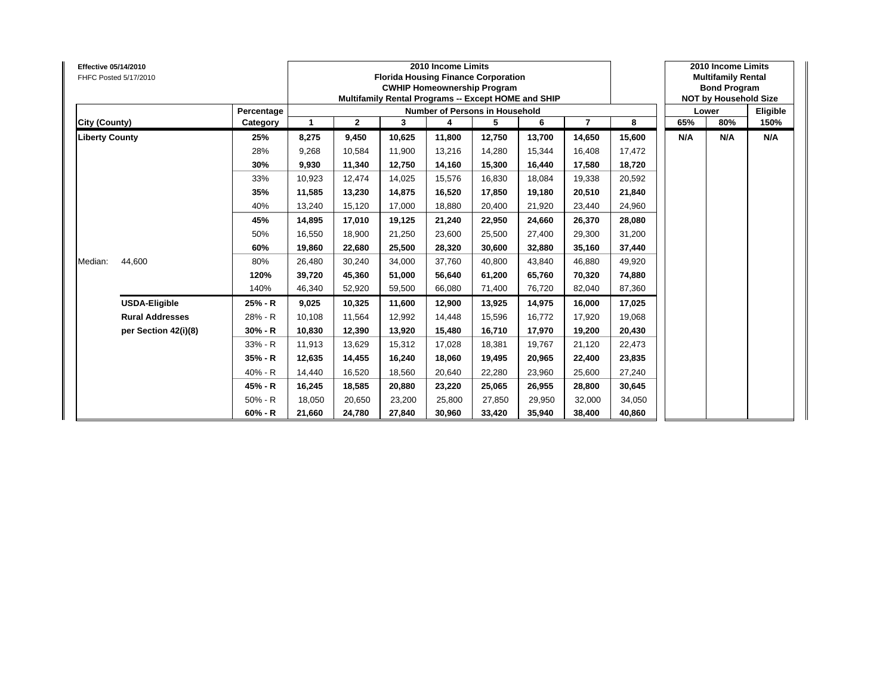**Effective 05/14/2010**
FHFC Posted 5/17/2010

| | | 2010 Income Limits Florida Housing Finance Corporation CWHIP Homeownership Program Multifamily Rental Programs -- Except HOME and SHIP | | | | | | | | 2010 Income Limits Multifamily Rental Bond Program NOT by Household Size | | |
|---|---|---|---|---|---|---|---|---|---|---|---|---|
| | Percentage | Number of Persons in Household | | | | | | | | Lower | | Eligible |
| City (County) | Category | 1 | 2 | 3 | 4 | 5 | 6 | 7 | 8 | 65% | 80% | 150% |
| **Liberty County** | **25%** | **8,275** | **9,450** | **10,625** | **11,800** | **12,750** | **13,700** | **14,650** | **15,600** | **N/A** | **N/A** | **N/A** |
| | 28% | 9,268 | 10,584 | 11,900 | 13,216 | 14,280 | 15,344 | 16,408 | 17,472 | | | |
| | **30%** | **9,930** | **11,340** | **12,750** | **14,160** | **15,300** | **16,440** | **17,580** | **18,720** | | | |
| | 33% | 10,923 | 12,474 | 14,025 | 15,576 | 16,830 | 18,084 | 19,338 | 20,592 | | | |
| | **35%** | **11,585** | **13,230** | **14,875** | **16,520** | **17,850** | **19,180** | **20,510** | **21,840** | | | |
| | 40% | 13,240 | 15,120 | 17,000 | 18,880 | 20,400 | 21,920 | 23,440 | 24,960 | | | |
| | **45%** | **14,895** | **17,010** | **19,125** | **21,240** | **22,950** | **24,660** | **26,370** | **28,080** | | | |
| | 50% | 16,550 | 18,900 | 21,250 | 23,600 | 25,500 | 27,400 | 29,300 | 31,200 | | | |
| | **60%** | **19,860** | **22,680** | **25,500** | **28,320** | **30,600** | **32,880** | **35,160** | **37,440** | | | |
| Median: 44,600 | 80% | 26,480 | 30,240 | 34,000 | 37,760 | 40,800 | 43,840 | 46,880 | 49,920 | | | |
| | **120%** | **39,720** | **45,360** | **51,000** | **56,640** | **61,200** | **65,760** | **70,320** | **74,880** | | | |
| | 140% | 46,340 | 52,920 | 59,500 | 66,080 | 71,400 | 76,720 | 82,040 | 87,360 | | | |
| **USDA-Eligible** | **25% - R** | **9,025** | **10,325** | **11,600** | **12,900** | **13,925** | **14,975** | **16,000** | **17,025** | | | |
| **Rural Addresses** | 28% - R | 10,108 | 11,564 | 12,992 | 14,448 | 15,596 | 16,772 | 17,920 | 19,068 | | | |
| **per Section 42(i)(8)** | **30% - R** | **10,830** | **12,390** | **13,920** | **15,480** | **16,710** | **17,970** | **19,200** | **20,430** | | | |
| | 33% - R | 11,913 | 13,629 | 15,312 | 17,028 | 18,381 | 19,767 | 21,120 | 22,473 | | | |
| | **35% - R** | **12,635** | **14,455** | **16,240** | **18,060** | **19,495** | **20,965** | **22,400** | **23,835** | | | |
| | 40% - R | 14,440 | 16,520 | 18,560 | 20,640 | 22,280 | 23,960 | 25,600 | 27,240 | | | |
| | **45% - R** | **16,245** | **18,585** | **20,880** | **23,220** | **25,065** | **26,955** | **28,800** | **30,645** | | | |
| | 50% - R | 18,050 | 20,650 | 23,200 | 25,800 | 27,850 | 29,950 | 32,000 | 34,050 | | | |
| | **60% - R** | **21,660** | **24,780** | **27,840** | **30,960** | **33,420** | **35,940** | **38,400** | **40,860** | | | |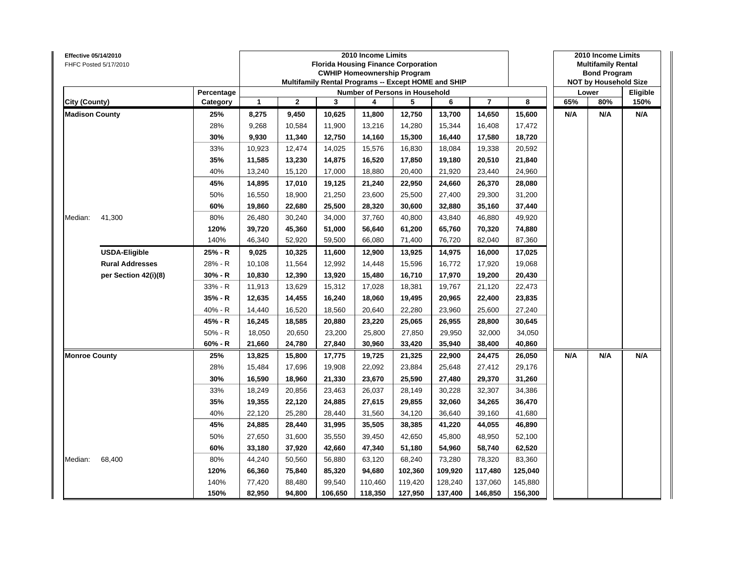**Effective 05/14/2010**
FHFC Posted 5/17/2010

| | | | 2010 Income Limits<br>Florida Housing Finance Corporation<br>CWHIP Homeownership Program<br>Multifamily Rental Programs -- Except HOME and SHIP | | | | | | | | 2010 Income Limits<br>Multifamily Rental<br>Bond Program<br>NOT by Household Size | | |
|---|---|---|---|---|---|---|---|---|---|---|---|---|---|
| | | Percentage | Number of Persons in Household | | | | | | | | Lower | | Eligible |
| City (County) | | Category | 1 | 2 | 3 | 4 | 5 | 6 | 7 | 8 | 65% | 80% | 150% |
| **Madison County** | | **25%** | **8,275** | **9,450** | **10,625** | **11,800** | **12,750** | **13,700** | **14,650** | **15,600** | **N/A** | **N/A** | **N/A** |
| | | 28% | 9,268 | 10,584 | 11,900 | 13,216 | 14,280 | 15,344 | 16,408 | 17,472 | | | |
| | | **30%** | **9,930** | **11,340** | **12,750** | **14,160** | **15,300** | **16,440** | **17,580** | **18,720** | | | |
| | | 33% | 10,923 | 12,474 | 14,025 | 15,576 | 16,830 | 18,084 | 19,338 | 20,592 | | | |
| | | **35%** | **11,585** | **13,230** | **14,875** | **16,520** | **17,850** | **19,180** | **20,510** | **21,840** | | | |
| | | 40% | 13,240 | 15,120 | 17,000 | 18,880 | 20,400 | 21,920 | 23,440 | 24,960 | | | |
| | | **45%** | **14,895** | **17,010** | **19,125** | **21,240** | **22,950** | **24,660** | **26,370** | **28,080** | | | |
| | | 50% | 16,550 | 18,900 | 21,250 | 23,600 | 25,500 | 27,400 | 29,300 | 31,200 | | | |
| | | **60%** | **19,860** | **22,680** | **25,500** | **28,320** | **30,600** | **32,880** | **35,160** | **37,440** | | | |
| Median: | 41,300 | 80% | 26,480 | 30,240 | 34,000 | 37,760 | 40,800 | 43,840 | 46,880 | 49,920 | | | |
| | | **120%** | **39,720** | **45,360** | **51,000** | **56,640** | **61,200** | **65,760** | **70,320** | **74,880** | | | |
| | | 140% | 46,340 | 52,920 | 59,500 | 66,080 | 71,400 | 76,720 | 82,040 | 87,360 | | | |
| | **USDA-Eligible** | **25% - R** | **9,025** | **10,325** | **11,600** | **12,900** | **13,925** | **14,975** | **16,000** | **17,025** | | | |
| | **Rural Addresses** | 28% - R | 10,108 | 11,564 | 12,992 | 14,448 | 15,596 | 16,772 | 17,920 | 19,068 | | | |
| | **per Section 42(i)(8)** | **30% - R** | **10,830** | **12,390** | **13,920** | **15,480** | **16,710** | **17,970** | **19,200** | **20,430** | | | |
| | | 33% - R | 11,913 | 13,629 | 15,312 | 17,028 | 18,381 | 19,767 | 21,120 | 22,473 | | | |
| | | **35% - R** | **12,635** | **14,455** | **16,240** | **18,060** | **19,495** | **20,965** | **22,400** | **23,835** | | | |
| | | 40% - R | 14,440 | 16,520 | 18,560 | 20,640 | 22,280 | 23,960 | 25,600 | 27,240 | | | |
| | | **45% - R** | **16,245** | **18,585** | **20,880** | **23,220** | **25,065** | **26,955** | **28,800** | **30,645** | | | |
| | | 50% - R | 18,050 | 20,650 | 23,200 | 25,800 | 27,850 | 29,950 | 32,000 | 34,050 | | | |
| | | **60% - R** | **21,660** | **24,780** | **27,840** | **30,960** | **33,420** | **35,940** | **38,400** | **40,860** | | | |
| **Monroe County** | | **25%** | **13,825** | **15,800** | **17,775** | **19,725** | **21,325** | **22,900** | **24,475** | **26,050** | **N/A** | **N/A** | **N/A** |
| | | 28% | 15,484 | 17,696 | 19,908 | 22,092 | 23,884 | 25,648 | 27,412 | 29,176 | | | |
| | | **30%** | **16,590** | **18,960** | **21,330** | **23,670** | **25,590** | **27,480** | **29,370** | **31,260** | | | |
| | | 33% | 18,249 | 20,856 | 23,463 | 26,037 | 28,149 | 30,228 | 32,307 | 34,386 | | | |
| | | **35%** | **19,355** | **22,120** | **24,885** | **27,615** | **29,855** | **32,060** | **34,265** | **36,470** | | | |
| | | 40% | 22,120 | 25,280 | 28,440 | 31,560 | 34,120 | 36,640 | 39,160 | 41,680 | | | |
| | | **45%** | **24,885** | **28,440** | **31,995** | **35,505** | **38,385** | **41,220** | **44,055** | **46,890** | | | |
| | | 50% | 27,650 | 31,600 | 35,550 | 39,450 | 42,650 | 45,800 | 48,950 | 52,100 | | | |
| | | **60%** | **33,180** | **37,920** | **42,660** | **47,340** | **51,180** | **54,960** | **58,740** | **62,520** | | | |
| Median: | 68,400 | 80% | 44,240 | 50,560 | 56,880 | 63,120 | 68,240 | 73,280 | 78,320 | 83,360 | | | |
| | | **120%** | **66,360** | **75,840** | **85,320** | **94,680** | **102,360** | **109,920** | **117,480** | **125,040** | | | |
| | | 140% | 77,420 | 88,480 | 99,540 | 110,460 | 119,420 | 128,240 | 137,060 | 145,880 | | | |
| | | **150%** | **82,950** | **94,800** | **106,650** | **118,350** | **127,950** | **137,400** | **146,850** | **156,300** | | | |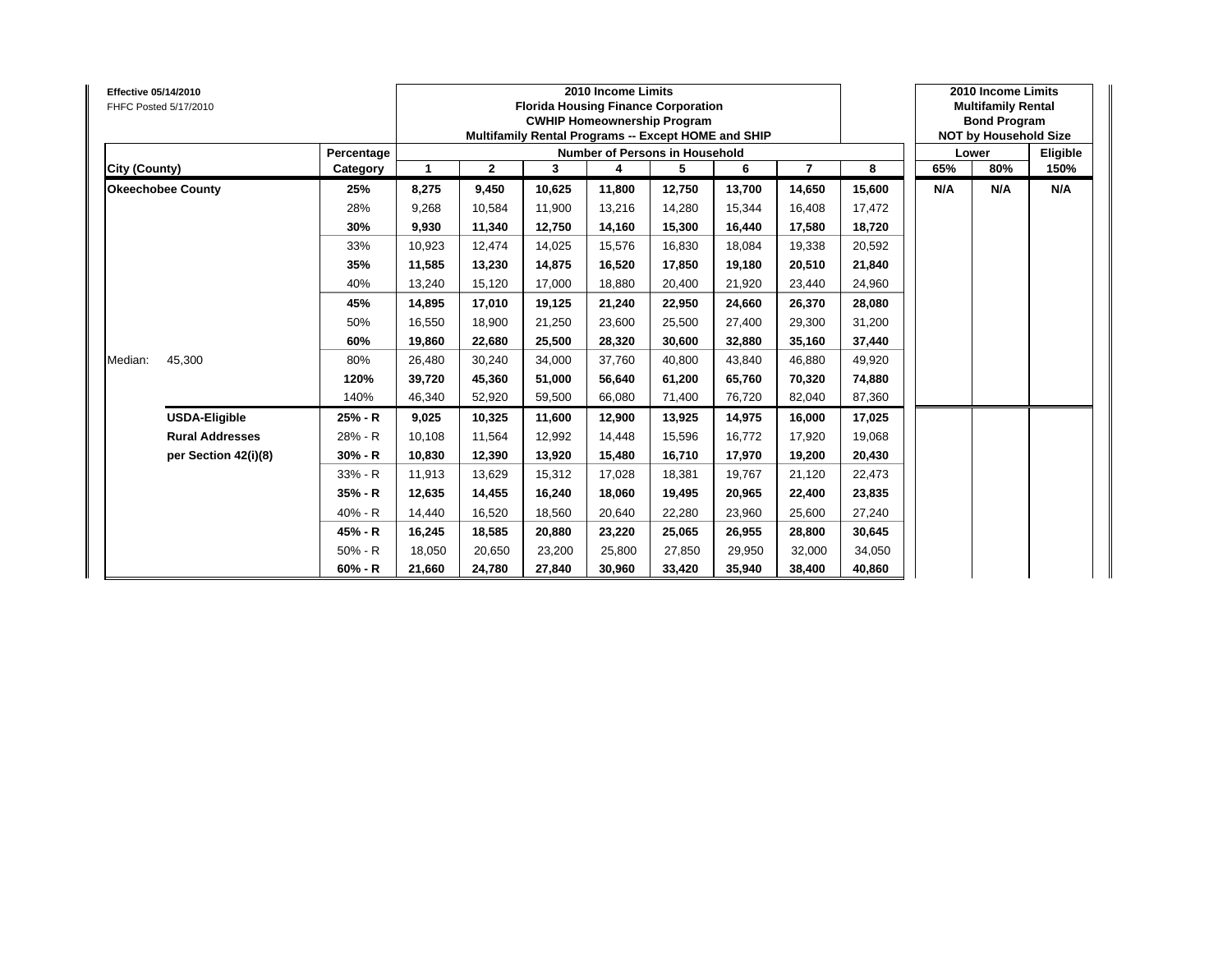**Effective 05/14/2010**
FHFC Posted 5/17/2010

| | | | 2010 Income Limits Florida Housing Finance Corporation CWHIP Homeownership Program Multifamily Rental Programs -- Except HOME and SHIP | | | | | | | | 2010 Income Limits Multifamily Rental Bond Program NOT by Household Size | | |
|---|---|---|---|---|---|---|---|---|---|---|---|---|---|
| | | Percentage | Number of Persons in Household | | | | | | | | Lower | | Eligible |
| City (County) | | Category | 1 | 2 | 3 | 4 | 5 | 6 | 7 | 8 | 65% | 80% | 150% |
| **Okeechobee County** | | **25%** | **8,275** | **9,450** | **10,625** | **11,800** | **12,750** | **13,700** | **14,650** | **15,600** | **N/A** | **N/A** | **N/A** |
| | | 28% | 9,268 | 10,584 | 11,900 | 13,216 | 14,280 | 15,344 | 16,408 | 17,472 | | | |
| | | **30%** | **9,930** | **11,340** | **12,750** | **14,160** | **15,300** | **16,440** | **17,580** | **18,720** | | | |
| | | 33% | 10,923 | 12,474 | 14,025 | 15,576 | 16,830 | 18,084 | 19,338 | 20,592 | | | |
| | | **35%** | **11,585** | **13,230** | **14,875** | **16,520** | **17,850** | **19,180** | **20,510** | **21,840** | | | |
| | | 40% | 13,240 | 15,120 | 17,000 | 18,880 | 20,400 | 21,920 | 23,440 | 24,960 | | | |
| | | **45%** | **14,895** | **17,010** | **19,125** | **21,240** | **22,950** | **24,660** | **26,370** | **28,080** | | | |
| | | 50% | 16,550 | 18,900 | 21,250 | 23,600 | 25,500 | 27,400 | 29,300 | 31,200 | | | |
| | | **60%** | **19,860** | **22,680** | **25,500** | **28,320** | **30,600** | **32,880** | **35,160** | **37,440** | | | |
| Median: | 45,300 | 80% | 26,480 | 30,240 | 34,000 | 37,760 | 40,800 | 43,840 | 46,880 | 49,920 | | | |
| | | **120%** | **39,720** | **45,360** | **51,000** | **56,640** | **61,200** | **65,760** | **70,320** | **74,880** | | | |
| | | 140% | 46,340 | 52,920 | 59,500 | 66,080 | 71,400 | 76,720 | 82,040 | 87,360 | | | |
| | **USDA-Eligible** | **25% - R** | **9,025** | **10,325** | **11,600** | **12,900** | **13,925** | **14,975** | **16,000** | **17,025** | | | |
| | **Rural Addresses** | 28% - R | 10,108 | 11,564 | 12,992 | 14,448 | 15,596 | 16,772 | 17,920 | 19,068 | | | |
| | **per Section 42(i)(8)** | **30% - R** | **10,830** | **12,390** | **13,920** | **15,480** | **16,710** | **17,970** | **19,200** | **20,430** | | | |
| | | 33% - R | 11,913 | 13,629 | 15,312 | 17,028 | 18,381 | 19,767 | 21,120 | 22,473 | | | |
| | | **35% - R** | **12,635** | **14,455** | **16,240** | **18,060** | **19,495** | **20,965** | **22,400** | **23,835** | | | |
| | | 40% - R | 14,440 | 16,520 | 18,560 | 20,640 | 22,280 | 23,960 | 25,600 | 27,240 | | | |
| | | **45% - R** | **16,245** | **18,585** | **20,880** | **23,220** | **25,065** | **26,955** | **28,800** | **30,645** | | | |
| | | 50% - R | 18,050 | 20,650 | 23,200 | 25,800 | 27,850 | 29,950 | 32,000 | 34,050 | | | |
| | | **60% - R** | **21,660** | **24,780** | **27,840** | **30,960** | **33,420** | **35,940** | **38,400** | **40,860** | | | |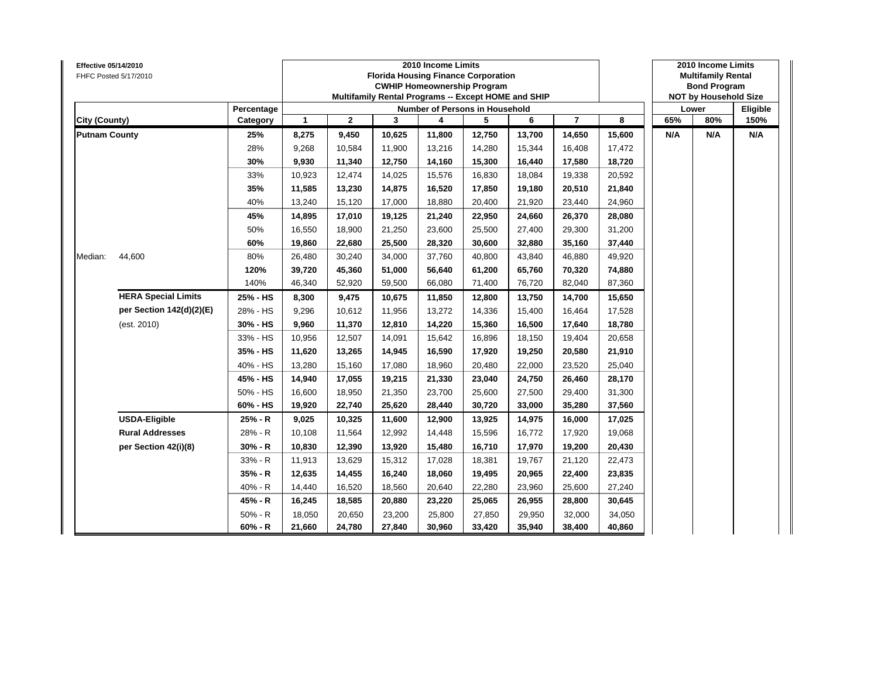**Effective 05/14/2010**
FHFC Posted 5/17/2010

| City (County) | | Percentage Category | 2010 Income Limits Florida Housing Finance Corporation CWHIP Homeownership Program Multifamily Rental Programs -- Except HOME and SHIP — Number of Persons in Household | | | | | | | | 2010 Income Limits Multifamily Rental Bond Program NOT by Household Size | | |
|---|---|---|---|---|---|---|---|---|---|---|---|---|---|
| | | | 1 | 2 | 3 | 4 | 5 | 6 | 7 | 8 | Lower 65% | Lower 80% | Eligible 150% |
| **Putnam County** | | **25%** | **8,275** | **9,450** | **10,625** | **11,800** | **12,750** | **13,700** | **14,650** | **15,600** | **N/A** | **N/A** | **N/A** |
| | | 28% | 9,268 | 10,584 | 11,900 | 13,216 | 14,280 | 15,344 | 16,408 | 17,472 | | | |
| | | **30%** | **9,930** | **11,340** | **12,750** | **14,160** | **15,300** | **16,440** | **17,580** | **18,720** | | | |
| | | 33% | 10,923 | 12,474 | 14,025 | 15,576 | 16,830 | 18,084 | 19,338 | 20,592 | | | |
| | | **35%** | **11,585** | **13,230** | **14,875** | **16,520** | **17,850** | **19,180** | **20,510** | **21,840** | | | |
| | | 40% | 13,240 | 15,120 | 17,000 | 18,880 | 20,400 | 21,920 | 23,440 | 24,960 | | | |
| | | **45%** | **14,895** | **17,010** | **19,125** | **21,240** | **22,950** | **24,660** | **26,370** | **28,080** | | | |
| | | 50% | 16,550 | 18,900 | 21,250 | 23,600 | 25,500 | 27,400 | 29,300 | 31,200 | | | |
| | | **60%** | **19,860** | **22,680** | **25,500** | **28,320** | **30,600** | **32,880** | **35,160** | **37,440** | | | |
| Median: | 44,600 | 80% | 26,480 | 30,240 | 34,000 | 37,760 | 40,800 | 43,840 | 46,880 | 49,920 | | | |
| | | **120%** | **39,720** | **45,360** | **51,000** | **56,640** | **61,200** | **65,760** | **70,320** | **74,880** | | | |
| | | 140% | 46,340 | 52,920 | 59,500 | 66,080 | 71,400 | 76,720 | 82,040 | 87,360 | | | |
| | **HERA Special Limits** | **25% - HS** | **8,300** | **9,475** | **10,675** | **11,850** | **12,800** | **13,750** | **14,700** | **15,650** | | | |
| | **per Section 142(d)(2)(E)** | 28% - HS | 9,296 | 10,612 | 11,956 | 13,272 | 14,336 | 15,400 | 16,464 | 17,528 | | | |
| | (est. 2010) | **30% - HS** | **9,960** | **11,370** | **12,810** | **14,220** | **15,360** | **16,500** | **17,640** | **18,780** | | | |
| | | 33% - HS | 10,956 | 12,507 | 14,091 | 15,642 | 16,896 | 18,150 | 19,404 | 20,658 | | | |
| | | **35% - HS** | **11,620** | **13,265** | **14,945** | **16,590** | **17,920** | **19,250** | **20,580** | **21,910** | | | |
| | | 40% - HS | 13,280 | 15,160 | 17,080 | 18,960 | 20,480 | 22,000 | 23,520 | 25,040 | | | |
| | | **45% - HS** | **14,940** | **17,055** | **19,215** | **21,330** | **23,040** | **24,750** | **26,460** | **28,170** | | | |
| | | 50% - HS | 16,600 | 18,950 | 21,350 | 23,700 | 25,600 | 27,500 | 29,400 | 31,300 | | | |
| | | **60% - HS** | **19,920** | **22,740** | **25,620** | **28,440** | **30,720** | **33,000** | **35,280** | **37,560** | | | |
| | **USDA-Eligible** | **25% - R** | **9,025** | **10,325** | **11,600** | **12,900** | **13,925** | **14,975** | **16,000** | **17,025** | | | |
| | **Rural Addresses** | 28% - R | 10,108 | 11,564 | 12,992 | 14,448 | 15,596 | 16,772 | 17,920 | 19,068 | | | |
| | **per Section 42(i)(8)** | **30% - R** | **10,830** | **12,390** | **13,920** | **15,480** | **16,710** | **17,970** | **19,200** | **20,430** | | | |
| | | 33% - R | 11,913 | 13,629 | 15,312 | 17,028 | 18,381 | 19,767 | 21,120 | 22,473 | | | |
| | | **35% - R** | **12,635** | **14,455** | **16,240** | **18,060** | **19,495** | **20,965** | **22,400** | **23,835** | | | |
| | | 40% - R | 14,440 | 16,520 | 18,560 | 20,640 | 22,280 | 23,960 | 25,600 | 27,240 | | | |
| | | **45% - R** | **16,245** | **18,585** | **20,880** | **23,220** | **25,065** | **26,955** | **28,800** | **30,645** | | | |
| | | 50% - R | 18,050 | 20,650 | 23,200 | 25,800 | 27,850 | 29,950 | 32,000 | 34,050 | | | |
| | | **60% - R** | **21,660** | **24,780** | **27,840** | **30,960** | **33,420** | **35,940** | **38,400** | **40,860** | | | |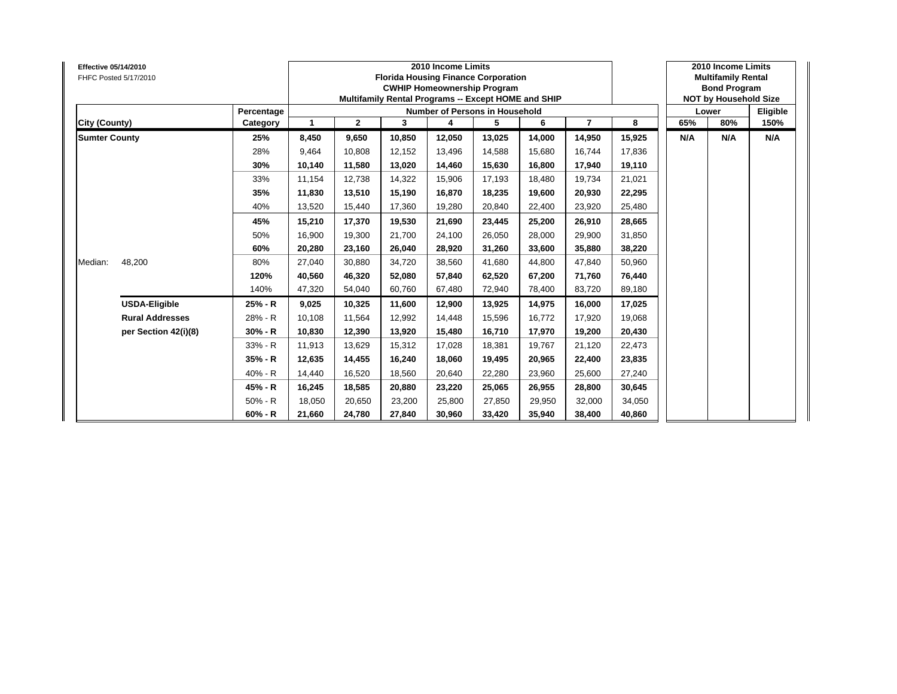**Effective 05/14/2010**
FHFC Posted 5/17/2010

| | | | 2010 Income Limits<br>Florida Housing Finance Corporation<br>CWHIP Homeownership Program<br>Multifamily Rental Programs -- Except HOME and SHIP | | | | | | | | 2010 Income Limits<br>Multifamily Rental<br>Bond Program<br>NOT by Household Size | | |
|---|---|---|---|---|---|---|---|---|---|---|---|---|---|
| | | Percentage | Number of Persons in Household | | | | | | | | Lower | | Eligible |
| **City (County)** | | **Category** | **1** | **2** | **3** | **4** | **5** | **6** | **7** | **8** | **65%** | **80%** | **150%** |
| **Sumter County** | | **25%** | **8,450** | **9,650** | **10,850** | **12,050** | **13,025** | **14,000** | **14,950** | **15,925** | **N/A** | **N/A** | **N/A** |
| | | 28% | 9,464 | 10,808 | 12,152 | 13,496 | 14,588 | 15,680 | 16,744 | 17,836 | | | |
| | | **30%** | **10,140** | **11,580** | **13,020** | **14,460** | **15,630** | **16,800** | **17,940** | **19,110** | | | |
| | | 33% | 11,154 | 12,738 | 14,322 | 15,906 | 17,193 | 18,480 | 19,734 | 21,021 | | | |
| | | **35%** | **11,830** | **13,510** | **15,190** | **16,870** | **18,235** | **19,600** | **20,930** | **22,295** | | | |
| | | 40% | 13,520 | 15,440 | 17,360 | 19,280 | 20,840 | 22,400 | 23,920 | 25,480 | | | |
| | | **45%** | **15,210** | **17,370** | **19,530** | **21,690** | **23,445** | **25,200** | **26,910** | **28,665** | | | |
| | | 50% | 16,900 | 19,300 | 21,700 | 24,100 | 26,050 | 28,000 | 29,900 | 31,850 | | | |
| | | **60%** | **20,280** | **23,160** | **26,040** | **28,920** | **31,260** | **33,600** | **35,880** | **38,220** | | | |
| Median: | 48,200 | 80% | 27,040 | 30,880 | 34,720 | 38,560 | 41,680 | 44,800 | 47,840 | 50,960 | | | |
| | | **120%** | **40,560** | **46,320** | **52,080** | **57,840** | **62,520** | **67,200** | **71,760** | **76,440** | | | |
| | | 140% | 47,320 | 54,040 | 60,760 | 67,480 | 72,940 | 78,400 | 83,720 | 89,180 | | | |
| | **USDA-Eligible** | **25% - R** | **9,025** | **10,325** | **11,600** | **12,900** | **13,925** | **14,975** | **16,000** | **17,025** | | | |
| | **Rural Addresses** | 28% - R | 10,108 | 11,564 | 12,992 | 14,448 | 15,596 | 16,772 | 17,920 | 19,068 | | | |
| | **per Section 42(i)(8)** | **30% - R** | **10,830** | **12,390** | **13,920** | **15,480** | **16,710** | **17,970** | **19,200** | **20,430** | | | |
| | | 33% - R | 11,913 | 13,629 | 15,312 | 17,028 | 18,381 | 19,767 | 21,120 | 22,473 | | | |
| | | **35% - R** | **12,635** | **14,455** | **16,240** | **18,060** | **19,495** | **20,965** | **22,400** | **23,835** | | | |
| | | 40% - R | 14,440 | 16,520 | 18,560 | 20,640 | 22,280 | 23,960 | 25,600 | 27,240 | | | |
| | | **45% - R** | **16,245** | **18,585** | **20,880** | **23,220** | **25,065** | **26,955** | **28,800** | **30,645** | | | |
| | | 50% - R | 18,050 | 20,650 | 23,200 | 25,800 | 27,850 | 29,950 | 32,000 | 34,050 | | | |
| | | **60% - R** | **21,660** | **24,780** | **27,840** | **30,960** | **33,420** | **35,940** | **38,400** | **40,860** | | | |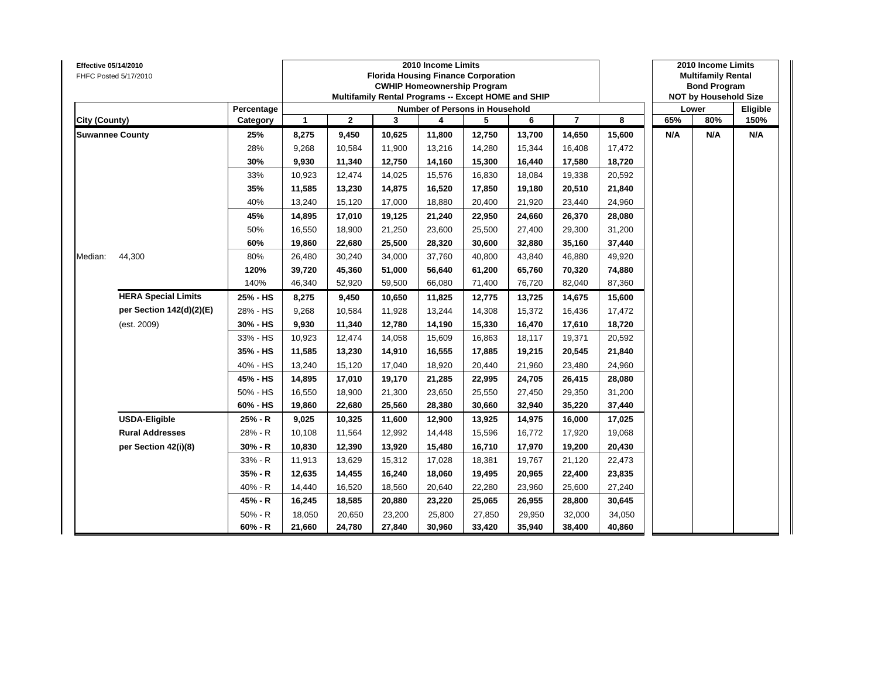**Effective 05/14/2010**
FHFC Posted 5/17/2010

**2010 Income Limits**
**Florida Housing Finance Corporation**
**CWHIP Homeownership Program**
**Multifamily Rental Programs -- Except HOME and SHIP**

**2010 Income Limits**
**Multifamily Rental**
**Bond Program**
**NOT by Household Size**

| City (County) | | Percentage Category | 1 | 2 | 3 | 4 | 5 | 6 | 7 | 8 | Lower 65% | Lower 80% | Eligible 150% |
|---|---|---|---|---|---|---|---|---|---|---|---|---|---|
| | | | Number of Persons in Household | | | | | | | | | | |
| **Suwannee County** | | **25%** | **8,275** | **9,450** | **10,625** | **11,800** | **12,750** | **13,700** | **14,650** | **15,600** | **N/A** | **N/A** | **N/A** |
| | | 28% | 9,268 | 10,584 | 11,900 | 13,216 | 14,280 | 15,344 | 16,408 | 17,472 | | | |
| | | **30%** | **9,930** | **11,340** | **12,750** | **14,160** | **15,300** | **16,440** | **17,580** | **18,720** | | | |
| | | 33% | 10,923 | 12,474 | 14,025 | 15,576 | 16,830 | 18,084 | 19,338 | 20,592 | | | |
| | | **35%** | **11,585** | **13,230** | **14,875** | **16,520** | **17,850** | **19,180** | **20,510** | **21,840** | | | |
| | | 40% | 13,240 | 15,120 | 17,000 | 18,880 | 20,400 | 21,920 | 23,440 | 24,960 | | | |
| | | **45%** | **14,895** | **17,010** | **19,125** | **21,240** | **22,950** | **24,660** | **26,370** | **28,080** | | | |
| | | 50% | 16,550 | 18,900 | 21,250 | 23,600 | 25,500 | 27,400 | 29,300 | 31,200 | | | |
| | | **60%** | **19,860** | **22,680** | **25,500** | **28,320** | **30,600** | **32,880** | **35,160** | **37,440** | | | |
| Median: | 44,300 | 80% | 26,480 | 30,240 | 34,000 | 37,760 | 40,800 | 43,840 | 46,880 | 49,920 | | | |
| | | **120%** | **39,720** | **45,360** | **51,000** | **56,640** | **61,200** | **65,760** | **70,320** | **74,880** | | | |
| | | 140% | 46,340 | 52,920 | 59,500 | 66,080 | 71,400 | 76,720 | 82,040 | 87,360 | | | |
| | **HERA Special Limits** | **25% - HS** | **8,275** | **9,450** | **10,650** | **11,825** | **12,775** | **13,725** | **14,675** | **15,600** | | | |
| | **per Section 142(d)(2)(E)** | 28% - HS | 9,268 | 10,584 | 11,928 | 13,244 | 14,308 | 15,372 | 16,436 | 17,472 | | | |
| | (est. 2009) | **30% - HS** | **9,930** | **11,340** | **12,780** | **14,190** | **15,330** | **16,470** | **17,610** | **18,720** | | | |
| | | 33% - HS | 10,923 | 12,474 | 14,058 | 15,609 | 16,863 | 18,117 | 19,371 | 20,592 | | | |
| | | **35% - HS** | **11,585** | **13,230** | **14,910** | **16,555** | **17,885** | **19,215** | **20,545** | **21,840** | | | |
| | | 40% - HS | 13,240 | 15,120 | 17,040 | 18,920 | 20,440 | 21,960 | 23,480 | 24,960 | | | |
| | | **45% - HS** | **14,895** | **17,010** | **19,170** | **21,285** | **22,995** | **24,705** | **26,415** | **28,080** | | | |
| | | 50% - HS | 16,550 | 18,900 | 21,300 | 23,650 | 25,550 | 27,450 | 29,350 | 31,200 | | | |
| | | **60% - HS** | **19,860** | **22,680** | **25,560** | **28,380** | **30,660** | **32,940** | **35,220** | **37,440** | | | |
| | **USDA-Eligible** | **25% - R** | **9,025** | **10,325** | **11,600** | **12,900** | **13,925** | **14,975** | **16,000** | **17,025** | | | |
| | **Rural Addresses** | 28% - R | 10,108 | 11,564 | 12,992 | 14,448 | 15,596 | 16,772 | 17,920 | 19,068 | | | |
| | **per Section 42(i)(8)** | **30% - R** | **10,830** | **12,390** | **13,920** | **15,480** | **16,710** | **17,970** | **19,200** | **20,430** | | | |
| | | 33% - R | 11,913 | 13,629 | 15,312 | 17,028 | 18,381 | 19,767 | 21,120 | 22,473 | | | |
| | | **35% - R** | **12,635** | **14,455** | **16,240** | **18,060** | **19,495** | **20,965** | **22,400** | **23,835** | | | |
| | | 40% - R | 14,440 | 16,520 | 18,560 | 20,640 | 22,280 | 23,960 | 25,600 | 27,240 | | | |
| | | **45% - R** | **16,245** | **18,585** | **20,880** | **23,220** | **25,065** | **26,955** | **28,800** | **30,645** | | | |
| | | 50% - R | 18,050 | 20,650 | 23,200 | 25,800 | 27,850 | 29,950 | 32,000 | 34,050 | | | |
| | | **60% - R** | **21,660** | **24,780** | **27,840** | **30,960** | **33,420** | **35,940** | **38,400** | **40,860** | | | |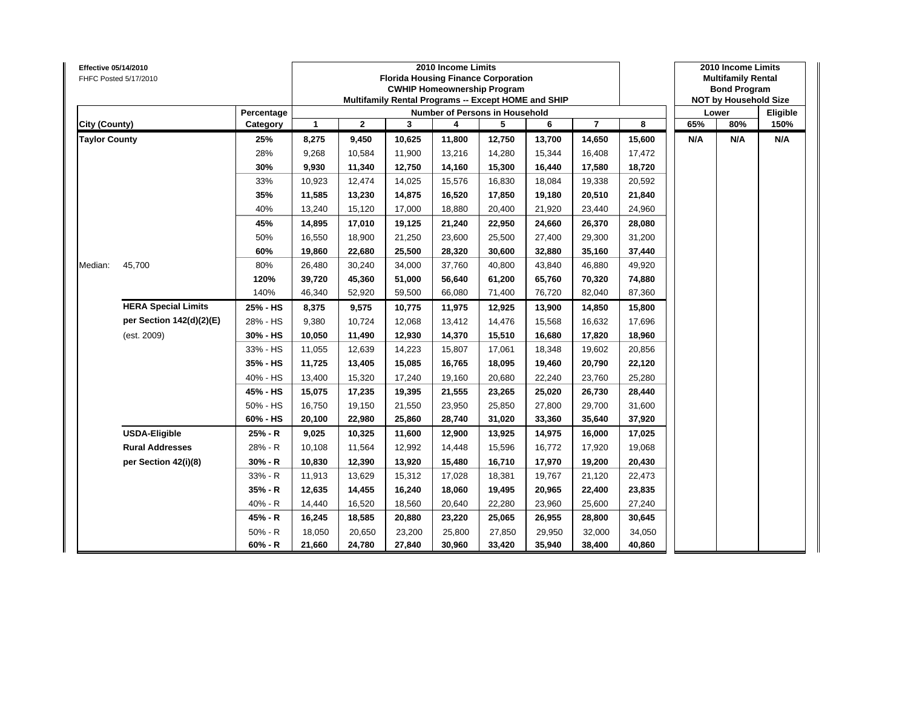**Effective 05/14/2010**
FHFC Posted 5/17/2010

| City (County) | | Percentage Category | 2010 Income Limits Florida Housing Finance Corporation CWHIP Homeownership Program Multifamily Rental Programs -- Except HOME and SHIP — Number of Persons in Household: 1 | 2 | 3 | 4 | 5 | 6 | 7 | 8 | 2010 Income Limits Multifamily Rental Bond Program NOT by Household Size — Lower 65% | Lower 80% | Eligible 150% |
|---|---|---|---|---|---|---|---|---|---|---|---|---|---|
| **Taylor County** | | **25%** | **8,275** | **9,450** | **10,625** | **11,800** | **12,750** | **13,700** | **14,650** | **15,600** | **N/A** | **N/A** | **N/A** |
| | | 28% | 9,268 | 10,584 | 11,900 | 13,216 | 14,280 | 15,344 | 16,408 | 17,472 | | | |
| | | **30%** | **9,930** | **11,340** | **12,750** | **14,160** | **15,300** | **16,440** | **17,580** | **18,720** | | | |
| | | 33% | 10,923 | 12,474 | 14,025 | 15,576 | 16,830 | 18,084 | 19,338 | 20,592 | | | |
| | | **35%** | **11,585** | **13,230** | **14,875** | **16,520** | **17,850** | **19,180** | **20,510** | **21,840** | | | |
| | | 40% | 13,240 | 15,120 | 17,000 | 18,880 | 20,400 | 21,920 | 23,440 | 24,960 | | | |
| | | **45%** | **14,895** | **17,010** | **19,125** | **21,240** | **22,950** | **24,660** | **26,370** | **28,080** | | | |
| | | 50% | 16,550 | 18,900 | 21,250 | 23,600 | 25,500 | 27,400 | 29,300 | 31,200 | | | |
| | | **60%** | **19,860** | **22,680** | **25,500** | **28,320** | **30,600** | **32,880** | **35,160** | **37,440** | | | |
| Median: | 45,700 | 80% | 26,480 | 30,240 | 34,000 | 37,760 | 40,800 | 43,840 | 46,880 | 49,920 | | | |
| | | **120%** | **39,720** | **45,360** | **51,000** | **56,640** | **61,200** | **65,760** | **70,320** | **74,880** | | | |
| | | 140% | 46,340 | 52,920 | 59,500 | 66,080 | 71,400 | 76,720 | 82,040 | 87,360 | | | |
| | **HERA Special Limits** | **25% - HS** | **8,375** | **9,575** | **10,775** | **11,975** | **12,925** | **13,900** | **14,850** | **15,800** | | | |
| | **per Section 142(d)(2)(E)** | 28% - HS | 9,380 | 10,724 | 12,068 | 13,412 | 14,476 | 15,568 | 16,632 | 17,696 | | | |
| | (est. 2009) | **30% - HS** | **10,050** | **11,490** | **12,930** | **14,370** | **15,510** | **16,680** | **17,820** | **18,960** | | | |
| | | 33% - HS | 11,055 | 12,639 | 14,223 | 15,807 | 17,061 | 18,348 | 19,602 | 20,856 | | | |
| | | **35% - HS** | **11,725** | **13,405** | **15,085** | **16,765** | **18,095** | **19,460** | **20,790** | **22,120** | | | |
| | | 40% - HS | 13,400 | 15,320 | 17,240 | 19,160 | 20,680 | 22,240 | 23,760 | 25,280 | | | |
| | | **45% - HS** | **15,075** | **17,235** | **19,395** | **21,555** | **23,265** | **25,020** | **26,730** | **28,440** | | | |
| | | 50% - HS | 16,750 | 19,150 | 21,550 | 23,950 | 25,850 | 27,800 | 29,700 | 31,600 | | | |
| | | **60% - HS** | **20,100** | **22,980** | **25,860** | **28,740** | **31,020** | **33,360** | **35,640** | **37,920** | | | |
| | **USDA-Eligible** | **25% - R** | **9,025** | **10,325** | **11,600** | **12,900** | **13,925** | **14,975** | **16,000** | **17,025** | | | |
| | **Rural Addresses** | 28% - R | 10,108 | 11,564 | 12,992 | 14,448 | 15,596 | 16,772 | 17,920 | 19,068 | | | |
| | **per Section 42(i)(8)** | **30% - R** | **10,830** | **12,390** | **13,920** | **15,480** | **16,710** | **17,970** | **19,200** | **20,430** | | | |
| | | 33% - R | 11,913 | 13,629 | 15,312 | 17,028 | 18,381 | 19,767 | 21,120 | 22,473 | | | |
| | | **35% - R** | **12,635** | **14,455** | **16,240** | **18,060** | **19,495** | **20,965** | **22,400** | **23,835** | | | |
| | | 40% - R | 14,440 | 16,520 | 18,560 | 20,640 | 22,280 | 23,960 | 25,600 | 27,240 | | | |
| | | **45% - R** | **16,245** | **18,585** | **20,880** | **23,220** | **25,065** | **26,955** | **28,800** | **30,645** | | | |
| | | 50% - R | 18,050 | 20,650 | 23,200 | 25,800 | 27,850 | 29,950 | 32,000 | 34,050 | | | |
| | | **60% - R** | **21,660** | **24,780** | **27,840** | **30,960** | **33,420** | **35,940** | **38,400** | **40,860** | | | |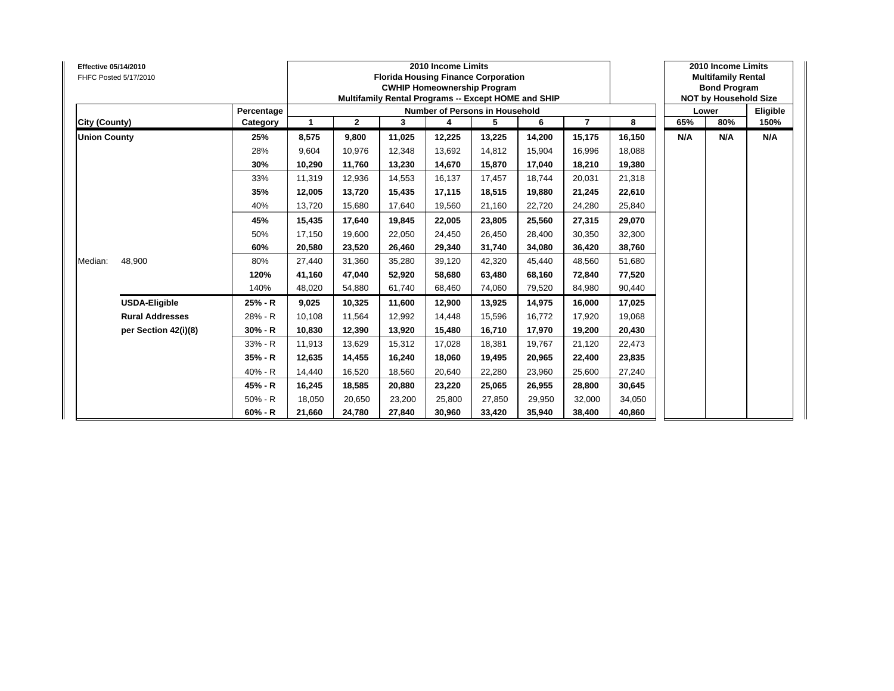**Effective 05/14/2010**
FHFC Posted 5/17/2010

**2010 Income Limits**
**Florida Housing Finance Corporation**
**CWHIP Homeownership Program**
**Multifamily Rental Programs -- Except HOME and SHIP**

**2010 Income Limits**
**Multifamily Rental**
**Bond Program**
**NOT by Household Size**

| City (County) | | Percentage Category | 1 | 2 | 3 | 4 | 5 | 6 | 7 | 8 | Lower 65% | Lower 80% | Eligible 150% |
|---|---|---|---|---|---|---|---|---|---|---|---|---|---|
| | | | **Number of Persons in Household** | | | | | | | | | | |
| **Union County** | | **25%** | **8,575** | **9,800** | **11,025** | **12,225** | **13,225** | **14,200** | **15,175** | **16,150** | **N/A** | **N/A** | **N/A** |
| | | 28% | 9,604 | 10,976 | 12,348 | 13,692 | 14,812 | 15,904 | 16,996 | 18,088 | | | |
| | | **30%** | **10,290** | **11,760** | **13,230** | **14,670** | **15,870** | **17,040** | **18,210** | **19,380** | | | |
| | | 33% | 11,319 | 12,936 | 14,553 | 16,137 | 17,457 | 18,744 | 20,031 | 21,318 | | | |
| | | **35%** | **12,005** | **13,720** | **15,435** | **17,115** | **18,515** | **19,880** | **21,245** | **22,610** | | | |
| | | 40% | 13,720 | 15,680 | 17,640 | 19,560 | 21,160 | 22,720 | 24,280 | 25,840 | | | |
| | | **45%** | **15,435** | **17,640** | **19,845** | **22,005** | **23,805** | **25,560** | **27,315** | **29,070** | | | |
| | | 50% | 17,150 | 19,600 | 22,050 | 24,450 | 26,450 | 28,400 | 30,350 | 32,300 | | | |
| | | **60%** | **20,580** | **23,520** | **26,460** | **29,340** | **31,740** | **34,080** | **36,420** | **38,760** | | | |
| Median: | 48,900 | 80% | 27,440 | 31,360 | 35,280 | 39,120 | 42,320 | 45,440 | 48,560 | 51,680 | | | |
| | | **120%** | **41,160** | **47,040** | **52,920** | **58,680** | **63,480** | **68,160** | **72,840** | **77,520** | | | |
| | | 140% | 48,020 | 54,880 | 61,740 | 68,460 | 74,060 | 79,520 | 84,980 | 90,440 | | | |
| | **USDA-Eligible** | **25% - R** | **9,025** | **10,325** | **11,600** | **12,900** | **13,925** | **14,975** | **16,000** | **17,025** | | | |
| | **Rural Addresses** | 28% - R | 10,108 | 11,564 | 12,992 | 14,448 | 15,596 | 16,772 | 17,920 | 19,068 | | | |
| | **per Section 42(i)(8)** | **30% - R** | **10,830** | **12,390** | **13,920** | **15,480** | **16,710** | **17,970** | **19,200** | **20,430** | | | |
| | | 33% - R | 11,913 | 13,629 | 15,312 | 17,028 | 18,381 | 19,767 | 21,120 | 22,473 | | | |
| | | **35% - R** | **12,635** | **14,455** | **16,240** | **18,060** | **19,495** | **20,965** | **22,400** | **23,835** | | | |
| | | 40% - R | 14,440 | 16,520 | 18,560 | 20,640 | 22,280 | 23,960 | 25,600 | 27,240 | | | |
| | | **45% - R** | **16,245** | **18,585** | **20,880** | **23,220** | **25,065** | **26,955** | **28,800** | **30,645** | | | |
| | | 50% - R | 18,050 | 20,650 | 23,200 | 25,800 | 27,850 | 29,950 | 32,000 | 34,050 | | | |
| | | **60% - R** | **21,660** | **24,780** | **27,840** | **30,960** | **33,420** | **35,940** | **38,400** | **40,860** | | | |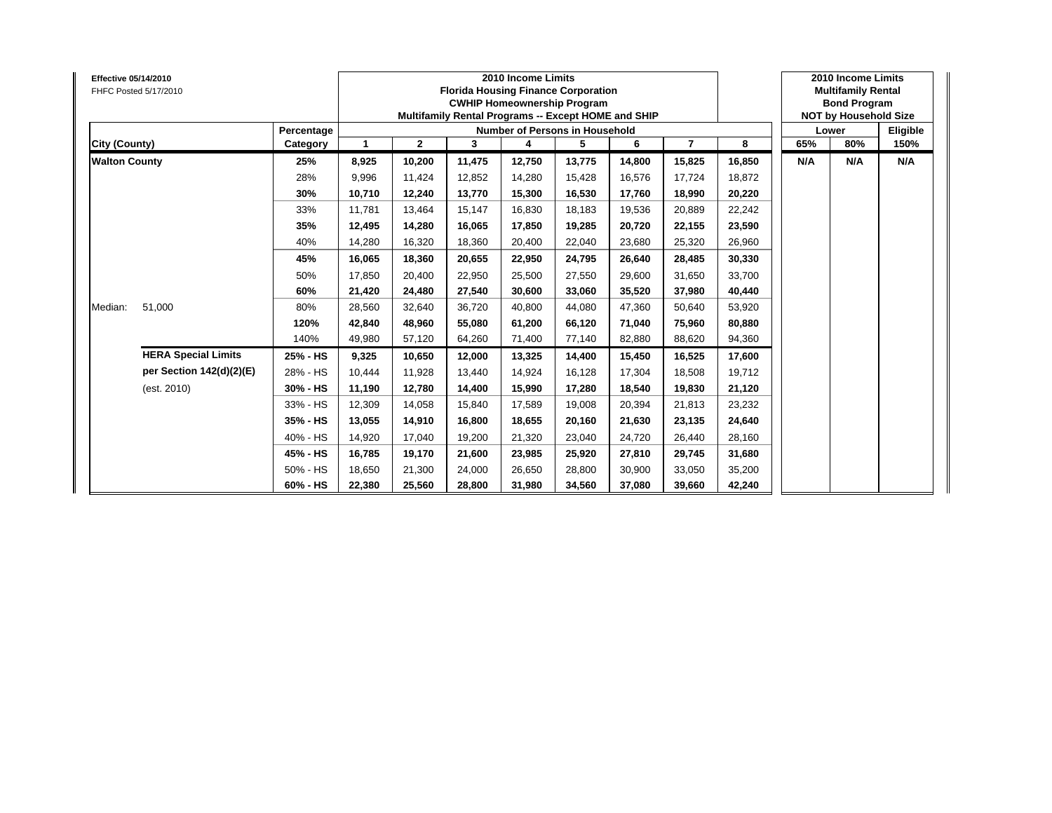**Effective 05/14/2010**
FHFC Posted 5/17/2010

| | | | 2010 Income Limits<br>Florida Housing Finance Corporation<br>CWHIP Homeownership Program<br>Multifamily Rental Programs -- Except HOME and SHIP | | | | | | | | 2010 Income Limits<br>Multifamily Rental<br>Bond Program<br>NOT by Household Size | | |
|---|---|---|---|---|---|---|---|---|---|---|---|---|---|
| | | Percentage | Number of Persons in Household | | | | | | | | Lower | | Eligible |
| **City (County)** | | **Category** | **1** | **2** | **3** | **4** | **5** | **6** | **7** | **8** | **65%** | **80%** | **150%** |
| **Walton County** | | **25%** | **8,925** | **10,200** | **11,475** | **12,750** | **13,775** | **14,800** | **15,825** | **16,850** | **N/A** | **N/A** | **N/A** |
| | | 28% | 9,996 | 11,424 | 12,852 | 14,280 | 15,428 | 16,576 | 17,724 | 18,872 | | | |
| | | **30%** | **10,710** | **12,240** | **13,770** | **15,300** | **16,530** | **17,760** | **18,990** | **20,220** | | | |
| | | 33% | 11,781 | 13,464 | 15,147 | 16,830 | 18,183 | 19,536 | 20,889 | 22,242 | | | |
| | | **35%** | **12,495** | **14,280** | **16,065** | **17,850** | **19,285** | **20,720** | **22,155** | **23,590** | | | |
| | | 40% | 14,280 | 16,320 | 18,360 | 20,400 | 22,040 | 23,680 | 25,320 | 26,960 | | | |
| | | **45%** | **16,065** | **18,360** | **20,655** | **22,950** | **24,795** | **26,640** | **28,485** | **30,330** | | | |
| | | 50% | 17,850 | 20,400 | 22,950 | 25,500 | 27,550 | 29,600 | 31,650 | 33,700 | | | |
| | | **60%** | **21,420** | **24,480** | **27,540** | **30,600** | **33,060** | **35,520** | **37,980** | **40,440** | | | |
| Median: | 51,000 | 80% | 28,560 | 32,640 | 36,720 | 40,800 | 44,080 | 47,360 | 50,640 | 53,920 | | | |
| | | **120%** | **42,840** | **48,960** | **55,080** | **61,200** | **66,120** | **71,040** | **75,960** | **80,880** | | | |
| | | 140% | 49,980 | 57,120 | 64,260 | 71,400 | 77,140 | 82,880 | 88,620 | 94,360 | | | |
| | **HERA Special Limits** | **25% - HS** | **9,325** | **10,650** | **12,000** | **13,325** | **14,400** | **15,450** | **16,525** | **17,600** | | | |
| | **per Section 142(d)(2)(E)** | 28% - HS | 10,444 | 11,928 | 13,440 | 14,924 | 16,128 | 17,304 | 18,508 | 19,712 | | | |
| | (est. 2010) | **30% - HS** | **11,190** | **12,780** | **14,400** | **15,990** | **17,280** | **18,540** | **19,830** | **21,120** | | | |
| | | 33% - HS | 12,309 | 14,058 | 15,840 | 17,589 | 19,008 | 20,394 | 21,813 | 23,232 | | | |
| | | **35% - HS** | **13,055** | **14,910** | **16,800** | **18,655** | **20,160** | **21,630** | **23,135** | **24,640** | | | |
| | | 40% - HS | 14,920 | 17,040 | 19,200 | 21,320 | 23,040 | 24,720 | 26,440 | 28,160 | | | |
| | | **45% - HS** | **16,785** | **19,170** | **21,600** | **23,985** | **25,920** | **27,810** | **29,745** | **31,680** | | | |
| | | 50% - HS | 18,650 | 21,300 | 24,000 | 26,650 | 28,800 | 30,900 | 33,050 | 35,200 | | | |
| | | **60% - HS** | **22,380** | **25,560** | **28,800** | **31,980** | **34,560** | **37,080** | **39,660** | **42,240** | | | |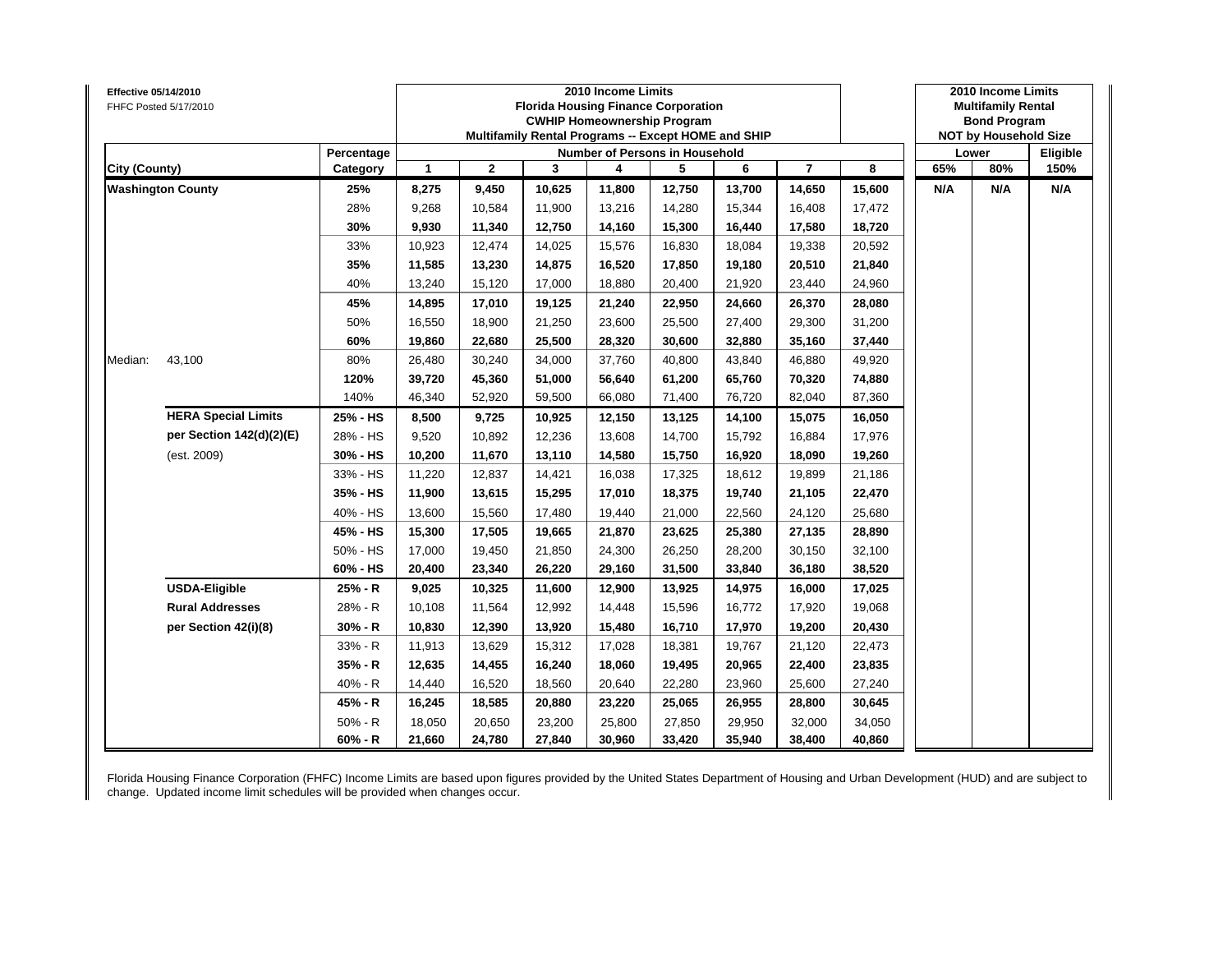**Effective 05/14/2010**
FHFC Posted 5/17/2010

| | | | 2010 Income Limits<br>Florida Housing Finance Corporation<br>CWHIP Homeownership Program<br>Multifamily Rental Programs -- Except HOME and SHIP | | | | | | | | 2010 Income Limits<br>Multifamily Rental<br>Bond Program<br>NOT by Household Size | | |
|---|---|---|---|---|---|---|---|---|---|---|---|---|---|
| | | Percentage | Number of Persons in Household | | | | | | | | Lower | | Eligible |
| City (County) | | Category | 1 | 2 | 3 | 4 | 5 | 6 | 7 | 8 | 65% | 80% | 150% |
| **Washington County** | | **25%** | **8,275** | **9,450** | **10,625** | **11,800** | **12,750** | **13,700** | **14,650** | **15,600** | **N/A** | **N/A** | **N/A** |
| | | 28% | 9,268 | 10,584 | 11,900 | 13,216 | 14,280 | 15,344 | 16,408 | 17,472 | | | |
| | | **30%** | **9,930** | **11,340** | **12,750** | **14,160** | **15,300** | **16,440** | **17,580** | **18,720** | | | |
| | | 33% | 10,923 | 12,474 | 14,025 | 15,576 | 16,830 | 18,084 | 19,338 | 20,592 | | | |
| | | **35%** | **11,585** | **13,230** | **14,875** | **16,520** | **17,850** | **19,180** | **20,510** | **21,840** | | | |
| | | 40% | 13,240 | 15,120 | 17,000 | 18,880 | 20,400 | 21,920 | 23,440 | 24,960 | | | |
| | | **45%** | **14,895** | **17,010** | **19,125** | **21,240** | **22,950** | **24,660** | **26,370** | **28,080** | | | |
| | | 50% | 16,550 | 18,900 | 21,250 | 23,600 | 25,500 | 27,400 | 29,300 | 31,200 | | | |
| | | **60%** | **19,860** | **22,680** | **25,500** | **28,320** | **30,600** | **32,880** | **35,160** | **37,440** | | | |
| Median: | 43,100 | 80% | 26,480 | 30,240 | 34,000 | 37,760 | 40,800 | 43,840 | 46,880 | 49,920 | | | |
| | | **120%** | **39,720** | **45,360** | **51,000** | **56,640** | **61,200** | **65,760** | **70,320** | **74,880** | | | |
| | | 140% | 46,340 | 52,920 | 59,500 | 66,080 | 71,400 | 76,720 | 82,040 | 87,360 | | | |
| | **HERA Special Limits** | **25% - HS** | **8,500** | **9,725** | **10,925** | **12,150** | **13,125** | **14,100** | **15,075** | **16,050** | | | |
| | **per Section 142(d)(2)(E)** | 28% - HS | 9,520 | 10,892 | 12,236 | 13,608 | 14,700 | 15,792 | 16,884 | 17,976 | | | |
| | (est. 2009) | **30% - HS** | **10,200** | **11,670** | **13,110** | **14,580** | **15,750** | **16,920** | **18,090** | **19,260** | | | |
| | | 33% - HS | 11,220 | 12,837 | 14,421 | 16,038 | 17,325 | 18,612 | 19,899 | 21,186 | | | |
| | | **35% - HS** | **11,900** | **13,615** | **15,295** | **17,010** | **18,375** | **19,740** | **21,105** | **22,470** | | | |
| | | 40% - HS | 13,600 | 15,560 | 17,480 | 19,440 | 21,000 | 22,560 | 24,120 | 25,680 | | | |
| | | **45% - HS** | **15,300** | **17,505** | **19,665** | **21,870** | **23,625** | **25,380** | **27,135** | **28,890** | | | |
| | | 50% - HS | 17,000 | 19,450 | 21,850 | 24,300 | 26,250 | 28,200 | 30,150 | 32,100 | | | |
| | | **60% - HS** | **20,400** | **23,340** | **26,220** | **29,160** | **31,500** | **33,840** | **36,180** | **38,520** | | | |
| | **USDA-Eligible** | **25% - R** | **9,025** | **10,325** | **11,600** | **12,900** | **13,925** | **14,975** | **16,000** | **17,025** | | | |
| | **Rural Addresses** | 28% - R | 10,108 | 11,564 | 12,992 | 14,448 | 15,596 | 16,772 | 17,920 | 19,068 | | | |
| | **per Section 42(i)(8)** | **30% - R** | **10,830** | **12,390** | **13,920** | **15,480** | **16,710** | **17,970** | **19,200** | **20,430** | | | |
| | | 33% - R | 11,913 | 13,629 | 15,312 | 17,028 | 18,381 | 19,767 | 21,120 | 22,473 | | | |
| | | **35% - R** | **12,635** | **14,455** | **16,240** | **18,060** | **19,495** | **20,965** | **22,400** | **23,835** | | | |
| | | 40% - R | 14,440 | 16,520 | 18,560 | 20,640 | 22,280 | 23,960 | 25,600 | 27,240 | | | |
| | | **45% - R** | **16,245** | **18,585** | **20,880** | **23,220** | **25,065** | **26,955** | **28,800** | **30,645** | | | |
| | | 50% - R | 18,050 | 20,650 | 23,200 | 25,800 | 27,850 | 29,950 | 32,000 | 34,050 | | | |
| | | **60% - R** | **21,660** | **24,780** | **27,840** | **30,960** | **33,420** | **35,940** | **38,400** | **40,860** | | | |

Florida Housing Finance Corporation (FHFC) Income Limits are based upon figures provided by the United States Department of Housing and Urban Development (HUD) and are subject to change. Updated income limit schedules will be provided when changes occur.